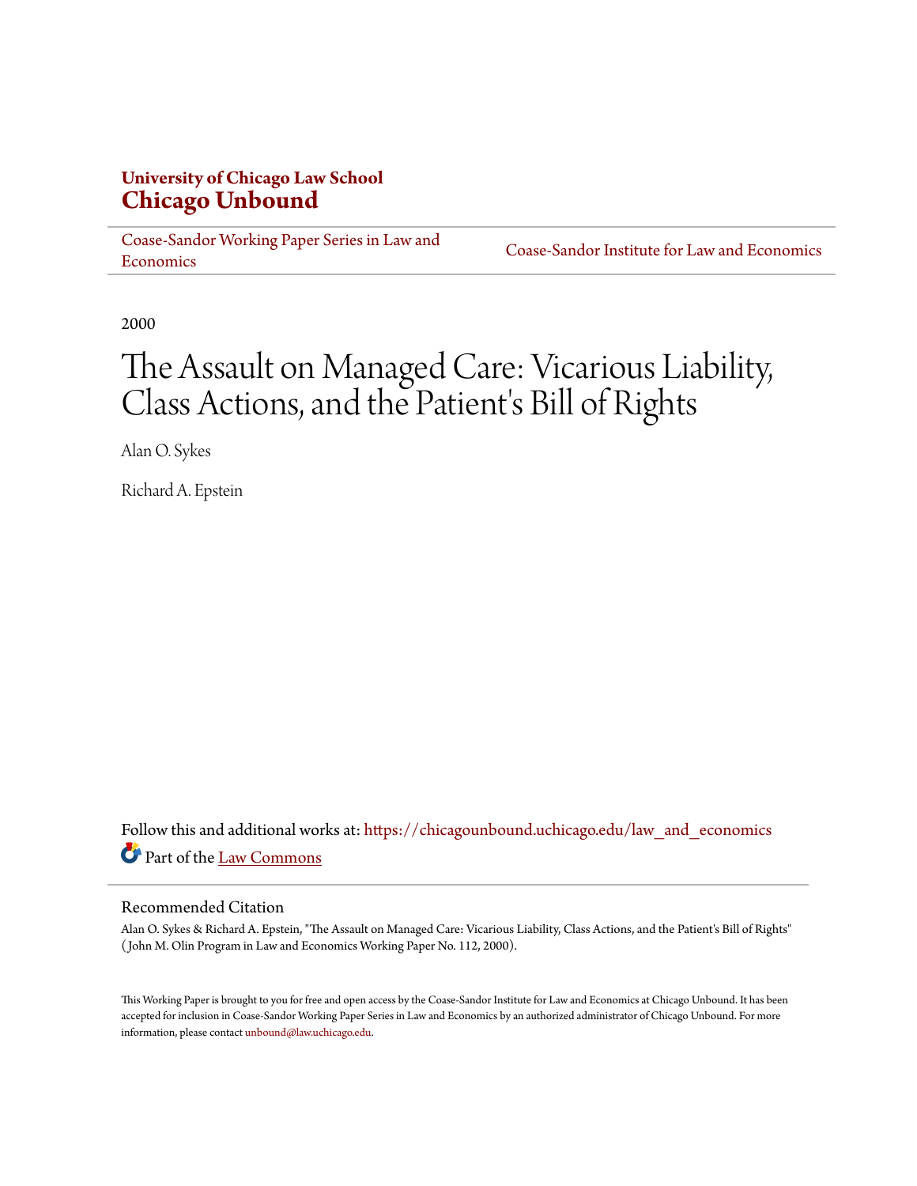**University of Chicago Law School**
**Chicago Unbound**

Coase-Sandor Working Paper Series in Law and Economics | Coase-Sandor Institute for Law and Economics

2000

# The Assault on Managed Care: Vicarious Liability, Class Actions, and the Patient's Bill of Rights

Alan O. Sykes

Richard A. Epstein

Follow this and additional works at: https://chicagounbound.uchicago.edu/law_and_economics

Part of the Law Commons

## Recommended Citation

Alan O. Sykes & Richard A. Epstein, "The Assault on Managed Care: Vicarious Liability, Class Actions, and the Patient's Bill of Rights" (John M. Olin Program in Law and Economics Working Paper No. 112, 2000).

This Working Paper is brought to you for free and open access by the Coase-Sandor Institute for Law and Economics at Chicago Unbound. It has been accepted for inclusion in Coase-Sandor Working Paper Series in Law and Economics by an authorized administrator of Chicago Unbound. For more information, please contact unbound@law.uchicago.edu.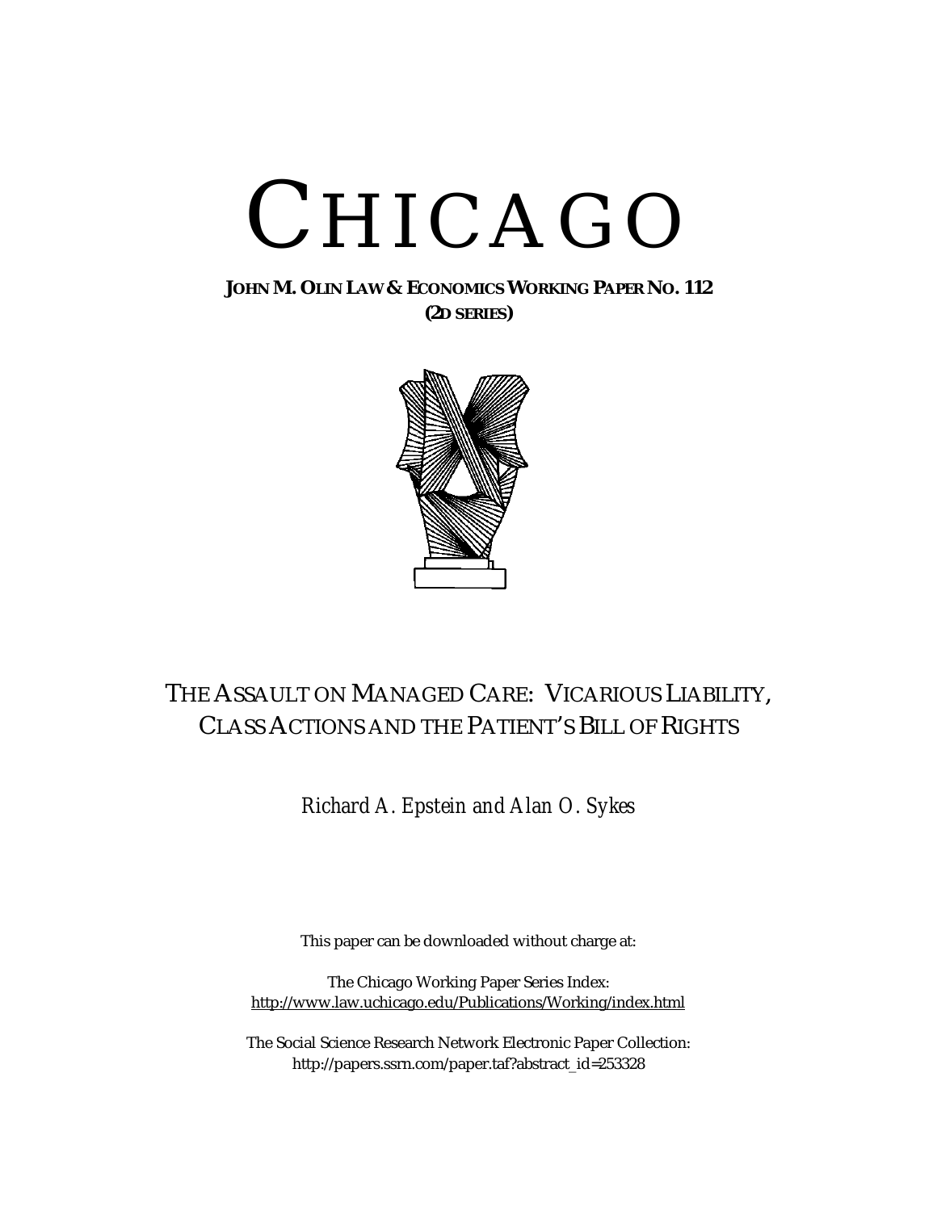# CHICAGO

**JOHN M. OLIN LAW & ECONOMICS WORKING PAPER NO. 112**
**(2D SERIES)**

## THE ASSAULT ON MANAGED CARE: VICARIOUS LIABILITY, CLASS ACTIONS AND THE PATIENT'S BILL OF RIGHTS

*Richard A. Epstein and Alan O. Sykes*

This paper can be downloaded without charge at:

The Chicago Working Paper Series Index:
http://www.law.uchicago.edu/Publications/Working/index.html

The Social Science Research Network Electronic Paper Collection:
http://papers.ssrn.com/paper.taf?abstract_id=253328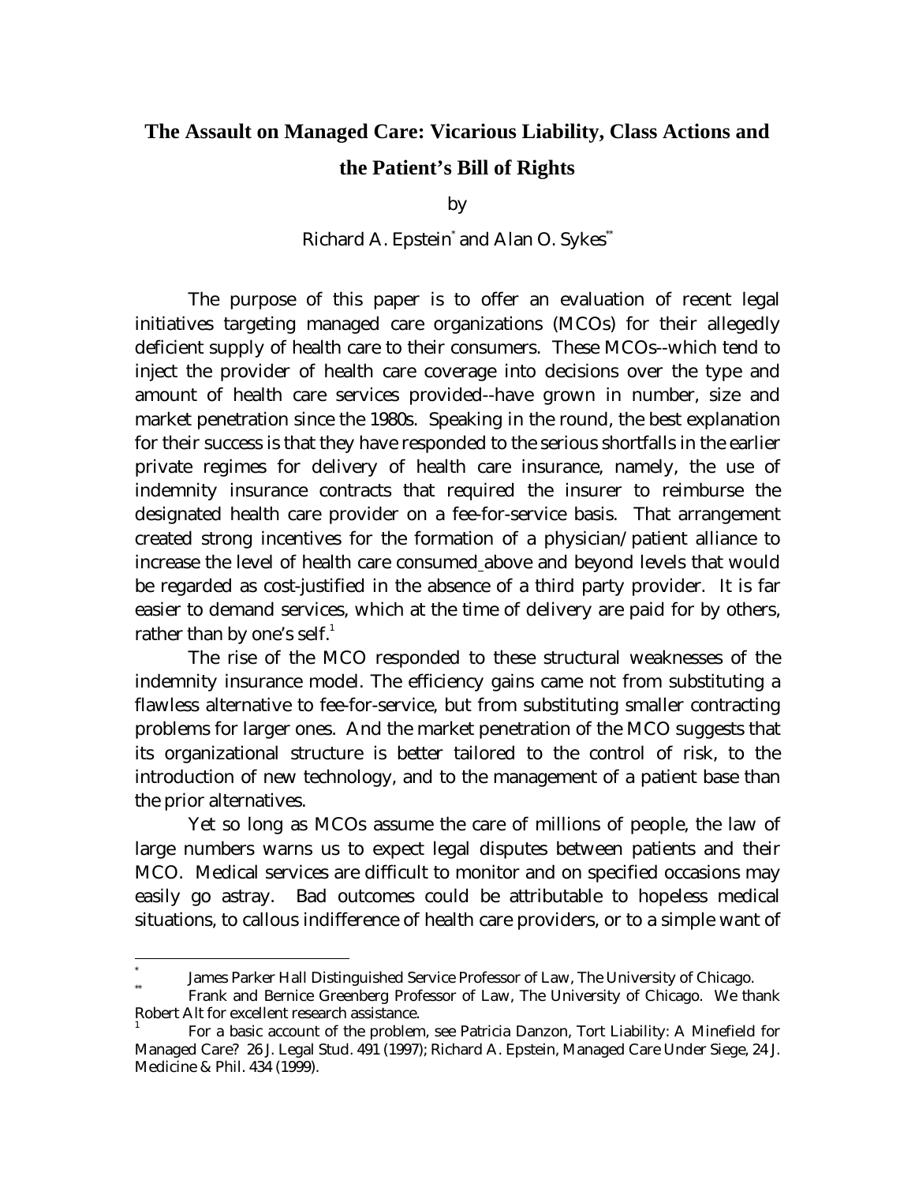# The Assault on Managed Care: Vicarious Liability, Class Actions and the Patient's Bill of Rights

by

Richard A. Epstein[*] and Alan O. Sykes[**]

The purpose of this paper is to offer an evaluation of recent legal initiatives targeting managed care organizations (MCOs) for their allegedly deficient supply of health care to their consumers. These MCOs--which tend to inject the provider of health care coverage into decisions over the type and amount of health care services provided--have grown in number, size and market penetration since the 1980s. Speaking in the round, the best explanation for their success is that they have responded to the serious shortfalls in the earlier private regimes for delivery of health care insurance, namely, the use of indemnity insurance contracts that required the insurer to reimburse the designated health care provider on a fee-for-service basis. That arrangement created strong incentives for the formation of a physician/patient alliance to increase the level of health care consumed above and beyond levels that would be regarded as cost-justified in the absence of a third party provider. It is far easier to demand services, which at the time of delivery are paid for by others, rather than by one's self.[1]

The rise of the MCO responded to these structural weaknesses of the indemnity insurance model. The efficiency gains came not from substituting a flawless alternative to fee-for-service, but from substituting smaller contracting problems for larger ones. And the market penetration of the MCO suggests that its organizational structure is better tailored to the control of risk, to the introduction of new technology, and to the management of a patient base than the prior alternatives.

Yet so long as MCOs assume the care of millions of people, the law of large numbers warns us to expect legal disputes between patients and their MCO. Medical services are difficult to monitor and on specified occasions may easily go astray. Bad outcomes could be attributable to hopeless medical situations, to callous indifference of health care providers, or to a simple want of

---

[*] James Parker Hall Distinguished Service Professor of Law, The University of Chicago.

[**] Frank and Bernice Greenberg Professor of Law, The University of Chicago. We thank Robert Alt for excellent research assistance.

[1] For a basic account of the problem, see Patricia Danzon, Tort Liability: A Minefield for Managed Care? 26 J. Legal Stud. 491 (1997); Richard A. Epstein, Managed Care Under Siege, 24 J. Medicine & Phil. 434 (1999).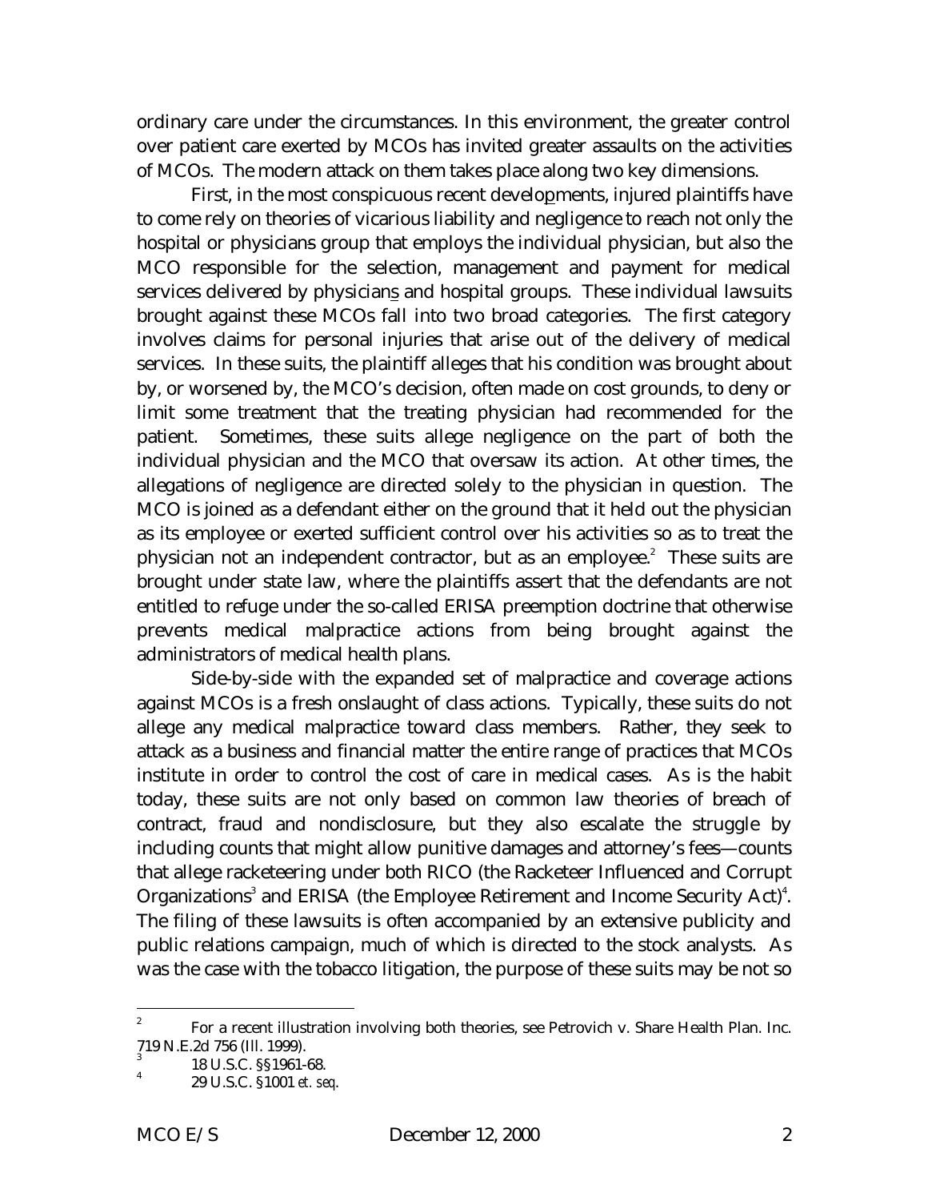ordinary care under the circumstances. In this environment, the greater control over patient care exerted by MCOs has invited greater assaults on the activities of MCOs. The modern attack on them takes place along two key dimensions.

First, in the most conspicuous recent developments, injured plaintiffs have to come rely on theories of vicarious liability and negligence to reach not only the hospital or physicians group that employs the individual physician, but also the MCO responsible for the selection, management and payment for medical services delivered by physicians and hospital groups. These individual lawsuits brought against these MCOs fall into two broad categories. The first category involves claims for personal injuries that arise out of the delivery of medical services. In these suits, the plaintiff alleges that his condition was brought about by, or worsened by, the MCO's decision, often made on cost grounds, to deny or limit some treatment that the treating physician had recommended for the patient. Sometimes, these suits allege negligence on the part of both the individual physician and the MCO that oversaw its action. At other times, the allegations of negligence are directed solely to the physician in question. The MCO is joined as a defendant either on the ground that it held out the physician as its employee or exerted sufficient control over his activities so as to treat the physician not an independent contractor, but as an employee.[2] These suits are brought under state law, where the plaintiffs assert that the defendants are not entitled to refuge under the so-called ERISA preemption doctrine that otherwise prevents medical malpractice actions from being brought against the administrators of medical health plans.

Side-by-side with the expanded set of malpractice and coverage actions against MCOs is a fresh onslaught of class actions. Typically, these suits do not allege any medical malpractice toward class members. Rather, they seek to attack as a business and financial matter the entire range of practices that MCOs institute in order to control the cost of care in medical cases. As is the habit today, these suits are not only based on common law theories of breach of contract, fraud and nondisclosure, but they also escalate the struggle by including counts that might allow punitive damages and attorney's fees—counts that allege racketeering under both RICO (the Racketeer Influenced and Corrupt Organizations[3] and ERISA (the Employee Retirement and Income Security Act)[4]. The filing of these lawsuits is often accompanied by an extensive publicity and public relations campaign, much of which is directed to the stock analysts. As was the case with the tobacco litigation, the purpose of these suits may be not so

---

[2] For a recent illustration involving both theories, see Petrovich v. Share Health Plan. Inc. 719 N.E.2d 756 (Ill. 1999).

[3] 18 U.S.C. §§1961-68.

[4] 29 U.S.C. §1001 *et. seq*.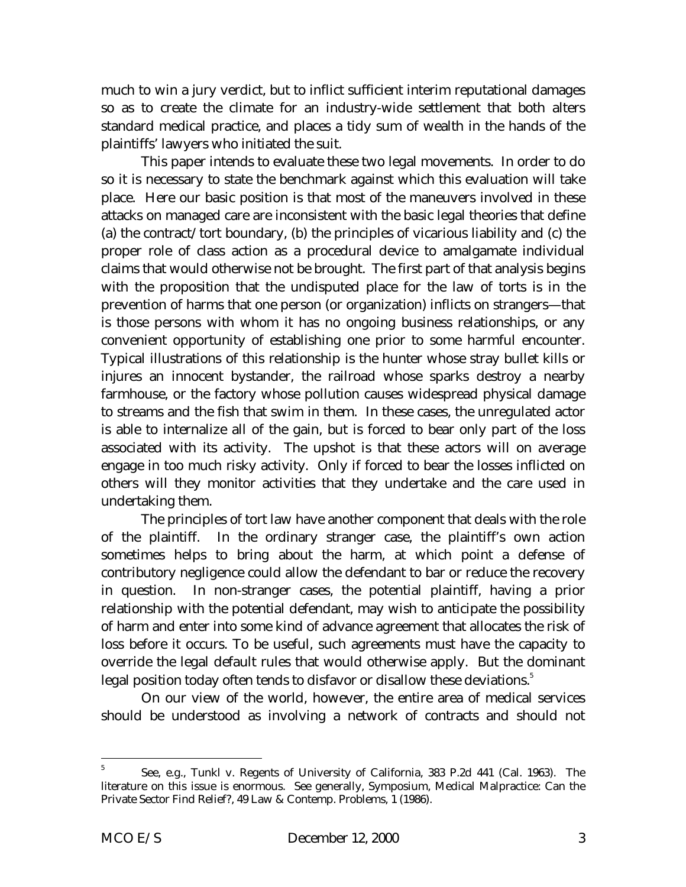much to win a jury verdict, but to inflict sufficient interim reputational damages so as to create the climate for an industry-wide settlement that both alters standard medical practice, and places a tidy sum of wealth in the hands of the plaintiffs' lawyers who initiated the suit.

This paper intends to evaluate these two legal movements. In order to do so it is necessary to state the benchmark against which this evaluation will take place. Here our basic position is that most of the maneuvers involved in these attacks on managed care are inconsistent with the basic legal theories that define (a) the contract/tort boundary, (b) the principles of vicarious liability and (c) the proper role of class action as a procedural device to amalgamate individual claims that would otherwise not be brought. The first part of that analysis begins with the proposition that the undisputed place for the law of torts is in the prevention of harms that one person (or organization) inflicts on strangers—that is those persons with whom it has no ongoing business relationships, or any convenient opportunity of establishing one prior to some harmful encounter. Typical illustrations of this relationship is the hunter whose stray bullet kills or injures an innocent bystander, the railroad whose sparks destroy a nearby farmhouse, or the factory whose pollution causes widespread physical damage to streams and the fish that swim in them. In these cases, the unregulated actor is able to internalize all of the gain, but is forced to bear only part of the loss associated with its activity. The upshot is that these actors will on average engage in too much risky activity. Only if forced to bear the losses inflicted on others will they monitor activities that they undertake and the care used in undertaking them.

The principles of tort law have another component that deals with the role of the plaintiff. In the ordinary stranger case, the plaintiff's own action sometimes helps to bring about the harm, at which point a defense of contributory negligence could allow the defendant to bar or reduce the recovery in question. In non-stranger cases, the potential plaintiff, having a prior relationship with the potential defendant, may wish to anticipate the possibility of harm and enter into some kind of advance agreement that allocates the risk of loss before it occurs. To be useful, such agreements must have the capacity to override the legal default rules that would otherwise apply. But the dominant legal position today often tends to disfavor or disallow these deviations.[5]

On our view of the world, however, the entire area of medical services should be understood as involving a network of contracts and should not

---

[5] See, e.g., Tunkl v. Regents of University of California, 383 P.2d 441 (Cal. 1963). The literature on this issue is enormous. See generally, Symposium, Medical Malpractice: Can the Private Sector Find Relief?, 49 Law & Contemp. Problems, 1 (1986).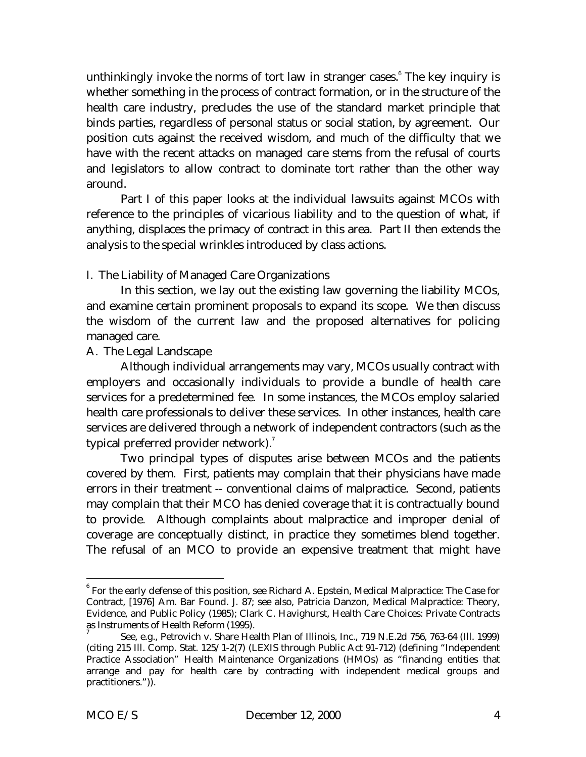unthinkingly invoke the norms of tort law in stranger cases.[6] The key inquiry is whether something in the process of contract formation, or in the structure of the health care industry, precludes the use of the standard market principle that binds parties, regardless of personal status or social station, by agreement. Our position cuts against the received wisdom, and much of the difficulty that we have with the recent attacks on managed care stems from the refusal of courts and legislators to allow contract to dominate tort rather than the other way around.

Part I of this paper looks at the individual lawsuits against MCOs with reference to the principles of vicarious liability and to the question of what, if anything, displaces the primacy of contract in this area. Part II then extends the analysis to the special wrinkles introduced by class actions.

## I. The Liability of Managed Care Organizations

In this section, we lay out the existing law governing the liability MCOs, and examine certain prominent proposals to expand its scope. We then discuss the wisdom of the current law and the proposed alternatives for policing managed care.

### A. The Legal Landscape

Although individual arrangements may vary, MCOs usually contract with employers and occasionally individuals to provide a bundle of health care services for a predetermined fee. In some instances, the MCOs employ salaried health care professionals to deliver these services. In other instances, health care services are delivered through a network of independent contractors (such as the typical preferred provider network).[7]

Two principal types of disputes arise between MCOs and the patients covered by them. First, patients may complain that their physicians have made errors in their treatment -- conventional claims of malpractice. Second, patients may complain that their MCO has denied coverage that it is contractually bound to provide. Although complaints about malpractice and improper denial of coverage are conceptually distinct, in practice they sometimes blend together. The refusal of an MCO to provide an expensive treatment that might have

---

[6] For the early defense of this position, see Richard A. Epstein, Medical Malpractice: The Case for Contract, [1976] Am. Bar Found. J. 87; see also, Patricia Danzon, Medical Malpractice: Theory, Evidence, and Public Policy (1985); Clark C. Havighurst, Health Care Choices: Private Contracts as Instruments of Health Reform (1995).

[7] See, e.g., Petrovich v. Share Health Plan of Illinois, Inc., 719 N.E.2d 756, 763-64 (Ill. 1999) (citing 215 Ill. Comp. Stat. 125/1-2(7) (LEXIS through Public Act 91-712) (defining "Independent Practice Association" Health Maintenance Organizations (HMOs) as "financing entities that arrange and pay for health care by contracting with independent medical groups and practitioners.")).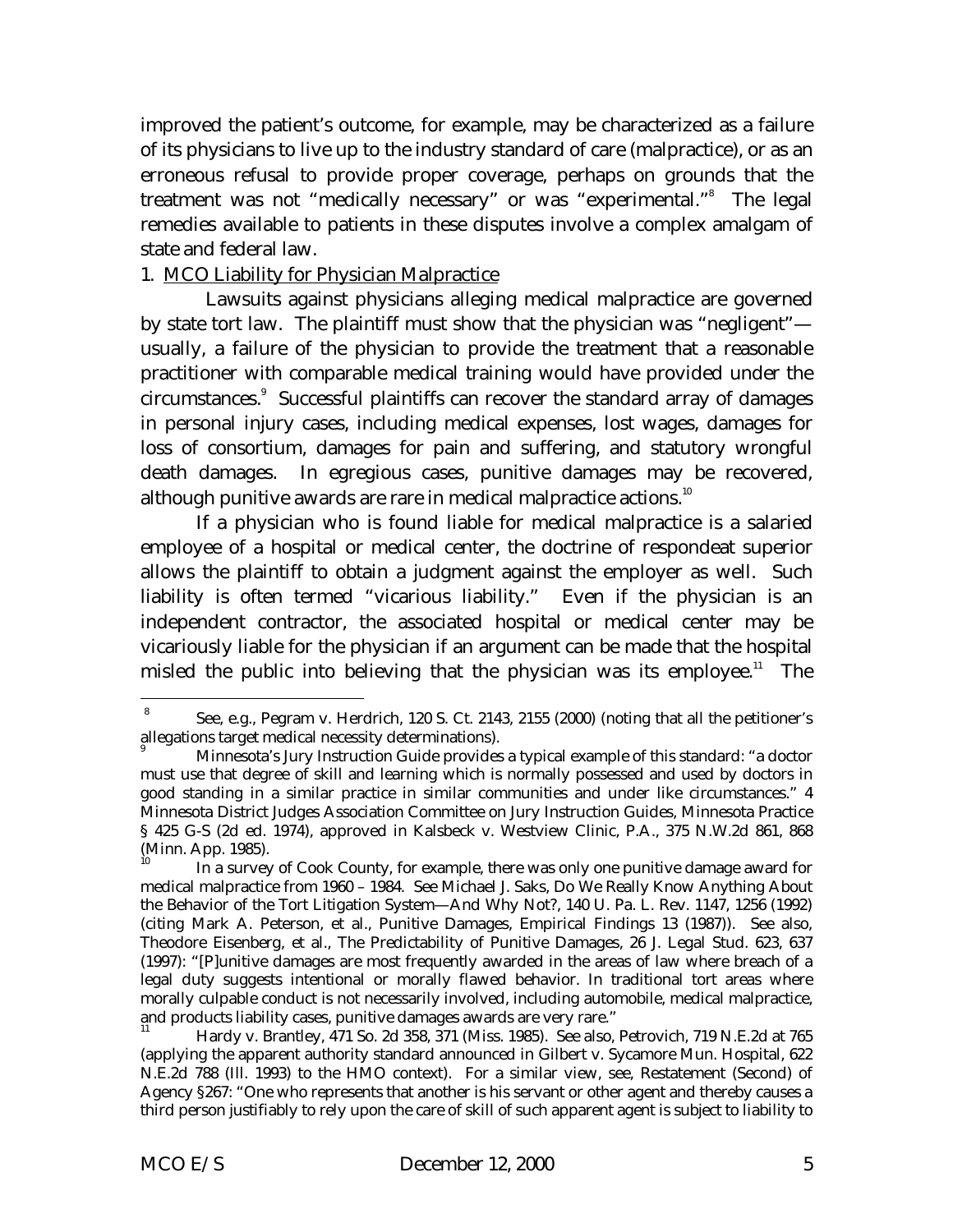improved the patient's outcome, for example, may be characterized as a failure of its physicians to live up to the industry standard of care (malpractice), or as an erroneous refusal to provide proper coverage, perhaps on grounds that the treatment was not "medically necessary" or was "experimental."[8] The legal remedies available to patients in these disputes involve a complex amalgam of state and federal law.

1. MCO Liability for Physician Malpractice

Lawsuits against physicians alleging medical malpractice are governed by state tort law. The plaintiff must show that the physician was "negligent"—usually, a failure of the physician to provide the treatment that a reasonable practitioner with comparable medical training would have provided under the circumstances.[9] Successful plaintiffs can recover the standard array of damages in personal injury cases, including medical expenses, lost wages, damages for loss of consortium, damages for pain and suffering, and statutory wrongful death damages. In egregious cases, punitive damages may be recovered, although punitive awards are rare in medical malpractice actions.[10]

If a physician who is found liable for medical malpractice is a salaried employee of a hospital or medical center, the doctrine of respondeat superior allows the plaintiff to obtain a judgment against the employer as well. Such liability is often termed "vicarious liability." Even if the physician is an independent contractor, the associated hospital or medical center may be vicariously liable for the physician if an argument can be made that the hospital misled the public into believing that the physician was its employee.[11] The

---

[8] See, e.g., Pegram v. Herdrich, 120 S. Ct. 2143, 2155 (2000) (noting that all the petitioner's allegations target medical necessity determinations).

[9] Minnesota's Jury Instruction Guide provides a typical example of this standard: "a doctor must use that degree of skill and learning which is normally possessed and used by doctors in good standing in a similar practice in similar communities and under like circumstances." 4 Minnesota District Judges Association Committee on Jury Instruction Guides, Minnesota Practice § 425 G-S (2d ed. 1974), approved in Kalsbeck v. Westview Clinic, P.A., 375 N.W.2d 861, 868 (Minn. App. 1985).

[10] In a survey of Cook County, for example, there was only one punitive damage award for medical malpractice from 1960 – 1984. See Michael J. Saks, Do We Really Know Anything About the Behavior of the Tort Litigation System—And Why Not?, 140 U. Pa. L. Rev. 1147, 1256 (1992) (citing Mark A. Peterson, et al., Punitive Damages, Empirical Findings 13 (1987)). See also, Theodore Eisenberg, et al., The Predictability of Punitive Damages, 26 J. Legal Stud. 623, 637 (1997): "[P]unitive damages are most frequently awarded in the areas of law where breach of a legal duty suggests intentional or morally flawed behavior. In traditional tort areas where morally culpable conduct is not necessarily involved, including automobile, medical malpractice, and products liability cases, punitive damages awards are very rare."

[11] Hardy v. Brantley, 471 So. 2d 358, 371 (Miss. 1985). See also, Petrovich, 719 N.E.2d at 765 (applying the apparent authority standard announced in Gilbert v. Sycamore Mun. Hospital, 622 N.E.2d 788 (Ill. 1993) to the HMO context). For a similar view, see, Restatement (Second) of Agency §267: "One who represents that another is his servant or other agent and thereby causes a third person justifiably to rely upon the care of skill of such apparent agent is subject to liability to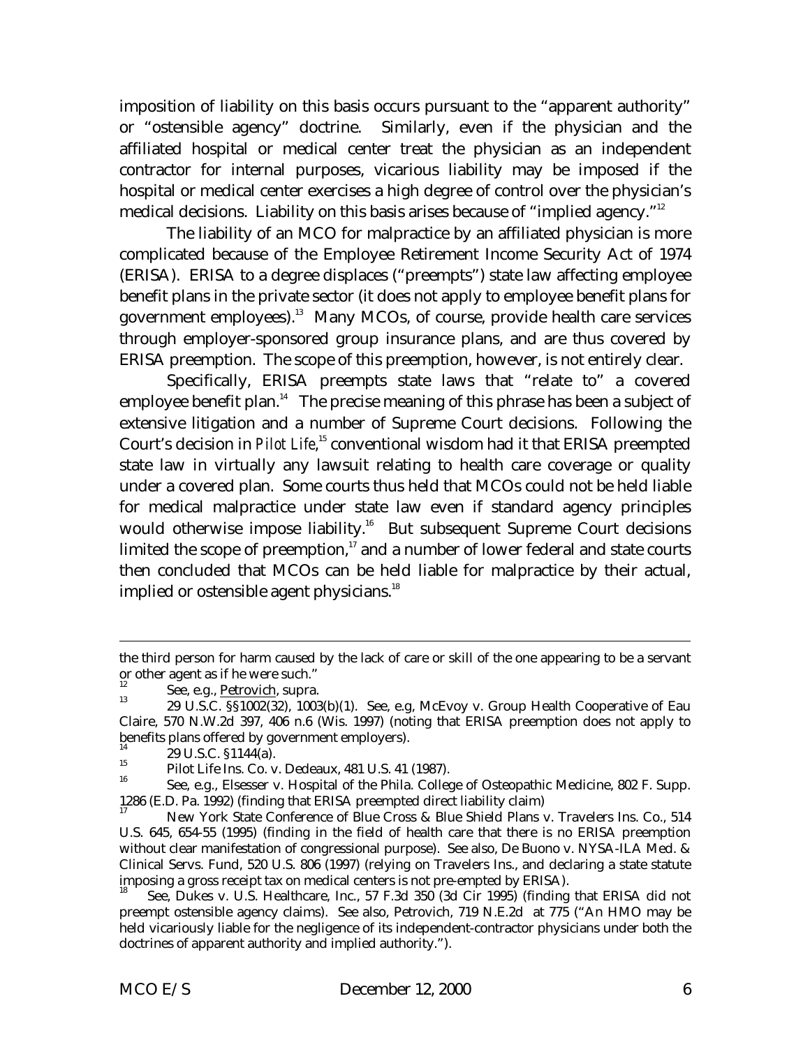imposition of liability on this basis occurs pursuant to the "apparent authority" or "ostensible agency" doctrine. Similarly, even if the physician and the affiliated hospital or medical center treat the physician as an independent contractor for internal purposes, vicarious liability may be imposed if the hospital or medical center exercises a high degree of control over the physician's medical decisions. Liability on this basis arises because of "implied agency."[12]

The liability of an MCO for malpractice by an affiliated physician is more complicated because of the Employee Retirement Income Security Act of 1974 (ERISA). ERISA to a degree displaces ("preempts") state law affecting employee benefit plans in the private sector (it does not apply to employee benefit plans for government employees).[13] Many MCOs, of course, provide health care services through employer-sponsored group insurance plans, and are thus covered by ERISA preemption. The scope of this preemption, however, is not entirely clear.

Specifically, ERISA preempts state laws that "relate to" a covered employee benefit plan.[14] The precise meaning of this phrase has been a subject of extensive litigation and a number of Supreme Court decisions. Following the Court's decision in *Pilot Life*,[15] conventional wisdom had it that ERISA preempted state law in virtually any lawsuit relating to health care coverage or quality under a covered plan. Some courts thus held that MCOs could not be held liable for medical malpractice under state law even if standard agency principles would otherwise impose liability.[16] But subsequent Supreme Court decisions limited the scope of preemption,[17] and a number of lower federal and state courts then concluded that MCOs can be held liable for malpractice by their actual, implied or ostensible agent physicians.[18]

---

the third person for harm caused by the lack of care or skill of the one appearing to be a servant or other agent as if he were such."

[12] See, e.g., Petrovich, supra.

[13] 29 U.S.C. §§1002(32), 1003(b)(1). See, e.g, McEvoy v. Group Health Cooperative of Eau Claire, 570 N.W.2d 397, 406 n.6 (Wis. 1997) (noting that ERISA preemption does not apply to benefits plans offered by government employers).

[14] 29 U.S.C. §1144(a).

[15] Pilot Life Ins. Co. v. Dedeaux, 481 U.S. 41 (1987).

[16] See, e.g., Elsesser v. Hospital of the Phila. College of Osteopathic Medicine, 802 F. Supp. 1286 (E.D. Pa. 1992) (finding that ERISA preempted direct liability claim)

[17] New York State Conference of Blue Cross & Blue Shield Plans v. Travelers Ins. Co., 514 U.S. 645, 654-55 (1995) (finding in the field of health care that there is no ERISA preemption without clear manifestation of congressional purpose). See also, De Buono v. NYSA-ILA Med. & Clinical Servs. Fund, 520 U.S. 806 (1997) (relying on Travelers Ins., and declaring a state statute imposing a gross receipt tax on medical centers is not pre-empted by ERISA).

[18] See, Dukes v. U.S. Healthcare, Inc., 57 F.3d 350 (3d Cir 1995) (finding that ERISA did not preempt ostensible agency claims). See also, Petrovich, 719 N.E.2d at 775 ("An HMO may be held vicariously liable for the negligence of its independent-contractor physicians under both the doctrines of apparent authority and implied authority.").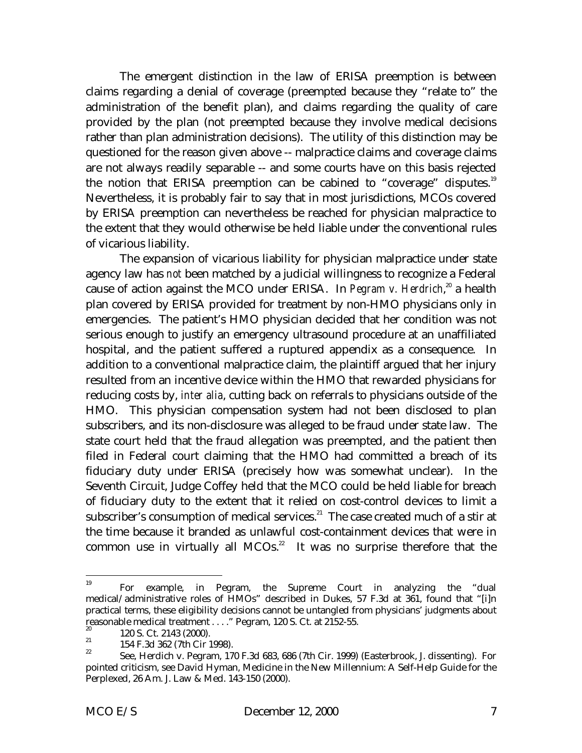The emergent distinction in the law of ERISA preemption is between claims regarding a denial of coverage (preempted because they "relate to" the administration of the benefit plan), and claims regarding the quality of care provided by the plan (not preempted because they involve medical decisions rather than plan administration decisions). The utility of this distinction may be questioned for the reason given above -- malpractice claims and coverage claims are not always readily separable -- and some courts have on this basis rejected the notion that ERISA preemption can be cabined to "coverage" disputes.[19] Nevertheless, it is probably fair to say that in most jurisdictions, MCOs covered by ERISA preemption can nevertheless be reached for physician malpractice to the extent that they would otherwise be held liable under the conventional rules of vicarious liability.

The expansion of vicarious liability for physician malpractice under state agency law has *not* been matched by a judicial willingness to recognize a Federal cause of action against the MCO under ERISA. In *Pegram v. Herdrich*,[20] a health plan covered by ERISA provided for treatment by non-HMO physicians only in emergencies. The patient's HMO physician decided that her condition was not serious enough to justify an emergency ultrasound procedure at an unaffiliated hospital, and the patient suffered a ruptured appendix as a consequence. In addition to a conventional malpractice claim, the plaintiff argued that her injury resulted from an incentive device within the HMO that rewarded physicians for reducing costs by, *inter alia*, cutting back on referrals to physicians outside of the HMO. This physician compensation system had not been disclosed to plan subscribers, and its non-disclosure was alleged to be fraud under state law. The state court held that the fraud allegation was preempted, and the patient then filed in Federal court claiming that the HMO had committed a breach of its fiduciary duty under ERISA (precisely how was somewhat unclear). In the Seventh Circuit, Judge Coffey held that the MCO could be held liable for breach of fiduciary duty to the extent that it relied on cost-control devices to limit a subscriber's consumption of medical services.[21] The case created much of a stir at the time because it branded as unlawful cost-containment devices that were in common use in virtually all MCOs.[22] It was no surprise therefore that the

---

[19] For example, in Pegram, the Supreme Court in analyzing the "dual medical/administrative roles of HMOs" described in Dukes, 57 F.3d at 361, found that "[i]n practical terms, these eligibility decisions cannot be untangled from physicians' judgments about reasonable medical treatment . . . ." Pegram, 120 S. Ct. at 2152-55.

[20] 120 S. Ct. 2143 (2000).

[21] 154 F.3d 362 (7th Cir 1998).

[22] See, Herdich v. Pegram, 170 F.3d 683, 686 (7th Cir. 1999) (Easterbrook, J. dissenting). For pointed criticism, see David Hyman, Medicine in the New Millennium: A Self-Help Guide for the Perplexed, 26 Am. J. Law & Med. 143-150 (2000).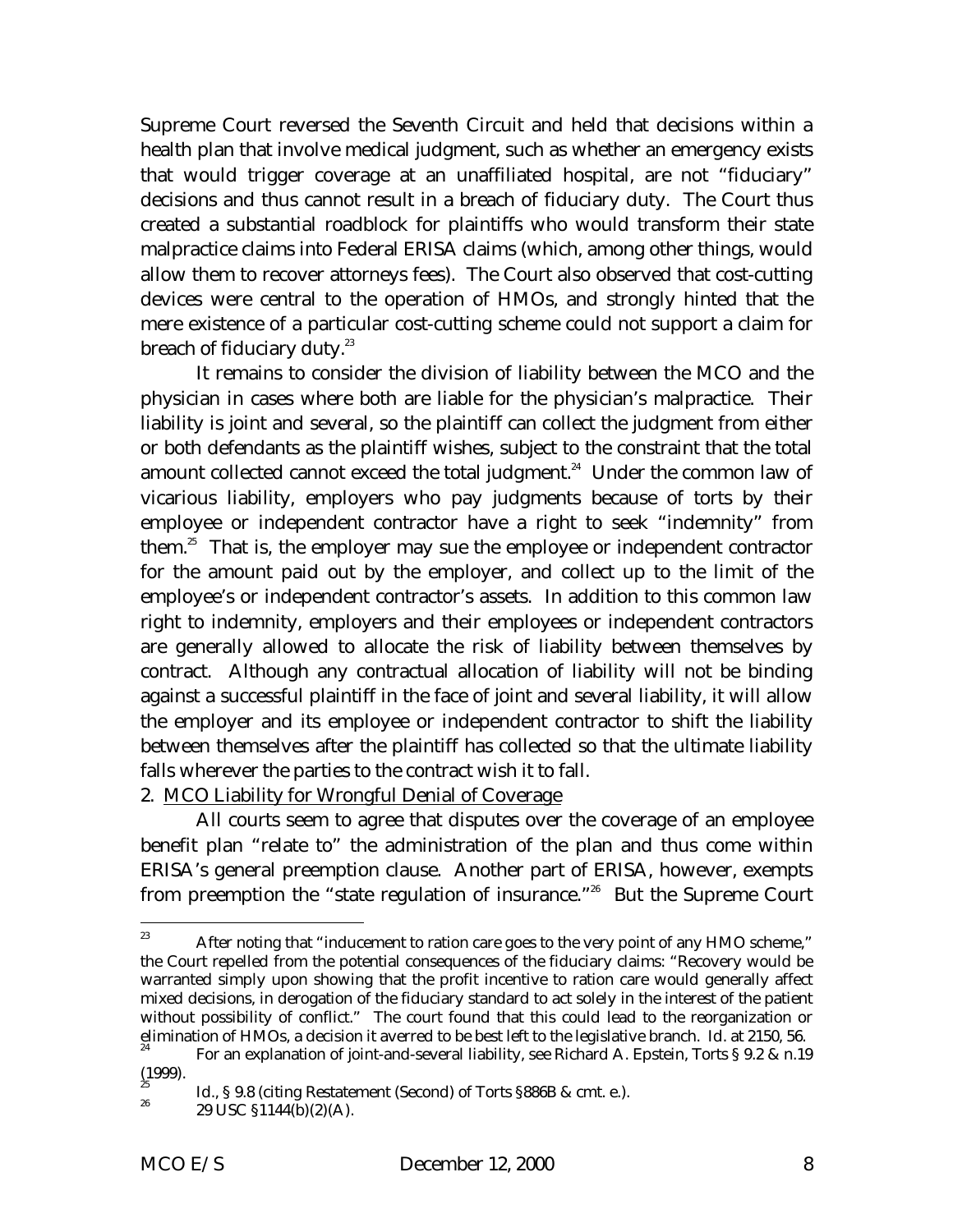Supreme Court reversed the Seventh Circuit and held that decisions within a health plan that involve medical judgment, such as whether an emergency exists that would trigger coverage at an unaffiliated hospital, are not "fiduciary" decisions and thus cannot result in a breach of fiduciary duty. The Court thus created a substantial roadblock for plaintiffs who would transform their state malpractice claims into Federal ERISA claims (which, among other things, would allow them to recover attorneys fees). The Court also observed that cost-cutting devices were central to the operation of HMOs, and strongly hinted that the mere existence of a particular cost-cutting scheme could not support a claim for breach of fiduciary duty.[23]

It remains to consider the division of liability between the MCO and the physician in cases where both are liable for the physician's malpractice. Their liability is joint and several, so the plaintiff can collect the judgment from either or both defendants as the plaintiff wishes, subject to the constraint that the total amount collected cannot exceed the total judgment.[24] Under the common law of vicarious liability, employers who pay judgments because of torts by their employee or independent contractor have a right to seek "indemnity" from them.[25] That is, the employer may sue the employee or independent contractor for the amount paid out by the employer, and collect up to the limit of the employee's or independent contractor's assets. In addition to this common law right to indemnity, employers and their employees or independent contractors are generally allowed to allocate the risk of liability between themselves by contract. Although any contractual allocation of liability will not be binding against a successful plaintiff in the face of joint and several liability, it will allow the employer and its employee or independent contractor to shift the liability between themselves after the plaintiff has collected so that the ultimate liability falls wherever the parties to the contract wish it to fall.

2. <u>MCO Liability for Wrongful Denial of Coverage</u>

All courts seem to agree that disputes over the coverage of an employee benefit plan "relate to" the administration of the plan and thus come within ERISA's general preemption clause. Another part of ERISA, however, exempts from preemption the "state regulation of insurance."[26] But the Supreme Court

---

[23] After noting that "inducement to ration care goes to the very point of any HMO scheme," the Court repelled from the potential consequences of the fiduciary claims: "Recovery would be warranted simply upon showing that the profit incentive to ration care would generally affect mixed decisions, in derogation of the fiduciary standard to act solely in the interest of the patient without possibility of conflict." The court found that this could lead to the reorganization or elimination of HMOs, a decision it averred to be best left to the legislative branch. Id. at 2150, 56.

[24] For an explanation of joint-and-several liability, see Richard A. Epstein, Torts § 9.2 & n.19 (1999).

[25] Id., § 9.8 (citing Restatement (Second) of Torts §886B & cmt. e.).

[26] 29 USC §1144(b)(2)(A).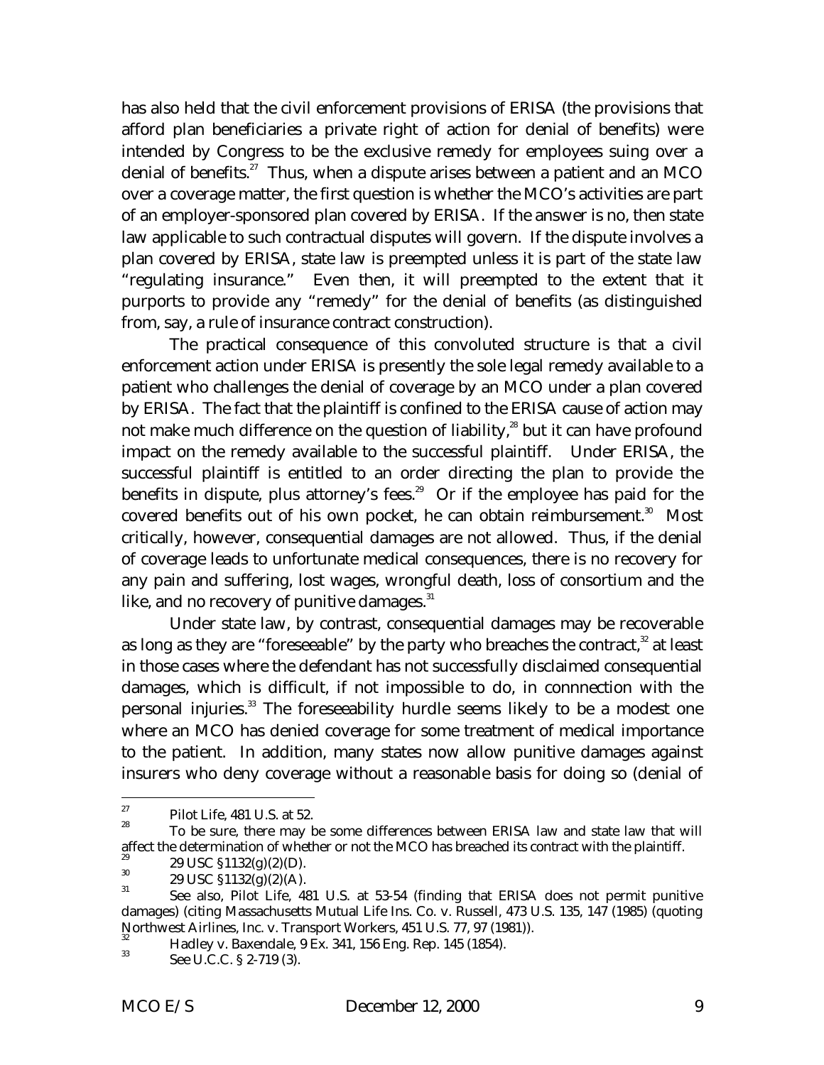has also held that the civil enforcement provisions of ERISA (the provisions that afford plan beneficiaries a private right of action for denial of benefits) were intended by Congress to be the exclusive remedy for employees suing over a denial of benefits.[27] Thus, when a dispute arises between a patient and an MCO over a coverage matter, the first question is whether the MCO's activities are part of an employer-sponsored plan covered by ERISA. If the answer is no, then state law applicable to such contractual disputes will govern. If the dispute involves a plan covered by ERISA, state law is preempted unless it is part of the state law "regulating insurance." Even then, it will preempted to the extent that it purports to provide any "remedy" for the denial of benefits (as distinguished from, say, a rule of insurance contract construction).

The practical consequence of this convoluted structure is that a civil enforcement action under ERISA is presently the sole legal remedy available to a patient who challenges the denial of coverage by an MCO under a plan covered by ERISA. The fact that the plaintiff is confined to the ERISA cause of action may not make much difference on the question of liability,[28] but it can have profound impact on the remedy available to the successful plaintiff. Under ERISA, the successful plaintiff is entitled to an order directing the plan to provide the benefits in dispute, plus attorney's fees.[29] Or if the employee has paid for the covered benefits out of his own pocket, he can obtain reimbursement.[30] Most critically, however, consequential damages are not allowed. Thus, if the denial of coverage leads to unfortunate medical consequences, there is no recovery for any pain and suffering, lost wages, wrongful death, loss of consortium and the like, and no recovery of punitive damages.[31]

Under state law, by contrast, consequential damages may be recoverable as long as they are "foreseeable" by the party who breaches the contract,[32] at least in those cases where the defendant has not successfully disclaimed consequential damages, which is difficult, if not impossible to do, in connnection with the personal injuries.[33] The foreseeability hurdle seems likely to be a modest one where an MCO has denied coverage for some treatment of medical importance to the patient. In addition, many states now allow punitive damages against insurers who deny coverage without a reasonable basis for doing so (denial of

---

[27] Pilot Life, 481 U.S. at 52.

[28] To be sure, there may be some differences between ERISA law and state law that will affect the determination of whether or not the MCO has breached its contract with the plaintiff.

[29] 29 USC §1132(g)(2)(D).

[30] 29 USC §1132(g)(2)(A).

[31] See also, Pilot Life, 481 U.S. at 53-54 (finding that ERISA does not permit punitive damages) (citing Massachusetts Mutual Life Ins. Co. v. Russell, 473 U.S. 135, 147 (1985) (quoting Northwest Airlines, Inc. v. Transport Workers, 451 U.S. 77, 97 (1981)).

[32] Hadley v. Baxendale, 9 Ex. 341, 156 Eng. Rep. 145 (1854).

[33] See U.C.C. § 2-719 (3).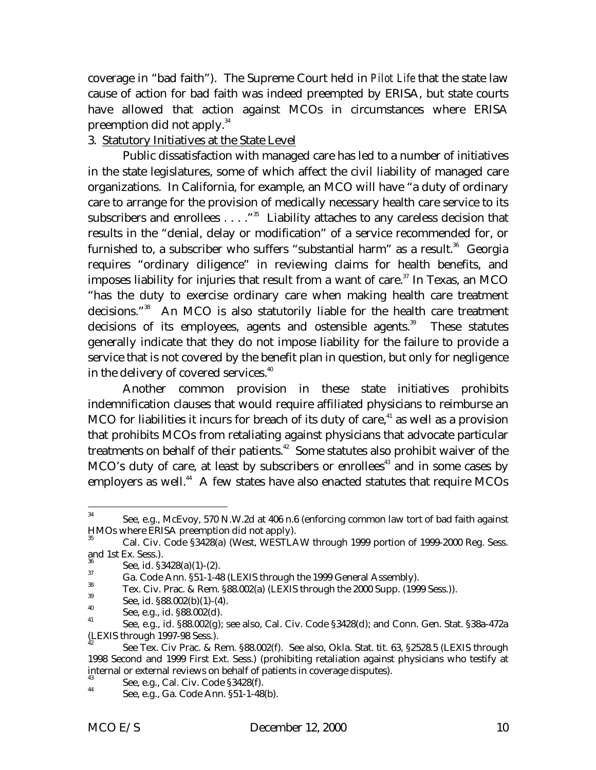coverage in "bad faith"). The Supreme Court held in *Pilot Life* that the state law cause of action for bad faith was indeed preempted by ERISA, but state courts have allowed that action against MCOs in circumstances where ERISA preemption did not apply.[34]

3. Statutory Initiatives at the State Level

Public dissatisfaction with managed care has led to a number of initiatives in the state legislatures, some of which affect the civil liability of managed care organizations. In California, for example, an MCO will have "a duty of ordinary care to arrange for the provision of medically necessary health care service to its subscribers and enrollees . . . ."[35] Liability attaches to any careless decision that results in the "denial, delay or modification" of a service recommended for, or furnished to, a subscriber who suffers "substantial harm" as a result.[36] Georgia requires "ordinary diligence" in reviewing claims for health benefits, and imposes liability for injuries that result from a want of care.[37] In Texas, an MCO "has the duty to exercise ordinary care when making health care treatment decisions."[38] An MCO is also statutorily liable for the health care treatment decisions of its employees, agents and ostensible agents.[39] These statutes generally indicate that they do not impose liability for the failure to provide a service that is not covered by the benefit plan in question, but only for negligence in the delivery of covered services.[40]

Another common provision in these state initiatives prohibits indemnification clauses that would require affiliated physicians to reimburse an MCO for liabilities it incurs for breach of its duty of care,[41] as well as a provision that prohibits MCOs from retaliating against physicians that advocate particular treatments on behalf of their patients.[42] Some statutes also prohibit waiver of the MCO's duty of care, at least by subscribers or enrollees[43] and in some cases by employers as well.[44] A few states have also enacted statutes that require MCOs

---

[34] See, e.g., McEvoy, 570 N.W.2d at 406 n.6 (enforcing common law tort of bad faith against HMOs where ERISA preemption did not apply).

[35] Cal. Civ. Code §3428(a) (West, WESTLAW through 1999 portion of 1999-2000 Reg. Sess. and 1st Ex. Sess.).

[36] See, id. §3428(a)(1)-(2).

[37] Ga. Code Ann. §51-1-48 (LEXIS through the 1999 General Assembly).

[38] Tex. Civ. Prac. & Rem. §88.002(a) (LEXIS through the 2000 Supp. (1999 Sess.)).

[39] See, id. §88.002(b)(1)-(4).

[40] See, e.g., id. §88.002(d).

[41] See, e.g., id. §88.002(g); see also, Cal. Civ. Code §3428(d); and Conn. Gen. Stat. §38a-472a (LEXIS through 1997-98 Sess.).

[42] See Tex. Civ Prac. & Rem. §88.002(f). See also, Okla. Stat. tit. 63, §2528.5 (LEXIS through 1998 Second and 1999 First Ext. Sess.) (prohibiting retaliation against physicians who testify at internal or external reviews on behalf of patients in coverage disputes).

[43] See, e.g., Cal. Civ. Code §3428(f).

[44] See, e.g., Ga. Code Ann. §51-1-48(b).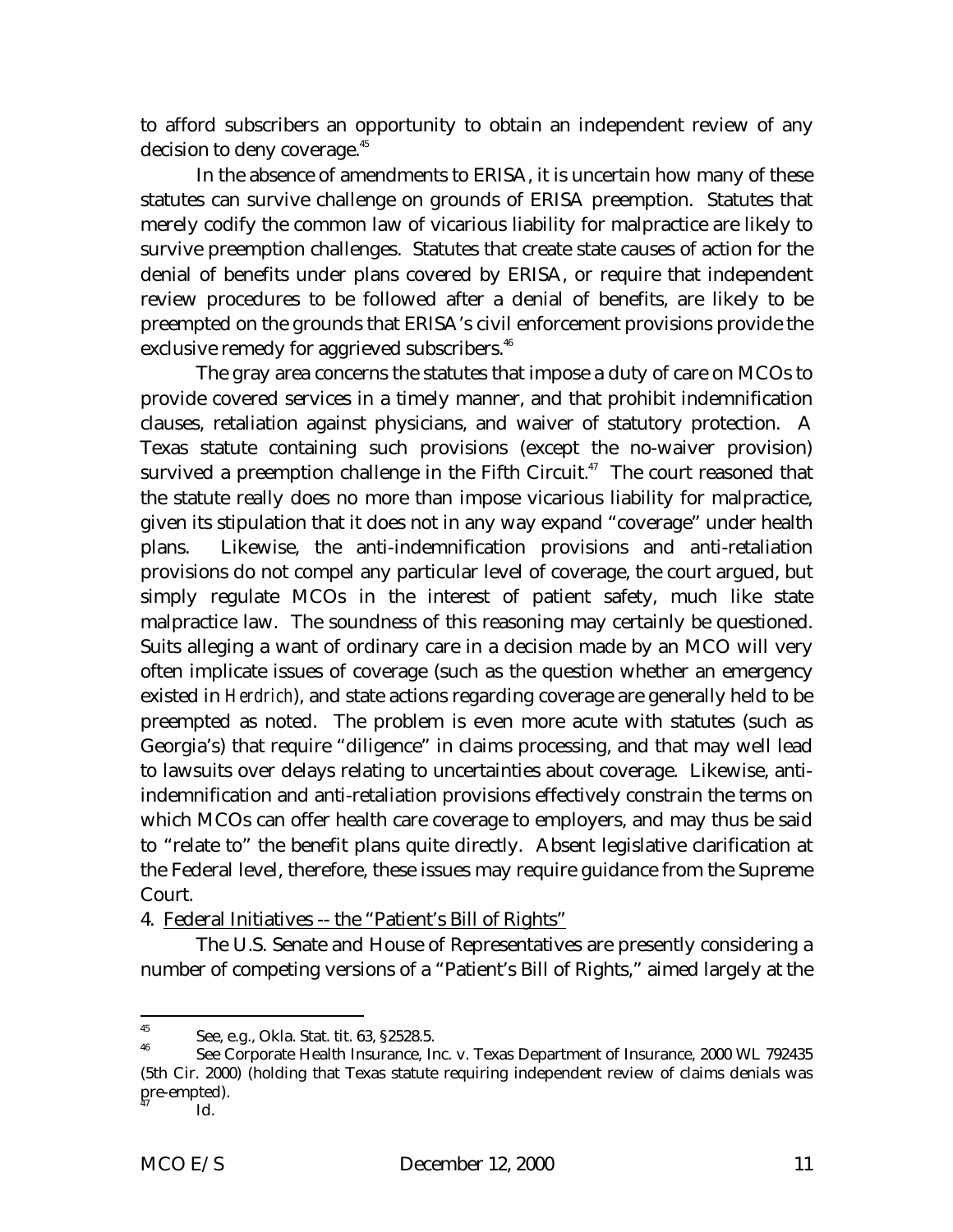to afford subscribers an opportunity to obtain an independent review of any decision to deny coverage.[45]

In the absence of amendments to ERISA, it is uncertain how many of these statutes can survive challenge on grounds of ERISA preemption. Statutes that merely codify the common law of vicarious liability for malpractice are likely to survive preemption challenges. Statutes that create state causes of action for the denial of benefits under plans covered by ERISA, or require that independent review procedures to be followed after a denial of benefits, are likely to be preempted on the grounds that ERISA's civil enforcement provisions provide the exclusive remedy for aggrieved subscribers.[46]

The gray area concerns the statutes that impose a duty of care on MCOs to provide covered services in a timely manner, and that prohibit indemnification clauses, retaliation against physicians, and waiver of statutory protection. A Texas statute containing such provisions (except the no-waiver provision) survived a preemption challenge in the Fifth Circuit.[47] The court reasoned that the statute really does no more than impose vicarious liability for malpractice, given its stipulation that it does not in any way expand "coverage" under health plans. Likewise, the anti-indemnification provisions and anti-retaliation provisions do not compel any particular level of coverage, the court argued, but simply regulate MCOs in the interest of patient safety, much like state malpractice law. The soundness of this reasoning may certainly be questioned. Suits alleging a want of ordinary care in a decision made by an MCO will very often implicate issues of coverage (such as the question whether an emergency existed in *Herdrich*), and state actions regarding coverage are generally held to be preempted as noted. The problem is even more acute with statutes (such as Georgia's) that require "diligence" in claims processing, and that may well lead to lawsuits over delays relating to uncertainties about coverage. Likewise, anti-indemnification and anti-retaliation provisions effectively constrain the terms on which MCOs can offer health care coverage to employers, and may thus be said to "relate to" the benefit plans quite directly. Absent legislative clarification at the Federal level, therefore, these issues may require guidance from the Supreme Court.

4. Federal Initiatives -- the "Patient's Bill of Rights"

The U.S. Senate and House of Representatives are presently considering a number of competing versions of a "Patient's Bill of Rights," aimed largely at the

---

[45] See, e.g., Okla. Stat. tit. 63, §2528.5.

[46] See Corporate Health Insurance, Inc. v. Texas Department of Insurance, 2000 WL 792435 (5th Cir. 2000) (holding that Texas statute requiring independent review of claims denials was pre-empted).

[47] Id.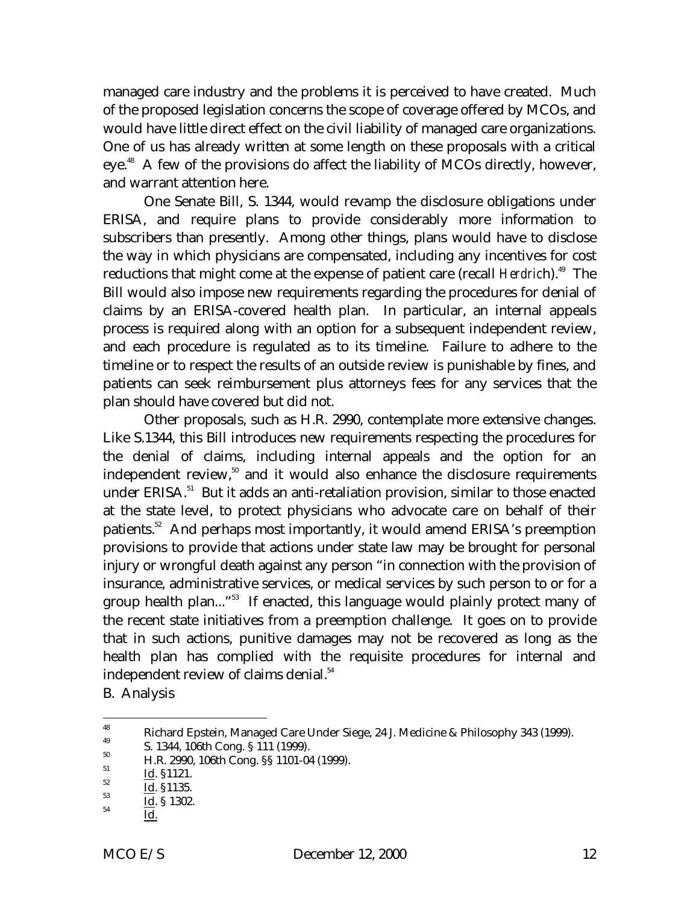managed care industry and the problems it is perceived to have created. Much of the proposed legislation concerns the scope of coverage offered by MCOs, and would have little direct effect on the civil liability of managed care organizations. One of us has already written at some length on these proposals with a critical eye.[48] A few of the provisions do affect the liability of MCOs directly, however, and warrant attention here.

One Senate Bill, S. 1344, would revamp the disclosure obligations under ERISA, and require plans to provide considerably more information to subscribers than presently. Among other things, plans would have to disclose the way in which physicians are compensated, including any incentives for cost reductions that might come at the expense of patient care (recall *Herdrich*).[49] The Bill would also impose new requirements regarding the procedures for denial of claims by an ERISA-covered health plan. In particular, an internal appeals process is required along with an option for a subsequent independent review, and each procedure is regulated as to its timeline. Failure to adhere to the timeline or to respect the results of an outside review is punishable by fines, and patients can seek reimbursement plus attorneys fees for any services that the plan should have covered but did not.

Other proposals, such as H.R. 2990, contemplate more extensive changes. Like S.1344, this Bill introduces new requirements respecting the procedures for the denial of claims, including internal appeals and the option for an independent review,[50] and it would also enhance the disclosure requirements under ERISA.[51] But it adds an anti-retaliation provision, similar to those enacted at the state level, to protect physicians who advocate care on behalf of their patients.[52] And perhaps most importantly, it would amend ERISA's preemption provisions to provide that actions under state law may be brought for personal injury or wrongful death against any person "in connection with the provision of insurance, administrative services, or medical services by such person to or for a group health plan..."[53] If enacted, this language would plainly protect many of the recent state initiatives from a preemption challenge. It goes on to provide that in such actions, punitive damages may not be recovered as long as the health plan has complied with the requisite procedures for internal and independent review of claims denial.[54]

B. Analysis

---

[48] Richard Epstein, Managed Care Under Siege, 24 J. Medicine & Philosophy 343 (1999).

[49] S. 1344, 106th Cong. § 111 (1999).

[50] H.R. 2990, 106th Cong. §§ 1101-04 (1999).

[51] Id. §1121.

[52] Id. §1135.

[53] Id. § 1302.

[54] Id.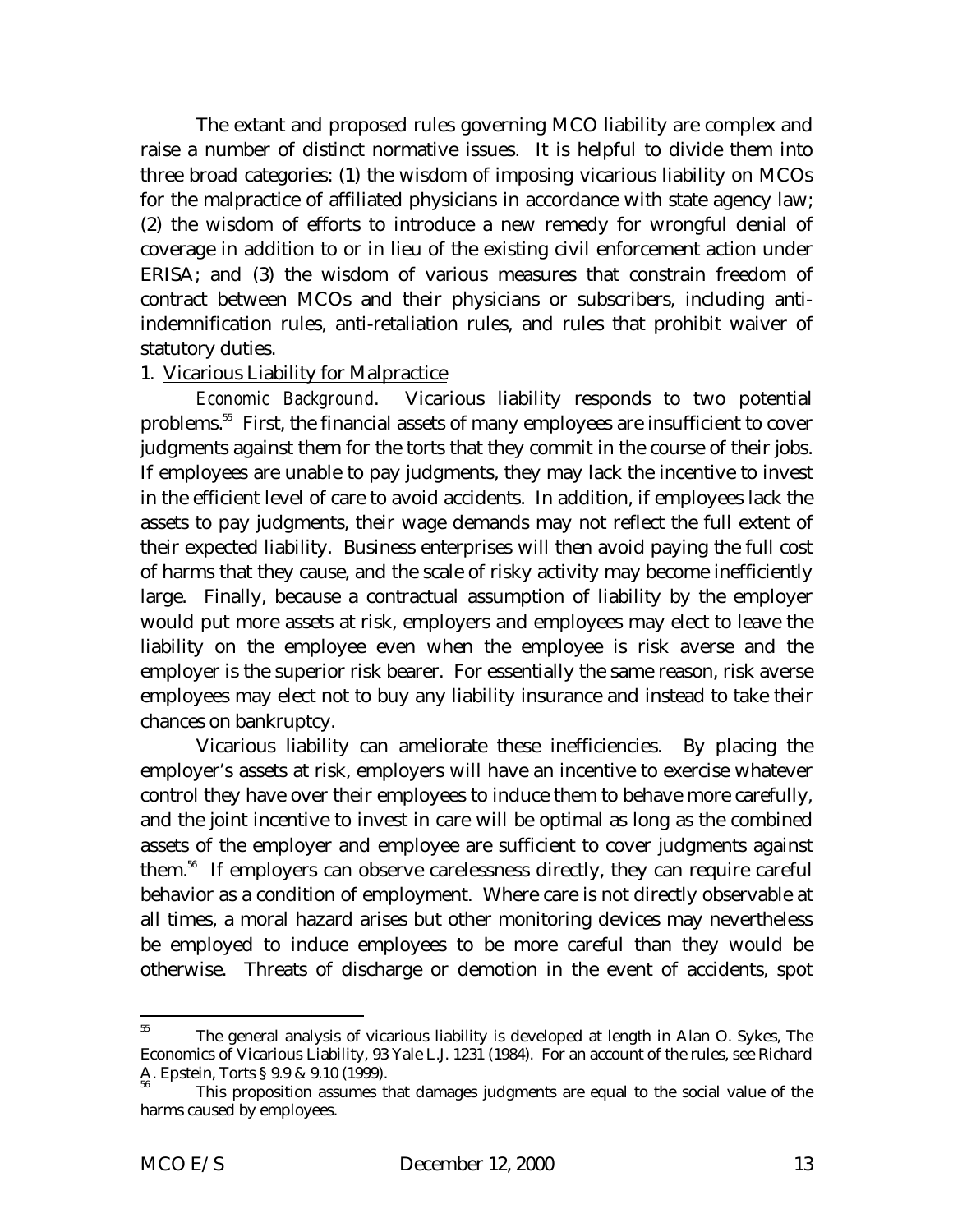The extant and proposed rules governing MCO liability are complex and raise a number of distinct normative issues. It is helpful to divide them into three broad categories: (1) the wisdom of imposing vicarious liability on MCOs for the malpractice of affiliated physicians in accordance with state agency law; (2) the wisdom of efforts to introduce a new remedy for wrongful denial of coverage in addition to or in lieu of the existing civil enforcement action under ERISA; and (3) the wisdom of various measures that constrain freedom of contract between MCOs and their physicians or subscribers, including anti-indemnification rules, anti-retaliation rules, and rules that prohibit waiver of statutory duties.

1. Vicarious Liability for Malpractice

*Economic Background*. Vicarious liability responds to two potential problems.[55] First, the financial assets of many employees are insufficient to cover judgments against them for the torts that they commit in the course of their jobs. If employees are unable to pay judgments, they may lack the incentive to invest in the efficient level of care to avoid accidents. In addition, if employees lack the assets to pay judgments, their wage demands may not reflect the full extent of their expected liability. Business enterprises will then avoid paying the full cost of harms that they cause, and the scale of risky activity may become inefficiently large. Finally, because a contractual assumption of liability by the employer would put more assets at risk, employers and employees may elect to leave the liability on the employee even when the employee is risk averse and the employer is the superior risk bearer. For essentially the same reason, risk averse employees may elect not to buy any liability insurance and instead to take their chances on bankruptcy.

Vicarious liability can ameliorate these inefficiencies. By placing the employer's assets at risk, employers will have an incentive to exercise whatever control they have over their employees to induce them to behave more carefully, and the joint incentive to invest in care will be optimal as long as the combined assets of the employer and employee are sufficient to cover judgments against them.[56] If employers can observe carelessness directly, they can require careful behavior as a condition of employment. Where care is not directly observable at all times, a moral hazard arises but other monitoring devices may nevertheless be employed to induce employees to be more careful than they would be otherwise. Threats of discharge or demotion in the event of accidents, spot

---

[55] The general analysis of vicarious liability is developed at length in Alan O. Sykes, The Economics of Vicarious Liability, 93 Yale L.J. 1231 (1984). For an account of the rules, see Richard A. Epstein, Torts § 9.9 & 9.10 (1999).

[56] This proposition assumes that damages judgments are equal to the social value of the harms caused by employees.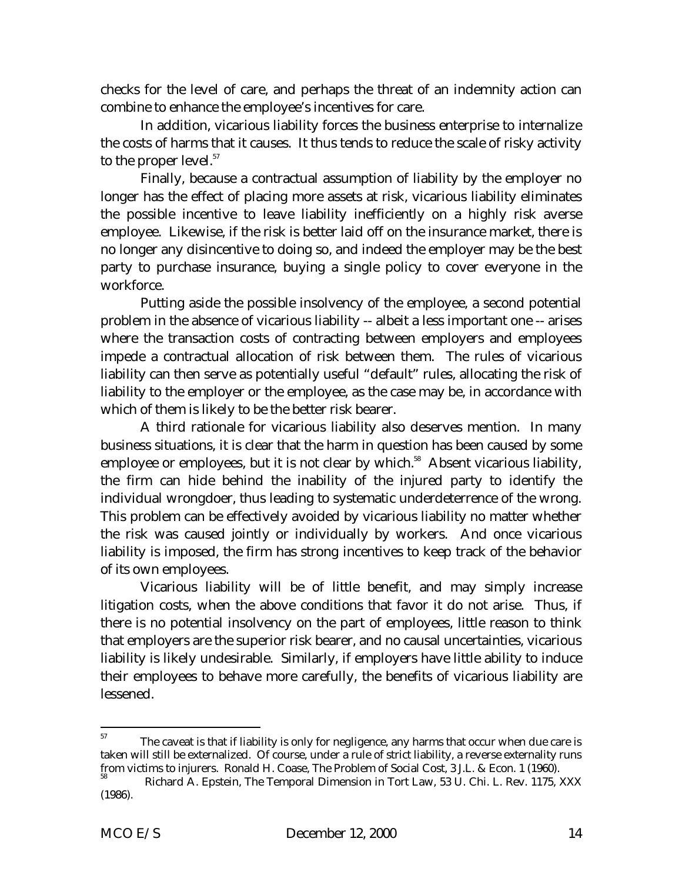checks for the level of care, and perhaps the threat of an indemnity action can combine to enhance the employee's incentives for care.

In addition, vicarious liability forces the business enterprise to internalize the costs of harms that it causes. It thus tends to reduce the scale of risky activity to the proper level.[57]

Finally, because a contractual assumption of liability by the employer no longer has the effect of placing more assets at risk, vicarious liability eliminates the possible incentive to leave liability inefficiently on a highly risk averse employee. Likewise, if the risk is better laid off on the insurance market, there is no longer any disincentive to doing so, and indeed the employer may be the best party to purchase insurance, buying a single policy to cover everyone in the workforce.

Putting aside the possible insolvency of the employee, a second potential problem in the absence of vicarious liability -- albeit a less important one -- arises where the transaction costs of contracting between employers and employees impede a contractual allocation of risk between them. The rules of vicarious liability can then serve as potentially useful "default" rules, allocating the risk of liability to the employer or the employee, as the case may be, in accordance with which of them is likely to be the better risk bearer.

A third rationale for vicarious liability also deserves mention. In many business situations, it is clear that the harm in question has been caused by some employee or employees, but it is not clear by which.[58] Absent vicarious liability, the firm can hide behind the inability of the injured party to identify the individual wrongdoer, thus leading to systematic underdeterrence of the wrong. This problem can be effectively avoided by vicarious liability no matter whether the risk was caused jointly or individually by workers. And once vicarious liability is imposed, the firm has strong incentives to keep track of the behavior of its own employees.

Vicarious liability will be of little benefit, and may simply increase litigation costs, when the above conditions that favor it do not arise. Thus, if there is no potential insolvency on the part of employees, little reason to think that employers are the superior risk bearer, and no causal uncertainties, vicarious liability is likely undesirable. Similarly, if employers have little ability to induce their employees to behave more carefully, the benefits of vicarious liability are lessened.

---

[57] The caveat is that if liability is only for negligence, any harms that occur when due care is taken will still be externalized. Of course, under a rule of strict liability, a reverse externality runs from victims to injurers. Ronald H. Coase, The Problem of Social Cost, 3 J.L. & Econ. 1 (1960).

[58] Richard A. Epstein, The Temporal Dimension in Tort Law, 53 U. Chi. L. Rev. 1175, XXX (1986).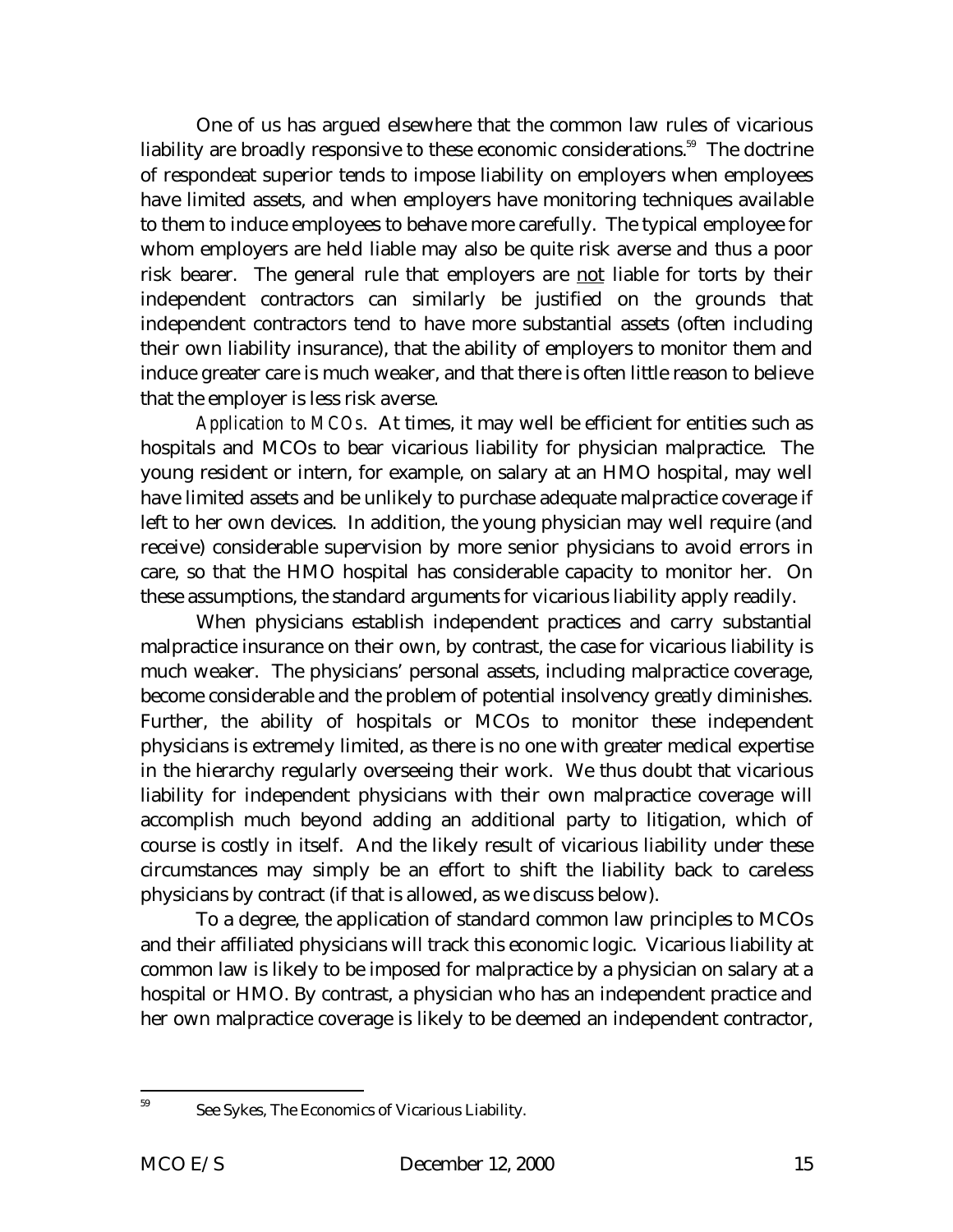One of us has argued elsewhere that the common law rules of vicarious liability are broadly responsive to these economic considerations.[59] The doctrine of respondeat superior tends to impose liability on employers when employees have limited assets, and when employers have monitoring techniques available to them to induce employees to behave more carefully. The typical employee for whom employers are held liable may also be quite risk averse and thus a poor risk bearer. The general rule that employers are not liable for torts by their independent contractors can similarly be justified on the grounds that independent contractors tend to have more substantial assets (often including their own liability insurance), that the ability of employers to monitor them and induce greater care is much weaker, and that there is often little reason to believe that the employer is less risk averse.

*Application to MCOs*. At times, it may well be efficient for entities such as hospitals and MCOs to bear vicarious liability for physician malpractice. The young resident or intern, for example, on salary at an HMO hospital, may well have limited assets and be unlikely to purchase adequate malpractice coverage if left to her own devices. In addition, the young physician may well require (and receive) considerable supervision by more senior physicians to avoid errors in care, so that the HMO hospital has considerable capacity to monitor her. On these assumptions, the standard arguments for vicarious liability apply readily.

When physicians establish independent practices and carry substantial malpractice insurance on their own, by contrast, the case for vicarious liability is much weaker. The physicians' personal assets, including malpractice coverage, become considerable and the problem of potential insolvency greatly diminishes. Further, the ability of hospitals or MCOs to monitor these independent physicians is extremely limited, as there is no one with greater medical expertise in the hierarchy regularly overseeing their work. We thus doubt that vicarious liability for independent physicians with their own malpractice coverage will accomplish much beyond adding an additional party to litigation, which of course is costly in itself. And the likely result of vicarious liability under these circumstances may simply be an effort to shift the liability back to careless physicians by contract (if that is allowed, as we discuss below).

To a degree, the application of standard common law principles to MCOs and their affiliated physicians will track this economic logic. Vicarious liability at common law is likely to be imposed for malpractice by a physician on salary at a hospital or HMO. By contrast, a physician who has an independent practice and her own malpractice coverage is likely to be deemed an independent contractor,

---

[59] See Sykes, The Economics of Vicarious Liability.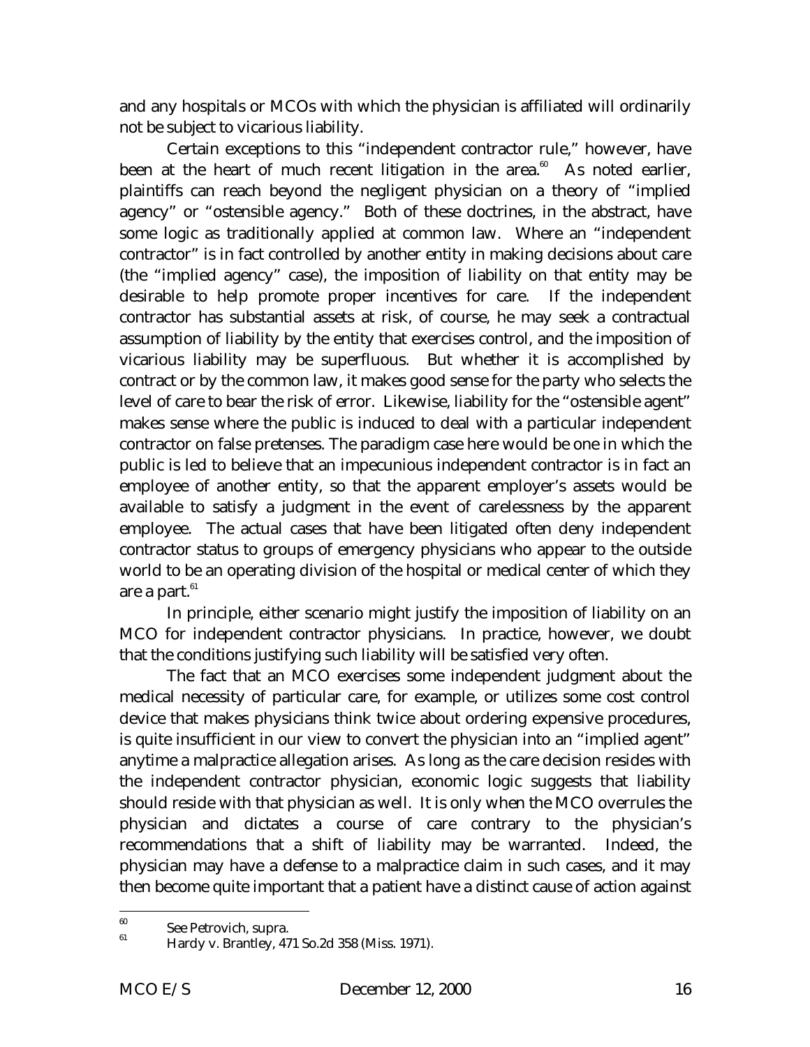and any hospitals or MCOs with which the physician is affiliated will ordinarily not be subject to vicarious liability.

Certain exceptions to this "independent contractor rule," however, have been at the heart of much recent litigation in the area.[60] As noted earlier, plaintiffs can reach beyond the negligent physician on a theory of "implied agency" or "ostensible agency." Both of these doctrines, in the abstract, have some logic as traditionally applied at common law. Where an "independent contractor" is in fact controlled by another entity in making decisions about care (the "implied agency" case), the imposition of liability on that entity may be desirable to help promote proper incentives for care. If the independent contractor has substantial assets at risk, of course, he may seek a contractual assumption of liability by the entity that exercises control, and the imposition of vicarious liability may be superfluous. But whether it is accomplished by contract or by the common law, it makes good sense for the party who selects the level of care to bear the risk of error. Likewise, liability for the "ostensible agent" makes sense where the public is induced to deal with a particular independent contractor on false pretenses. The paradigm case here would be one in which the public is led to believe that an impecunious independent contractor is in fact an employee of another entity, so that the apparent employer's assets would be available to satisfy a judgment in the event of carelessness by the apparent employee. The actual cases that have been litigated often deny independent contractor status to groups of emergency physicians who appear to the outside world to be an operating division of the hospital or medical center of which they are a part.[61]

In principle, either scenario might justify the imposition of liability on an MCO for independent contractor physicians. In practice, however, we doubt that the conditions justifying such liability will be satisfied very often.

The fact that an MCO exercises some independent judgment about the medical necessity of particular care, for example, or utilizes some cost control device that makes physicians think twice about ordering expensive procedures, is quite insufficient in our view to convert the physician into an "implied agent" anytime a malpractice allegation arises. As long as the care decision resides with the independent contractor physician, economic logic suggests that liability should reside with that physician as well. It is only when the MCO overrules the physician and dictates a course of care contrary to the physician's recommendations that a shift of liability may be warranted. Indeed, the physician may have a defense to a malpractice claim in such cases, and it may then become quite important that a patient have a distinct cause of action against

---

[60] See Petrovich, supra.

[61] Hardy v. Brantley, 471 So.2d 358 (Miss. 1971).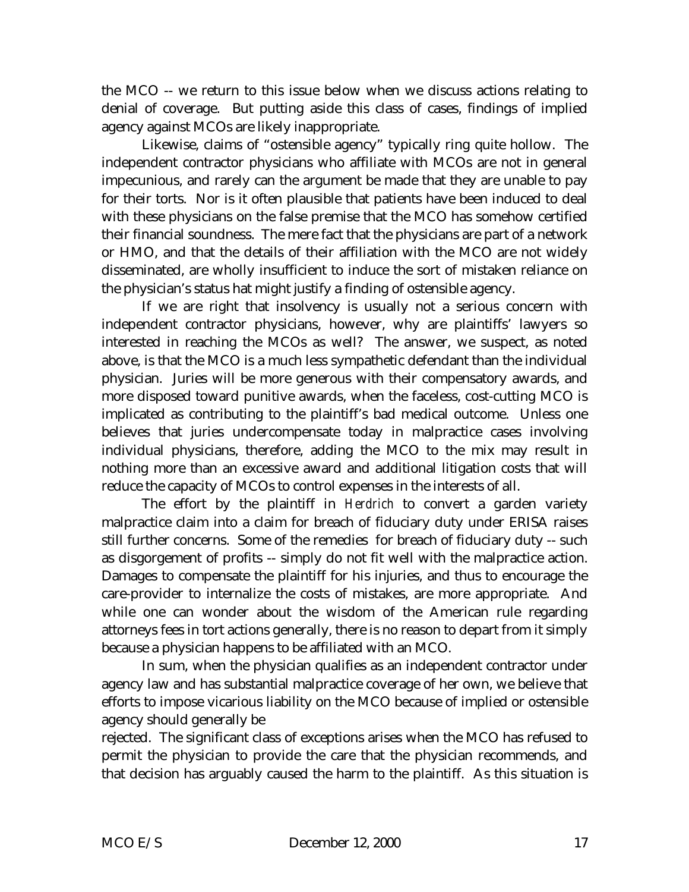the MCO -- we return to this issue below when we discuss actions relating to denial of coverage. But putting aside this class of cases, findings of implied agency against MCOs are likely inappropriate.

Likewise, claims of "ostensible agency" typically ring quite hollow. The independent contractor physicians who affiliate with MCOs are not in general impecunious, and rarely can the argument be made that they are unable to pay for their torts. Nor is it often plausible that patients have been induced to deal with these physicians on the false premise that the MCO has somehow certified their financial soundness. The mere fact that the physicians are part of a network or HMO, and that the details of their affiliation with the MCO are not widely disseminated, are wholly insufficient to induce the sort of mistaken reliance on the physician's status hat might justify a finding of ostensible agency.

If we are right that insolvency is usually not a serious concern with independent contractor physicians, however, why are plaintiffs' lawyers so interested in reaching the MCOs as well? The answer, we suspect, as noted above, is that the MCO is a much less sympathetic defendant than the individual physician. Juries will be more generous with their compensatory awards, and more disposed toward punitive awards, when the faceless, cost-cutting MCO is implicated as contributing to the plaintiff's bad medical outcome. Unless one believes that juries undercompensate today in malpractice cases involving individual physicians, therefore, adding the MCO to the mix may result in nothing more than an excessive award and additional litigation costs that will reduce the capacity of MCOs to control expenses in the interests of all.

The effort by the plaintiff in *Herdrich* to convert a garden variety malpractice claim into a claim for breach of fiduciary duty under ERISA raises still further concerns. Some of the remedies for breach of fiduciary duty -- such as disgorgement of profits -- simply do not fit well with the malpractice action. Damages to compensate the plaintiff for his injuries, and thus to encourage the care-provider to internalize the costs of mistakes, are more appropriate. And while one can wonder about the wisdom of the American rule regarding attorneys fees in tort actions generally, there is no reason to depart from it simply because a physician happens to be affiliated with an MCO.

In sum, when the physician qualifies as an independent contractor under agency law and has substantial malpractice coverage of her own, we believe that efforts to impose vicarious liability on the MCO because of implied or ostensible agency should generally be rejected. The significant class of exceptions arises when the MCO has refused to permit the physician to provide the care that the physician recommends, and that decision has arguably caused the harm to the plaintiff. As this situation is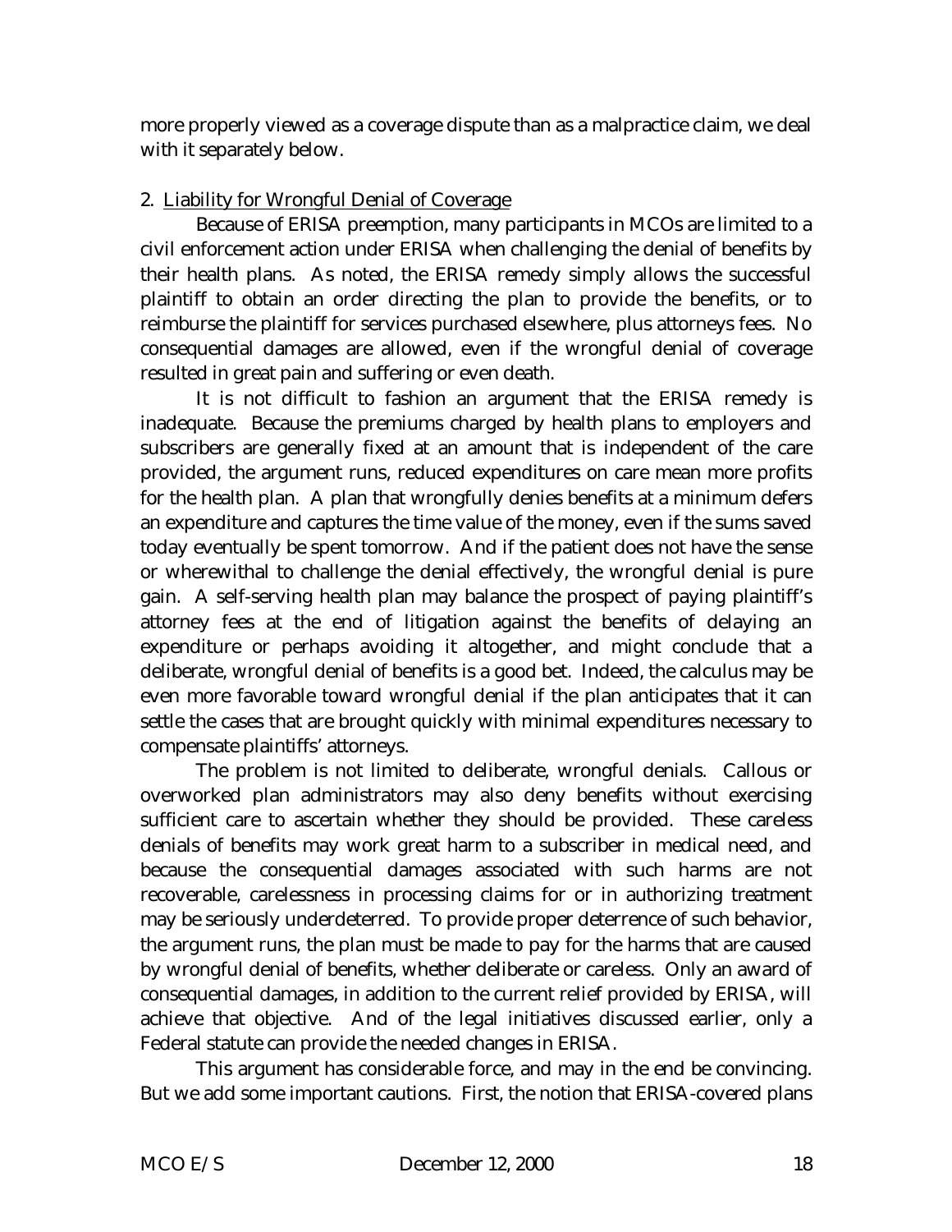more properly viewed as a coverage dispute than as a malpractice claim, we deal with it separately below.

2. Liability for Wrongful Denial of Coverage

Because of ERISA preemption, many participants in MCOs are limited to a civil enforcement action under ERISA when challenging the denial of benefits by their health plans. As noted, the ERISA remedy simply allows the successful plaintiff to obtain an order directing the plan to provide the benefits, or to reimburse the plaintiff for services purchased elsewhere, plus attorneys fees. No consequential damages are allowed, even if the wrongful denial of coverage resulted in great pain and suffering or even death.

It is not difficult to fashion an argument that the ERISA remedy is inadequate. Because the premiums charged by health plans to employers and subscribers are generally fixed at an amount that is independent of the care provided, the argument runs, reduced expenditures on care mean more profits for the health plan. A plan that wrongfully denies benefits at a minimum defers an expenditure and captures the time value of the money, even if the sums saved today eventually be spent tomorrow. And if the patient does not have the sense or wherewithal to challenge the denial effectively, the wrongful denial is pure gain. A self-serving health plan may balance the prospect of paying plaintiff's attorney fees at the end of litigation against the benefits of delaying an expenditure or perhaps avoiding it altogether, and might conclude that a deliberate, wrongful denial of benefits is a good bet. Indeed, the calculus may be even more favorable toward wrongful denial if the plan anticipates that it can settle the cases that are brought quickly with minimal expenditures necessary to compensate plaintiffs' attorneys.

The problem is not limited to deliberate, wrongful denials. Callous or overworked plan administrators may also deny benefits without exercising sufficient care to ascertain whether they should be provided. These careless denials of benefits may work great harm to a subscriber in medical need, and because the consequential damages associated with such harms are not recoverable, carelessness in processing claims for or in authorizing treatment may be seriously underdeterred. To provide proper deterrence of such behavior, the argument runs, the plan must be made to pay for the harms that are caused by wrongful denial of benefits, whether deliberate or careless. Only an award of consequential damages, in addition to the current relief provided by ERISA, will achieve that objective. And of the legal initiatives discussed earlier, only a Federal statute can provide the needed changes in ERISA.

This argument has considerable force, and may in the end be convincing. But we add some important cautions. First, the notion that ERISA-covered plans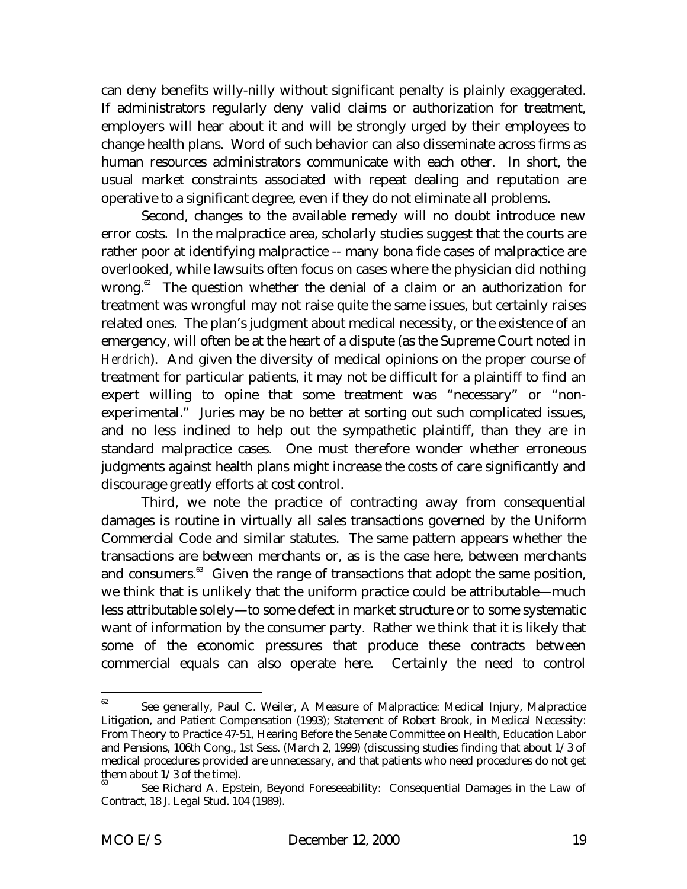can deny benefits willy-nilly without significant penalty is plainly exaggerated. If administrators regularly deny valid claims or authorization for treatment, employers will hear about it and will be strongly urged by their employees to change health plans. Word of such behavior can also disseminate across firms as human resources administrators communicate with each other. In short, the usual market constraints associated with repeat dealing and reputation are operative to a significant degree, even if they do not eliminate all problems.

Second, changes to the available remedy will no doubt introduce new error costs. In the malpractice area, scholarly studies suggest that the courts are rather poor at identifying malpractice -- many bona fide cases of malpractice are overlooked, while lawsuits often focus on cases where the physician did nothing wrong.[62] The question whether the denial of a claim or an authorization for treatment was wrongful may not raise quite the same issues, but certainly raises related ones. The plan's judgment about medical necessity, or the existence of an emergency, will often be at the heart of a dispute (as the Supreme Court noted in *Herdrich*). And given the diversity of medical opinions on the proper course of treatment for particular patients, it may not be difficult for a plaintiff to find an expert willing to opine that some treatment was "necessary" or "non-experimental." Juries may be no better at sorting out such complicated issues, and no less inclined to help out the sympathetic plaintiff, than they are in standard malpractice cases. One must therefore wonder whether erroneous judgments against health plans might increase the costs of care significantly and discourage greatly efforts at cost control.

Third, we note the practice of contracting away from consequential damages is routine in virtually all sales transactions governed by the Uniform Commercial Code and similar statutes. The same pattern appears whether the transactions are between merchants or, as is the case here, between merchants and consumers.[63] Given the range of transactions that adopt the same position, we think that is unlikely that the uniform practice could be attributable—much less attributable solely—to some defect in market structure or to some systematic want of information by the consumer party. Rather we think that it is likely that some of the economic pressures that produce these contracts between commercial equals can also operate here. Certainly the need to control

---

[62] See generally, Paul C. Weiler, A Measure of Malpractice: Medical Injury, Malpractice Litigation, and Patient Compensation (1993); Statement of Robert Brook, in Medical Necessity: From Theory to Practice 47-51, Hearing Before the Senate Committee on Health, Education Labor and Pensions, 106th Cong., 1st Sess. (March 2, 1999) (discussing studies finding that about 1/3 of medical procedures provided are unnecessary, and that patients who need procedures do not get them about 1/3 of the time).

[63] See Richard A. Epstein, Beyond Foreseeability: Consequential Damages in the Law of Contract, 18 J. Legal Stud. 104 (1989).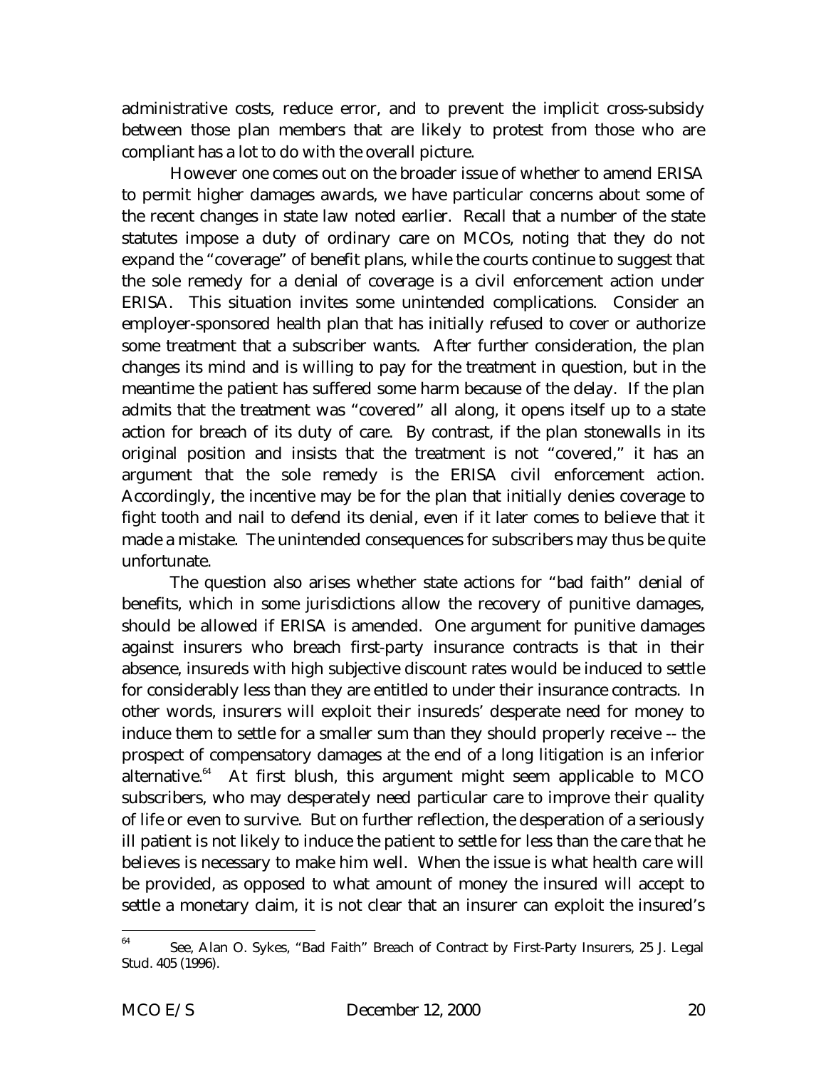administrative costs, reduce error, and to prevent the implicit cross-subsidy between those plan members that are likely to protest from those who are compliant has a lot to do with the overall picture.

However one comes out on the broader issue of whether to amend ERISA to permit higher damages awards, we have particular concerns about some of the recent changes in state law noted earlier. Recall that a number of the state statutes impose a duty of ordinary care on MCOs, noting that they do not expand the "coverage" of benefit plans, while the courts continue to suggest that the sole remedy for a denial of coverage is a civil enforcement action under ERISA. This situation invites some unintended complications. Consider an employer-sponsored health plan that has initially refused to cover or authorize some treatment that a subscriber wants. After further consideration, the plan changes its mind and is willing to pay for the treatment in question, but in the meantime the patient has suffered some harm because of the delay. If the plan admits that the treatment was "covered" all along, it opens itself up to a state action for breach of its duty of care. By contrast, if the plan stonewalls in its original position and insists that the treatment is not "covered," it has an argument that the sole remedy is the ERISA civil enforcement action. Accordingly, the incentive may be for the plan that initially denies coverage to fight tooth and nail to defend its denial, even if it later comes to believe that it made a mistake. The unintended consequences for subscribers may thus be quite unfortunate.

The question also arises whether state actions for "bad faith" denial of benefits, which in some jurisdictions allow the recovery of punitive damages, should be allowed if ERISA is amended. One argument for punitive damages against insurers who breach first-party insurance contracts is that in their absence, insureds with high subjective discount rates would be induced to settle for considerably less than they are entitled to under their insurance contracts. In other words, insurers will exploit their insureds' desperate need for money to induce them to settle for a smaller sum than they should properly receive -- the prospect of compensatory damages at the end of a long litigation is an inferior alternative.[64] At first blush, this argument might seem applicable to MCO subscribers, who may desperately need particular care to improve their quality of life or even to survive. But on further reflection, the desperation of a seriously ill patient is not likely to induce the patient to settle for less than the care that he believes is necessary to make him well. When the issue is what health care will be provided, as opposed to what amount of money the insured will accept to settle a monetary claim, it is not clear that an insurer can exploit the insured's

---

[64] See, Alan O. Sykes, "Bad Faith" Breach of Contract by First-Party Insurers, 25 J. Legal Stud. 405 (1996).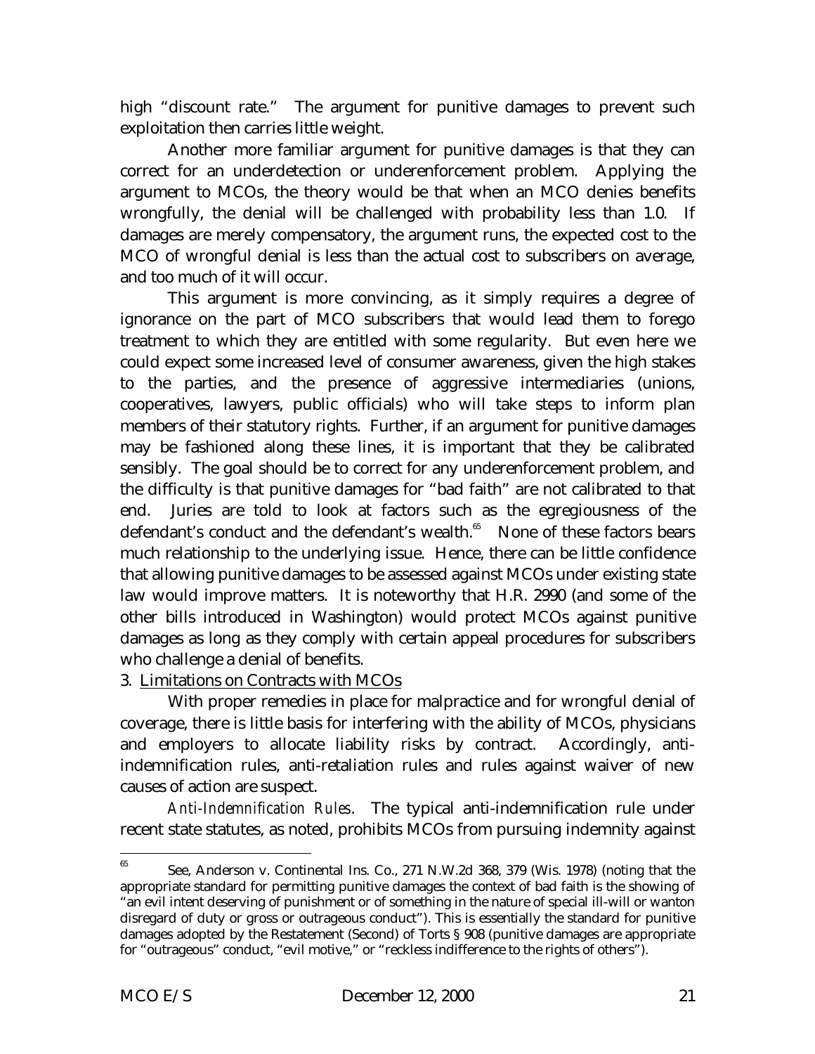high "discount rate." The argument for punitive damages to prevent such exploitation then carries little weight.

Another more familiar argument for punitive damages is that they can correct for an underdetection or underenforcement problem. Applying the argument to MCOs, the theory would be that when an MCO denies benefits wrongfully, the denial will be challenged with probability less than 1.0. If damages are merely compensatory, the argument runs, the expected cost to the MCO of wrongful denial is less than the actual cost to subscribers on average, and too much of it will occur.

This argument is more convincing, as it simply requires a degree of ignorance on the part of MCO subscribers that would lead them to forego treatment to which they are entitled with some regularity. But even here we could expect some increased level of consumer awareness, given the high stakes to the parties, and the presence of aggressive intermediaries (unions, cooperatives, lawyers, public officials) who will take steps to inform plan members of their statutory rights. Further, if an argument for punitive damages may be fashioned along these lines, it is important that they be calibrated sensibly. The goal should be to correct for any underenforcement problem, and the difficulty is that punitive damages for "bad faith" are not calibrated to that end. Juries are told to look at factors such as the egregiousness of the defendant's conduct and the defendant's wealth.[65] None of these factors bears much relationship to the underlying issue. Hence, there can be little confidence that allowing punitive damages to be assessed against MCOs under existing state law would improve matters. It is noteworthy that H.R. 2990 (and some of the other bills introduced in Washington) would protect MCOs against punitive damages as long as they comply with certain appeal procedures for subscribers who challenge a denial of benefits.

3. Limitations on Contracts with MCOs

With proper remedies in place for malpractice and for wrongful denial of coverage, there is little basis for interfering with the ability of MCOs, physicians and employers to allocate liability risks by contract. Accordingly, anti-indemnification rules, anti-retaliation rules and rules against waiver of new causes of action are suspect.

*Anti-Indemnification Rules*. The typical anti-indemnification rule under recent state statutes, as noted, prohibits MCOs from pursuing indemnity against

---

[65] See, Anderson v. Continental Ins. Co., 271 N.W.2d 368, 379 (Wis. 1978) (noting that the appropriate standard for permitting punitive damages the context of bad faith is the showing of "an evil intent deserving of punishment or of something in the nature of special ill-will or wanton disregard of duty or gross or outrageous conduct"). This is essentially the standard for punitive damages adopted by the Restatement (Second) of Torts § 908 (punitive damages are appropriate for "outrageous" conduct, "evil motive," or "reckless indifference to the rights of others").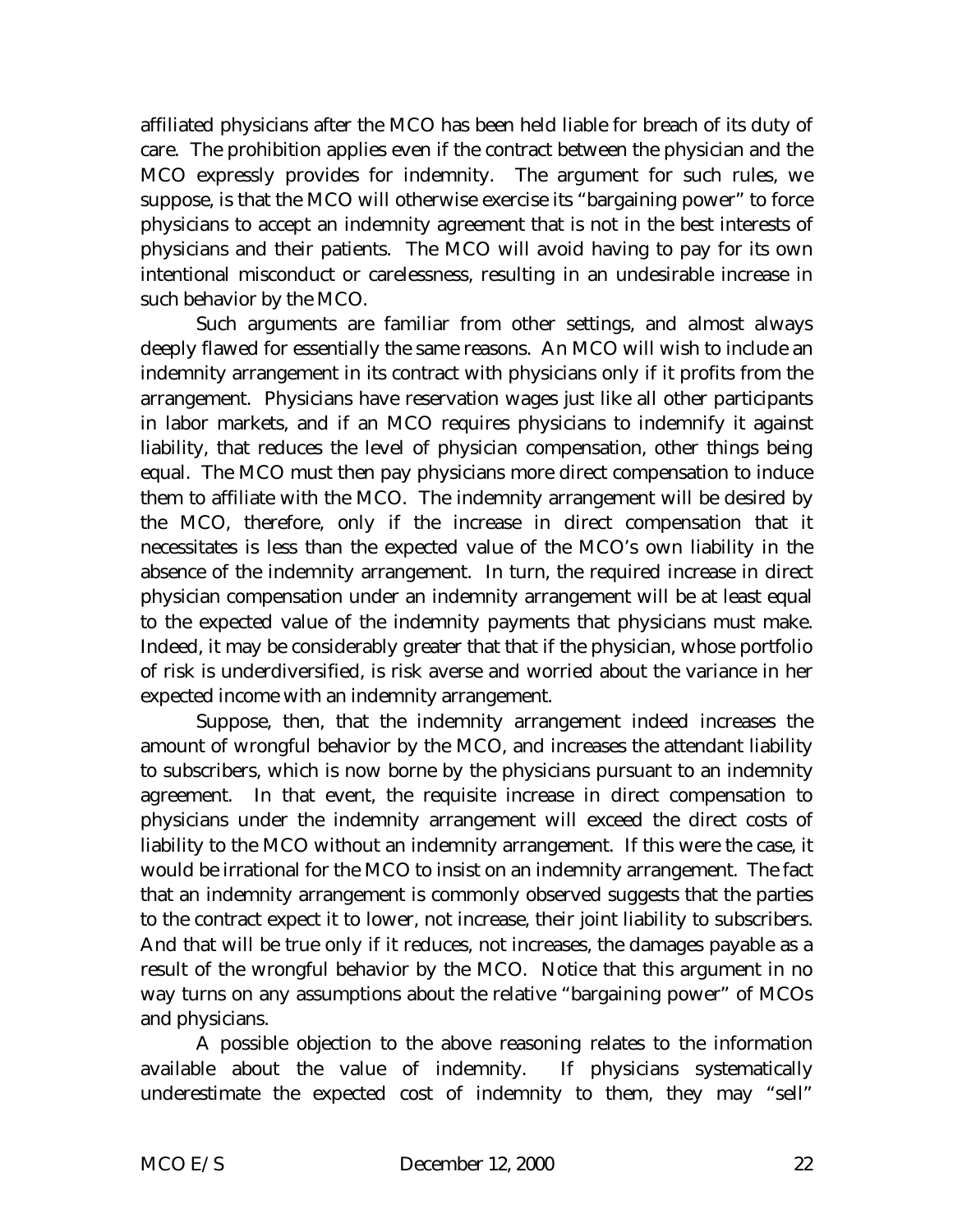affiliated physicians after the MCO has been held liable for breach of its duty of care. The prohibition applies even if the contract between the physician and the MCO expressly provides for indemnity. The argument for such rules, we suppose, is that the MCO will otherwise exercise its "bargaining power" to force physicians to accept an indemnity agreement that is not in the best interests of physicians and their patients. The MCO will avoid having to pay for its own intentional misconduct or carelessness, resulting in an undesirable increase in such behavior by the MCO.

Such arguments are familiar from other settings, and almost always deeply flawed for essentially the same reasons. An MCO will wish to include an indemnity arrangement in its contract with physicians only if it profits from the arrangement. Physicians have reservation wages just like all other participants in labor markets, and if an MCO requires physicians to indemnify it against liability, that reduces the level of physician compensation, other things being equal. The MCO must then pay physicians more direct compensation to induce them to affiliate with the MCO. The indemnity arrangement will be desired by the MCO, therefore, only if the increase in direct compensation that it necessitates is less than the expected value of the MCO's own liability in the absence of the indemnity arrangement. In turn, the required increase in direct physician compensation under an indemnity arrangement will be at least equal to the expected value of the indemnity payments that physicians must make. Indeed, it may be considerably greater that that if the physician, whose portfolio of risk is underdiversified, is risk averse and worried about the variance in her expected income with an indemnity arrangement.

Suppose, then, that the indemnity arrangement indeed increases the amount of wrongful behavior by the MCO, and increases the attendant liability to subscribers, which is now borne by the physicians pursuant to an indemnity agreement. In that event, the requisite increase in direct compensation to physicians under the indemnity arrangement will exceed the direct costs of liability to the MCO without an indemnity arrangement. If this were the case, it would be irrational for the MCO to insist on an indemnity arrangement. The fact that an indemnity arrangement is commonly observed suggests that the parties to the contract expect it to lower, not increase, their joint liability to subscribers. And that will be true only if it reduces, not increases, the damages payable as a result of the wrongful behavior by the MCO. Notice that this argument in no way turns on any assumptions about the relative "bargaining power" of MCOs and physicians.

A possible objection to the above reasoning relates to the information available about the value of indemnity. If physicians systematically underestimate the expected cost of indemnity to them, they may "sell"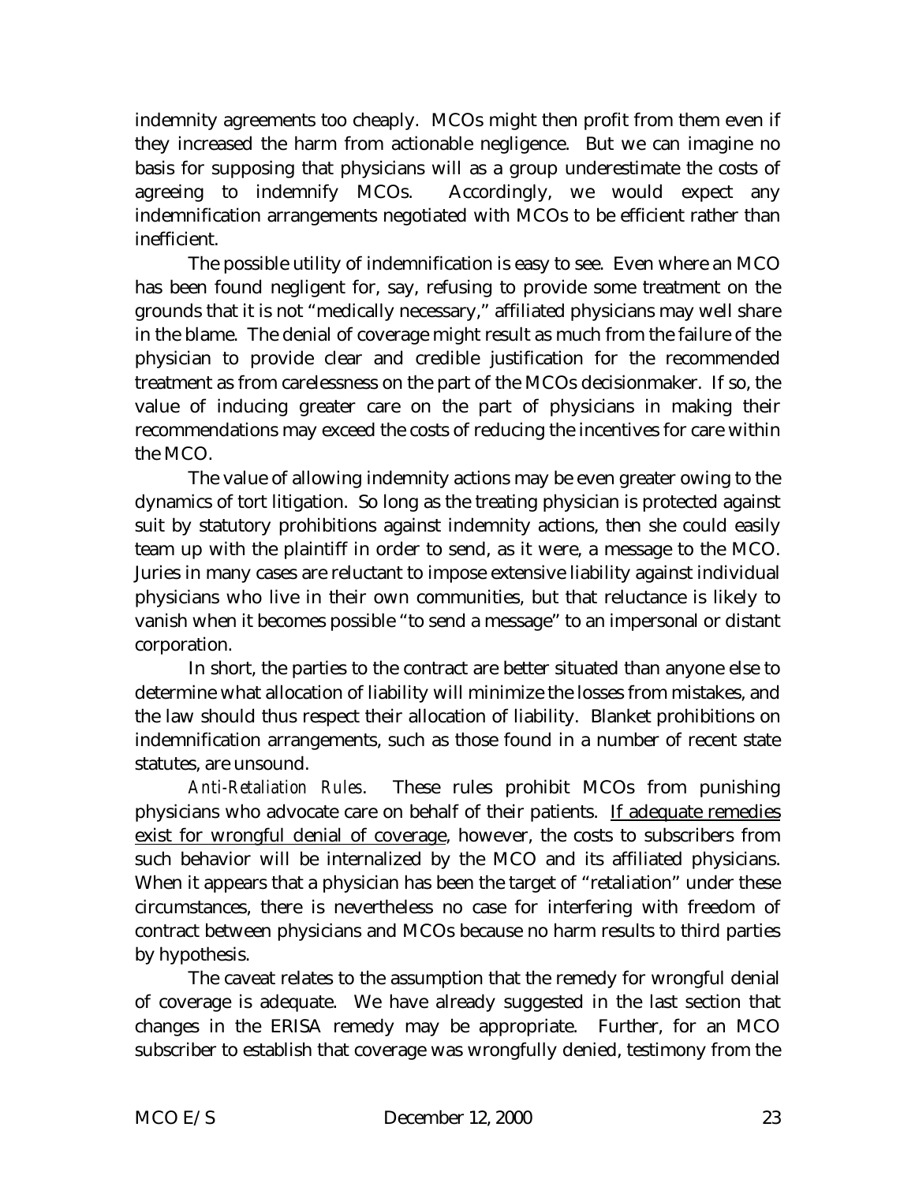indemnity agreements too cheaply. MCOs might then profit from them even if they increased the harm from actionable negligence. But we can imagine no basis for supposing that physicians will as a group underestimate the costs of agreeing to indemnify MCOs. Accordingly, we would expect any indemnification arrangements negotiated with MCOs to be efficient rather than inefficient.

The possible utility of indemnification is easy to see. Even where an MCO has been found negligent for, say, refusing to provide some treatment on the grounds that it is not "medically necessary," affiliated physicians may well share in the blame. The denial of coverage might result as much from the failure of the physician to provide clear and credible justification for the recommended treatment as from carelessness on the part of the MCOs decisionmaker. If so, the value of inducing greater care on the part of physicians in making their recommendations may exceed the costs of reducing the incentives for care within the MCO.

The value of allowing indemnity actions may be even greater owing to the dynamics of tort litigation. So long as the treating physician is protected against suit by statutory prohibitions against indemnity actions, then she could easily team up with the plaintiff in order to send, as it were, a message to the MCO. Juries in many cases are reluctant to impose extensive liability against individual physicians who live in their own communities, but that reluctance is likely to vanish when it becomes possible "to send a message" to an impersonal or distant corporation.

In short, the parties to the contract are better situated than anyone else to determine what allocation of liability will minimize the losses from mistakes, and the law should thus respect their allocation of liability. Blanket prohibitions on indemnification arrangements, such as those found in a number of recent state statutes, are unsound.

*Anti-Retaliation Rules*. These rules prohibit MCOs from punishing physicians who advocate care on behalf of their patients. <u>If adequate remedies exist for wrongful denial of coverage</u>, however, the costs to subscribers from such behavior will be internalized by the MCO and its affiliated physicians. When it appears that a physician has been the target of "retaliation" under these circumstances, there is nevertheless no case for interfering with freedom of contract between physicians and MCOs because no harm results to third parties by hypothesis.

The caveat relates to the assumption that the remedy for wrongful denial of coverage is adequate. We have already suggested in the last section that changes in the ERISA remedy may be appropriate. Further, for an MCO subscriber to establish that coverage was wrongfully denied, testimony from the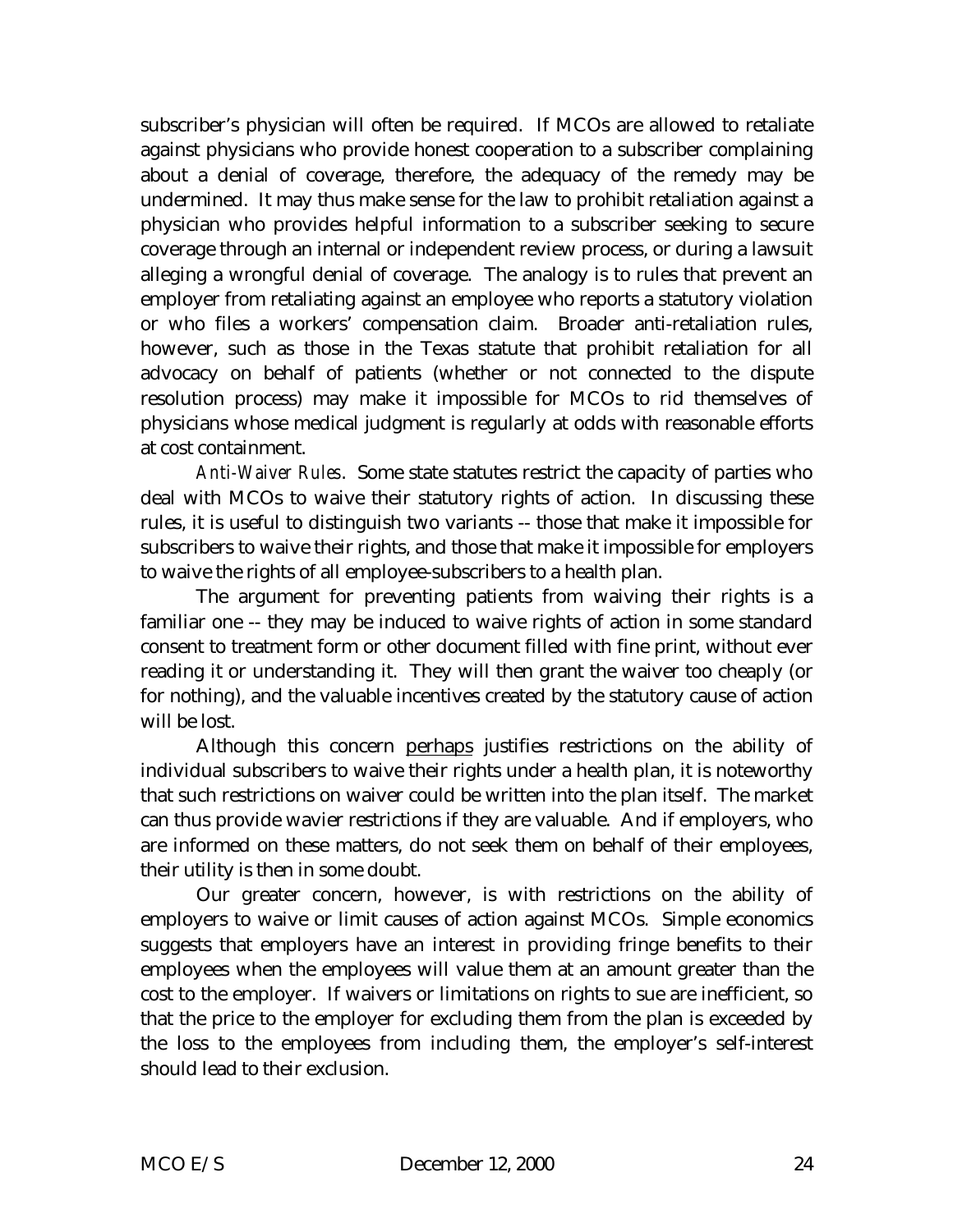subscriber's physician will often be required. If MCOs are allowed to retaliate against physicians who provide honest cooperation to a subscriber complaining about a denial of coverage, therefore, the adequacy of the remedy may be undermined. It may thus make sense for the law to prohibit retaliation against a physician who provides helpful information to a subscriber seeking to secure coverage through an internal or independent review process, or during a lawsuit alleging a wrongful denial of coverage. The analogy is to rules that prevent an employer from retaliating against an employee who reports a statutory violation or who files a workers' compensation claim. Broader anti-retaliation rules, however, such as those in the Texas statute that prohibit retaliation for all advocacy on behalf of patients (whether or not connected to the dispute resolution process) may make it impossible for MCOs to rid themselves of physicians whose medical judgment is regularly at odds with reasonable efforts at cost containment.

*Anti-Waiver Rules*. Some state statutes restrict the capacity of parties who deal with MCOs to waive their statutory rights of action. In discussing these rules, it is useful to distinguish two variants -- those that make it impossible for subscribers to waive their rights, and those that make it impossible for employers to waive the rights of all employee-subscribers to a health plan.

The argument for preventing patients from waiving their rights is a familiar one -- they may be induced to waive rights of action in some standard consent to treatment form or other document filled with fine print, without ever reading it or understanding it. They will then grant the waiver too cheaply (or for nothing), and the valuable incentives created by the statutory cause of action will be lost.

Although this concern <u>perhaps</u> justifies restrictions on the ability of individual subscribers to waive their rights under a health plan, it is noteworthy that such restrictions on waiver could be written into the plan itself. The market can thus provide wavier restrictions if they are valuable. And if employers, who are informed on these matters, do not seek them on behalf of their employees, their utility is then in some doubt.

Our greater concern, however, is with restrictions on the ability of employers to waive or limit causes of action against MCOs. Simple economics suggests that employers have an interest in providing fringe benefits to their employees when the employees will value them at an amount greater than the cost to the employer. If waivers or limitations on rights to sue are inefficient, so that the price to the employer for excluding them from the plan is exceeded by the loss to the employees from including them, the employer's self-interest should lead to their exclusion.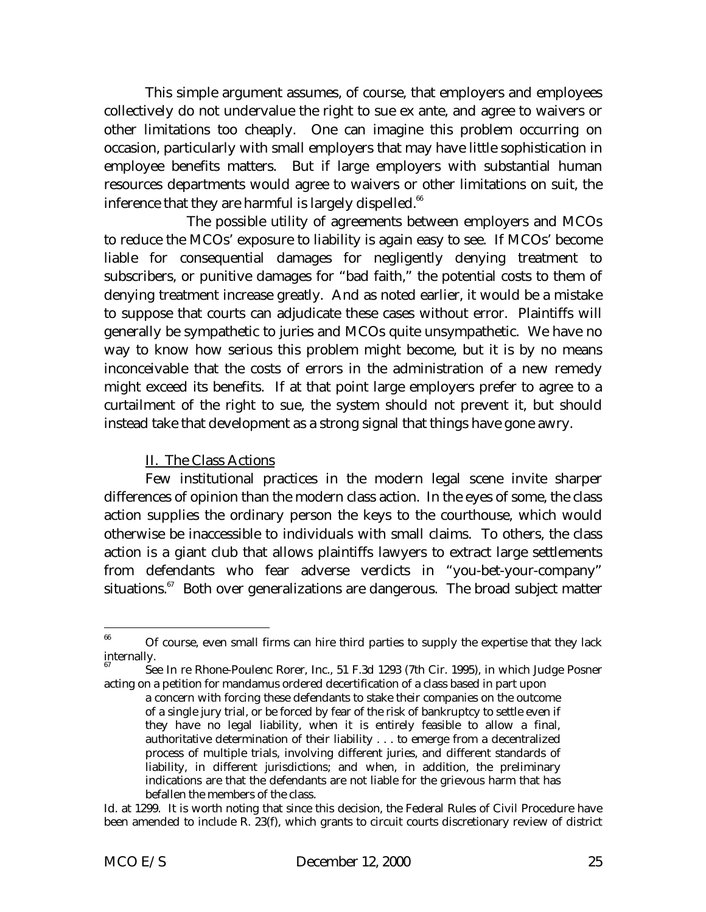This simple argument assumes, of course, that employers and employees collectively do not undervalue the right to sue ex ante, and agree to waivers or other limitations too cheaply. One can imagine this problem occurring on occasion, particularly with small employers that may have little sophistication in employee benefits matters. But if large employers with substantial human resources departments would agree to waivers or other limitations on suit, the inference that they are harmful is largely dispelled.[66]

The possible utility of agreements between employers and MCOs to reduce the MCOs' exposure to liability is again easy to see. If MCOs' become liable for consequential damages for negligently denying treatment to subscribers, or punitive damages for "bad faith," the potential costs to them of denying treatment increase greatly. And as noted earlier, it would be a mistake to suppose that courts can adjudicate these cases without error. Plaintiffs will generally be sympathetic to juries and MCOs quite unsympathetic. We have no way to know how serious this problem might become, but it is by no means inconceivable that the costs of errors in the administration of a new remedy might exceed its benefits. If at that point large employers prefer to agree to a curtailment of the right to sue, the system should not prevent it, but should instead take that development as a strong signal that things have gone awry.

## II. The Class Actions

Few institutional practices in the modern legal scene invite sharper differences of opinion than the modern class action. In the eyes of some, the class action supplies the ordinary person the keys to the courthouse, which would otherwise be inaccessible to individuals with small claims. To others, the class action is a giant club that allows plaintiffs lawyers to extract large settlements from defendants who fear adverse verdicts in "you-bet-your-company" situations.[67] Both over generalizations are dangerous. The broad subject matter

---

[66] Of course, even small firms can hire third parties to supply the expertise that they lack internally.

[67] See In re Rhone-Poulenc Rorer, Inc., 51 F.3d 1293 (7th Cir. 1995), in which Judge Posner acting on a petition for mandamus ordered decertification of a class based in part upon

> a concern with forcing these defendants to stake their companies on the outcome of a single jury trial, or be forced by fear of the risk of bankruptcy to settle even if they have no legal liability, when it is entirely feasible to allow a final, authoritative determination of their liability . . . to emerge from a decentralized process of multiple trials, involving different juries, and different standards of liability, in different jurisdictions; and when, in addition, the preliminary indications are that the defendants are not liable for the grievous harm that has befallen the members of the class.

Id. at 1299. It is worth noting that since this decision, the Federal Rules of Civil Procedure have been amended to include R. 23(f), which grants to circuit courts discretionary review of district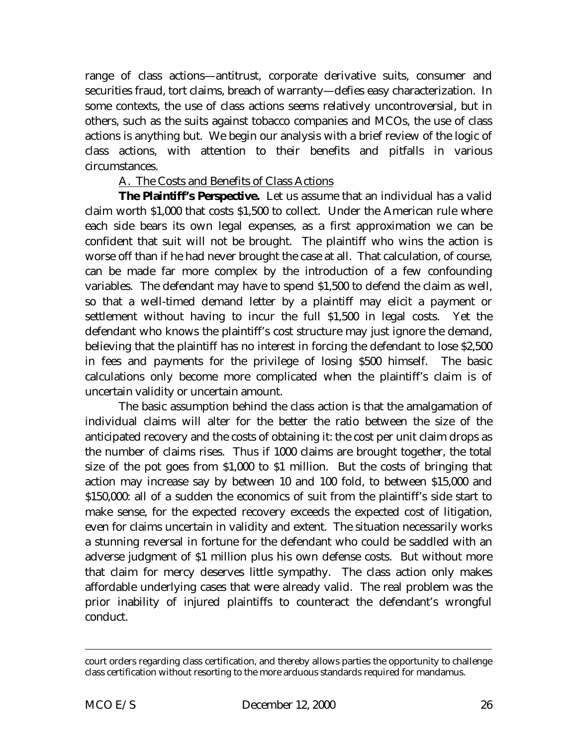range of class actions—antitrust, corporate derivative suits, consumer and securities fraud, tort claims, breach of warranty—defies easy characterization. In some contexts, the use of class actions seems relatively uncontroversial, but in others, such as the suits against tobacco companies and MCOs, the use of class actions is anything but. We begin our analysis with a brief review of the logic of class actions, with attention to their benefits and pitfalls in various circumstances.

### A. The Costs and Benefits of Class Actions

**The Plaintiff's Perspective.** Let us assume that an individual has a valid claim worth $1,000 that costs $1,500 to collect. Under the American rule where each side bears its own legal expenses, as a first approximation we can be confident that suit will not be brought. The plaintiff who wins the action is worse off than if he had never brought the case at all. That calculation, of course, can be made far more complex by the introduction of a few confounding variables. The defendant may have to spend $1,500 to defend the claim as well, so that a well-timed demand letter by a plaintiff may elicit a payment or settlement without having to incur the full $1,500 in legal costs. Yet the defendant who knows the plaintiff's cost structure may just ignore the demand, believing that the plaintiff has no interest in forcing the defendant to lose $2,500 in fees and payments for the privilege of losing $500 himself. The basic calculations only become more complicated when the plaintiff's claim is of uncertain validity or uncertain amount.

The basic assumption behind the class action is that the amalgamation of individual claims will alter for the better the ratio between the size of the anticipated recovery and the costs of obtaining it: the cost per unit claim drops as the number of claims rises. Thus if 1000 claims are brought together, the total size of the pot goes from $1,000 to $1 million. But the costs of bringing that action may increase say by between 10 and 100 fold, to between $15,000 and $150,000: all of a sudden the economics of suit from the plaintiff's side start to make sense, for the expected recovery exceeds the expected cost of litigation, even for claims uncertain in validity and extent. The situation necessarily works a stunning reversal in fortune for the defendant who could be saddled with an adverse judgment of $1 million plus his own defense costs. But without more that claim for mercy deserves little sympathy. The class action only makes affordable underlying cases that were already valid. The real problem was the prior inability of injured plaintiffs to counteract the defendant's wrongful conduct.

---

court orders regarding class certification, and thereby allows parties the opportunity to challenge class certification without resorting to the more arduous standards required for mandamus.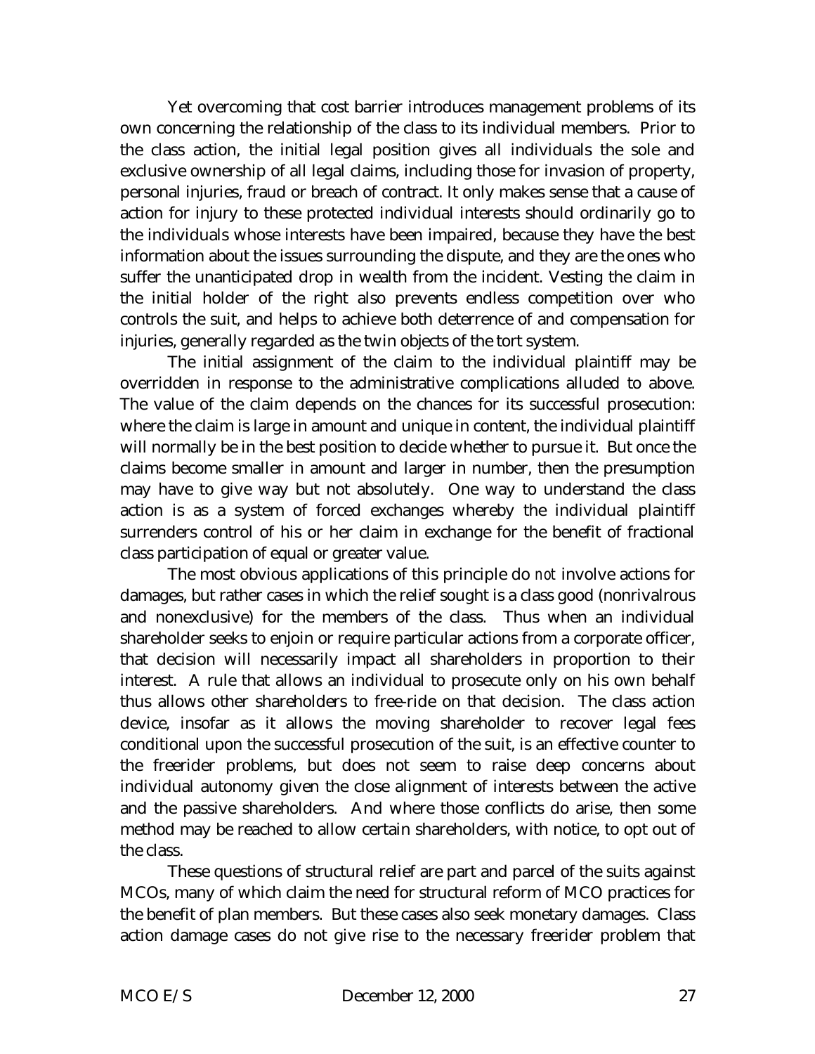Yet overcoming that cost barrier introduces management problems of its own concerning the relationship of the class to its individual members. Prior to the class action, the initial legal position gives all individuals the sole and exclusive ownership of all legal claims, including those for invasion of property, personal injuries, fraud or breach of contract. It only makes sense that a cause of action for injury to these protected individual interests should ordinarily go to the individuals whose interests have been impaired, because they have the best information about the issues surrounding the dispute, and they are the ones who suffer the unanticipated drop in wealth from the incident. Vesting the claim in the initial holder of the right also prevents endless competition over who controls the suit, and helps to achieve both deterrence of and compensation for injuries, generally regarded as the twin objects of the tort system.

The initial assignment of the claim to the individual plaintiff may be overridden in response to the administrative complications alluded to above. The value of the claim depends on the chances for its successful prosecution: where the claim is large in amount and unique in content, the individual plaintiff will normally be in the best position to decide whether to pursue it. But once the claims become smaller in amount and larger in number, then the presumption may have to give way but not absolutely. One way to understand the class action is as a system of forced exchanges whereby the individual plaintiff surrenders control of his or her claim in exchange for the benefit of fractional class participation of equal or greater value.

The most obvious applications of this principle do *not* involve actions for damages, but rather cases in which the relief sought is a class good (nonrivalrous and nonexclusive) for the members of the class. Thus when an individual shareholder seeks to enjoin or require particular actions from a corporate officer, that decision will necessarily impact all shareholders in proportion to their interest. A rule that allows an individual to prosecute only on his own behalf thus allows other shareholders to free-ride on that decision. The class action device, insofar as it allows the moving shareholder to recover legal fees conditional upon the successful prosecution of the suit, is an effective counter to the freerider problems, but does not seem to raise deep concerns about individual autonomy given the close alignment of interests between the active and the passive shareholders. And where those conflicts do arise, then some method may be reached to allow certain shareholders, with notice, to opt out of the class.

These questions of structural relief are part and parcel of the suits against MCOs, many of which claim the need for structural reform of MCO practices for the benefit of plan members. But these cases also seek monetary damages. Class action damage cases do not give rise to the necessary freerider problem that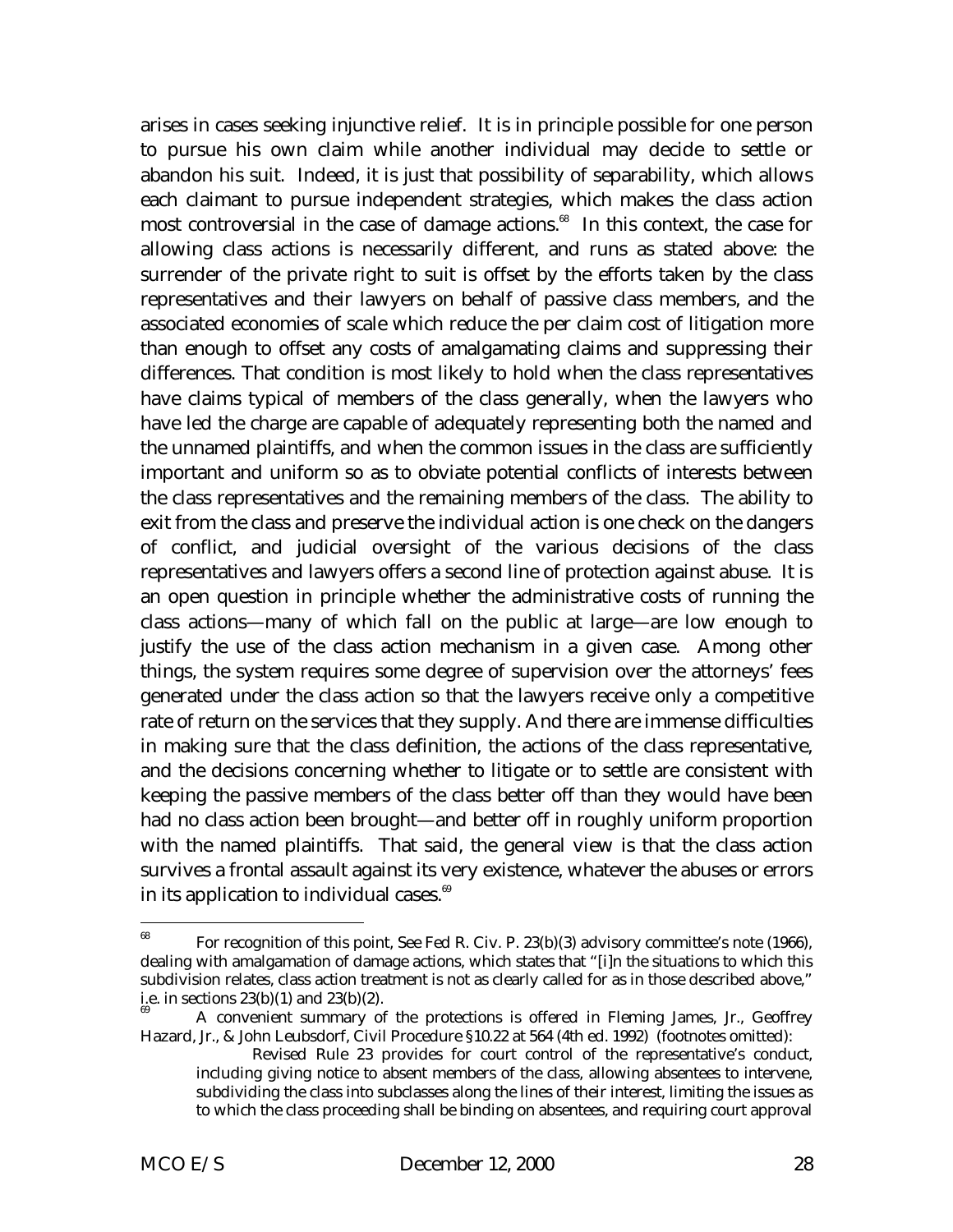arises in cases seeking injunctive relief. It is in principle possible for one person to pursue his own claim while another individual may decide to settle or abandon his suit. Indeed, it is just that possibility of separability, which allows each claimant to pursue independent strategies, which makes the class action most controversial in the case of damage actions.[68] In this context, the case for allowing class actions is necessarily different, and runs as stated above: the surrender of the private right to suit is offset by the efforts taken by the class representatives and their lawyers on behalf of passive class members, and the associated economies of scale which reduce the per claim cost of litigation more than enough to offset any costs of amalgamating claims and suppressing their differences. That condition is most likely to hold when the class representatives have claims typical of members of the class generally, when the lawyers who have led the charge are capable of adequately representing both the named and the unnamed plaintiffs, and when the common issues in the class are sufficiently important and uniform so as to obviate potential conflicts of interests between the class representatives and the remaining members of the class. The ability to exit from the class and preserve the individual action is one check on the dangers of conflict, and judicial oversight of the various decisions of the class representatives and lawyers offers a second line of protection against abuse. It is an open question in principle whether the administrative costs of running the class actions—many of which fall on the public at large—are low enough to justify the use of the class action mechanism in a given case. Among other things, the system requires some degree of supervision over the attorneys' fees generated under the class action so that the lawyers receive only a competitive rate of return on the services that they supply. And there are immense difficulties in making sure that the class definition, the actions of the class representative, and the decisions concerning whether to litigate or to settle are consistent with keeping the passive members of the class better off than they would have been had no class action been brought—and better off in roughly uniform proportion with the named plaintiffs. That said, the general view is that the class action survives a frontal assault against its very existence, whatever the abuses or errors in its application to individual cases.[69]

---

[68] For recognition of this point, See Fed R. Civ. P. 23(b)(3) advisory committee's note (1966), dealing with amalgamation of damage actions, which states that "[i]n the situations to which this subdivision relates, class action treatment is not as clearly called for as in those described above," i.e. in sections 23(b)(1) and 23(b)(2).

[69] A convenient summary of the protections is offered in Fleming James, Jr., Geoffrey Hazard, Jr., & John Leubsdorf, Civil Procedure §10.22 at 564 (4th ed. 1992) (footnotes omitted):

> Revised Rule 23 provides for court control of the representative's conduct, including giving notice to absent members of the class, allowing absentees to intervene, subdividing the class into subclasses along the lines of their interest, limiting the issues as to which the class proceeding shall be binding on absentees, and requiring court approval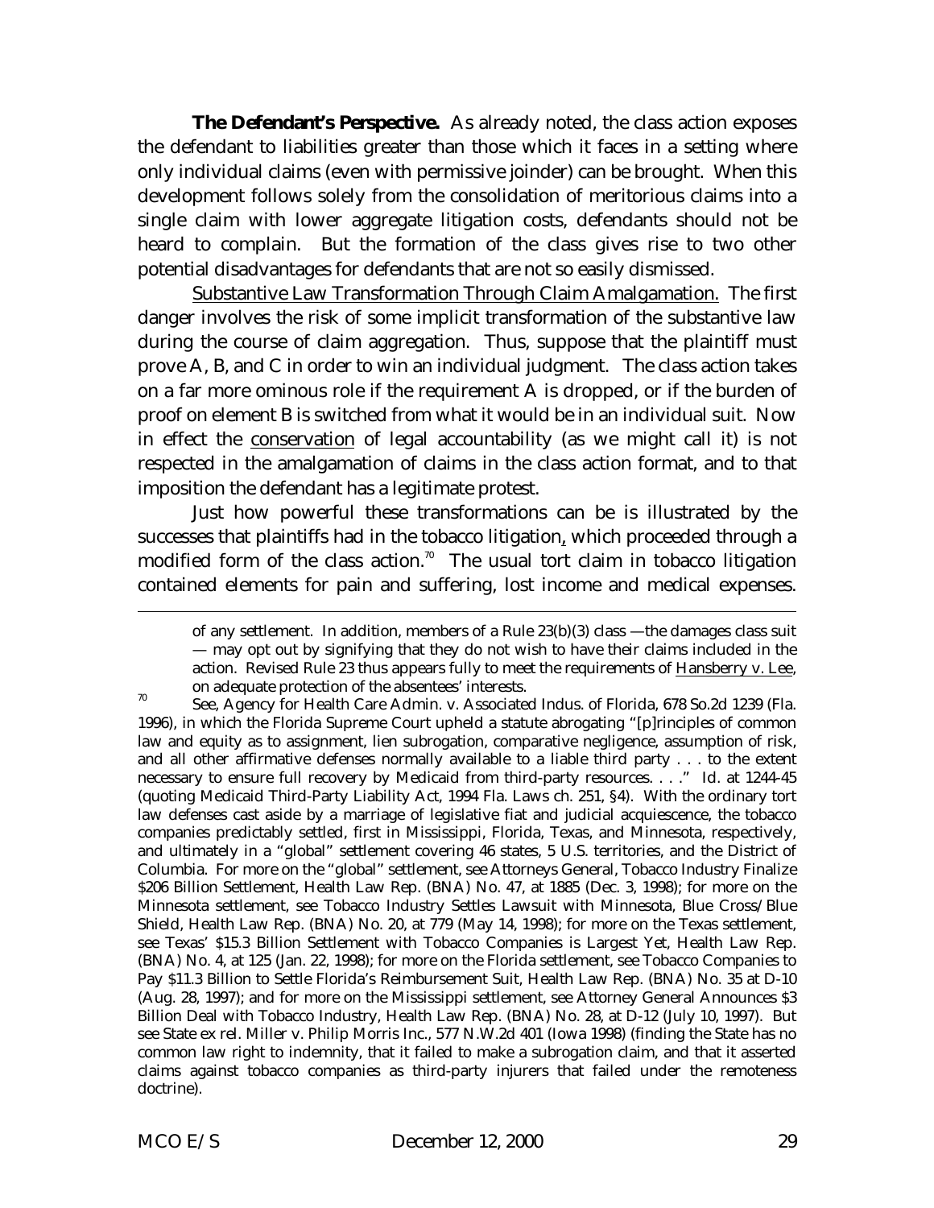**The Defendant's Perspective.** As already noted, the class action exposes the defendant to liabilities greater than those which it faces in a setting where only individual claims (even with permissive joinder) can be brought. When this development follows solely from the consolidation of meritorious claims into a single claim with lower aggregate litigation costs, defendants should not be heard to complain. But the formation of the class gives rise to two other potential disadvantages for defendants that are not so easily dismissed.

Substantive Law Transformation Through Claim Amalgamation. The first danger involves the risk of some implicit transformation of the substantive law during the course of claim aggregation. Thus, suppose that the plaintiff must prove A, B, and C in order to win an individual judgment. The class action takes on a far more ominous role if the requirement A is dropped, or if the burden of proof on element B is switched from what it would be in an individual suit. Now in effect the conservation of legal accountability (as we might call it) is not respected in the amalgamation of claims in the class action format, and to that imposition the defendant has a legitimate protest.

Just how powerful these transformations can be is illustrated by the successes that plaintiffs had in the tobacco litigation, which proceeded through a modified form of the class action.[70] The usual tort claim in tobacco litigation contained elements for pain and suffering, lost income and medical expenses.

---

of any settlement. In addition, members of a Rule 23(b)(3) class —the damages class suit — may opt out by signifying that they do not wish to have their claims included in the action. Revised Rule 23 thus appears fully to meet the requirements of Hansberry v. Lee, on adequate protection of the absentees' interests.

[70] See, Agency for Health Care Admin. v. Associated Indus. of Florida, 678 So.2d 1239 (Fla. 1996), in which the Florida Supreme Court upheld a statute abrogating "[p]rinciples of common law and equity as to assignment, lien subrogation, comparative negligence, assumption of risk, and all other affirmative defenses normally available to a liable third party . . . to the extent necessary to ensure full recovery by Medicaid from third-party resources. . . ." Id. at 1244-45 (quoting Medicaid Third-Party Liability Act, 1994 Fla. Laws ch. 251, §4). With the ordinary tort law defenses cast aside by a marriage of legislative fiat and judicial acquiescence, the tobacco companies predictably settled, first in Mississippi, Florida, Texas, and Minnesota, respectively, and ultimately in a "global" settlement covering 46 states, 5 U.S. territories, and the District of Columbia. For more on the "global" settlement, see Attorneys General, Tobacco Industry Finalize \$206 Billion Settlement, Health Law Rep. (BNA) No. 47, at 1885 (Dec. 3, 1998); for more on the Minnesota settlement, see Tobacco Industry Settles Lawsuit with Minnesota, Blue Cross/Blue Shield, Health Law Rep. (BNA) No. 20, at 779 (May 14, 1998); for more on the Texas settlement, see Texas' \$15.3 Billion Settlement with Tobacco Companies is Largest Yet, Health Law Rep. (BNA) No. 4, at 125 (Jan. 22, 1998); for more on the Florida settlement, see Tobacco Companies to Pay \$11.3 Billion to Settle Florida's Reimbursement Suit, Health Law Rep. (BNA) No. 35 at D-10 (Aug. 28, 1997); and for more on the Mississippi settlement, see Attorney General Announces \$3 Billion Deal with Tobacco Industry, Health Law Rep. (BNA) No. 28, at D-12 (July 10, 1997). But see State ex rel. Miller v. Philip Morris Inc., 577 N.W.2d 401 (Iowa 1998) (finding the State has no common law right to indemnity, that it failed to make a subrogation claim, and that it asserted claims against tobacco companies as third-party injurers that failed under the remoteness doctrine).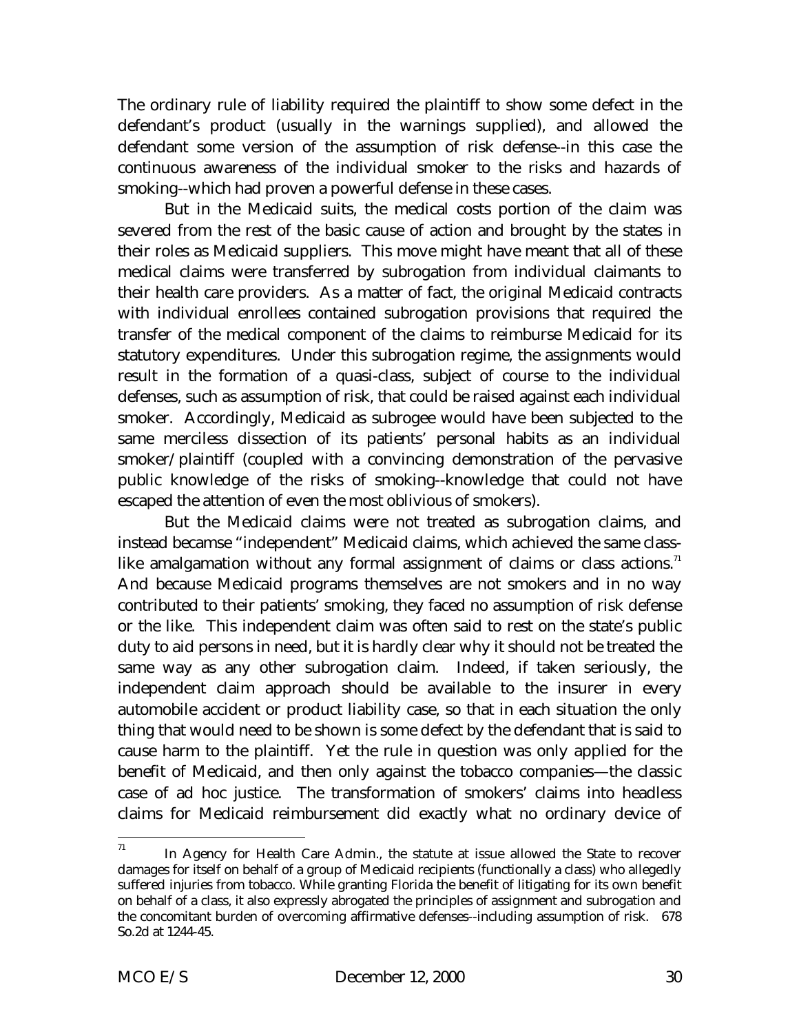The ordinary rule of liability required the plaintiff to show some defect in the defendant's product (usually in the warnings supplied), and allowed the defendant some version of the assumption of risk defense--in this case the continuous awareness of the individual smoker to the risks and hazards of smoking--which had proven a powerful defense in these cases.

But in the Medicaid suits, the medical costs portion of the claim was severed from the rest of the basic cause of action and brought by the states in their roles as Medicaid suppliers. This move might have meant that all of these medical claims were transferred by subrogation from individual claimants to their health care providers. As a matter of fact, the original Medicaid contracts with individual enrollees contained subrogation provisions that required the transfer of the medical component of the claims to reimburse Medicaid for its statutory expenditures. Under this subrogation regime, the assignments would result in the formation of a quasi-class, subject of course to the individual defenses, such as assumption of risk, that could be raised against each individual smoker. Accordingly, Medicaid as subrogee would have been subjected to the same merciless dissection of its patients' personal habits as an individual smoker/plaintiff (coupled with a convincing demonstration of the pervasive public knowledge of the risks of smoking--knowledge that could not have escaped the attention of even the most oblivious of smokers).

But the Medicaid claims were not treated as subrogation claims, and instead becamse "independent" Medicaid claims, which achieved the same class-like amalgamation without any formal assignment of claims or class actions.[71] And because Medicaid programs themselves are not smokers and in no way contributed to their patients' smoking, they faced no assumption of risk defense or the like. This independent claim was often said to rest on the state's public duty to aid persons in need, but it is hardly clear why it should not be treated the same way as any other subrogation claim. Indeed, if taken seriously, the independent claim approach should be available to the insurer in every automobile accident or product liability case, so that in each situation the only thing that would need to be shown is some defect by the defendant that is said to cause harm to the plaintiff. Yet the rule in question was only applied for the benefit of Medicaid, and then only against the tobacco companies—the classic case of ad hoc justice. The transformation of smokers' claims into headless claims for Medicaid reimbursement did exactly what no ordinary device of

---

[71] In Agency for Health Care Admin., the statute at issue allowed the State to recover damages for itself on behalf of a group of Medicaid recipients (functionally a class) who allegedly suffered injuries from tobacco. While granting Florida the benefit of litigating for its own benefit on behalf of a class, it also expressly abrogated the principles of assignment and subrogation and the concomitant burden of overcoming affirmative defenses--including assumption of risk. 678 So.2d at 1244-45.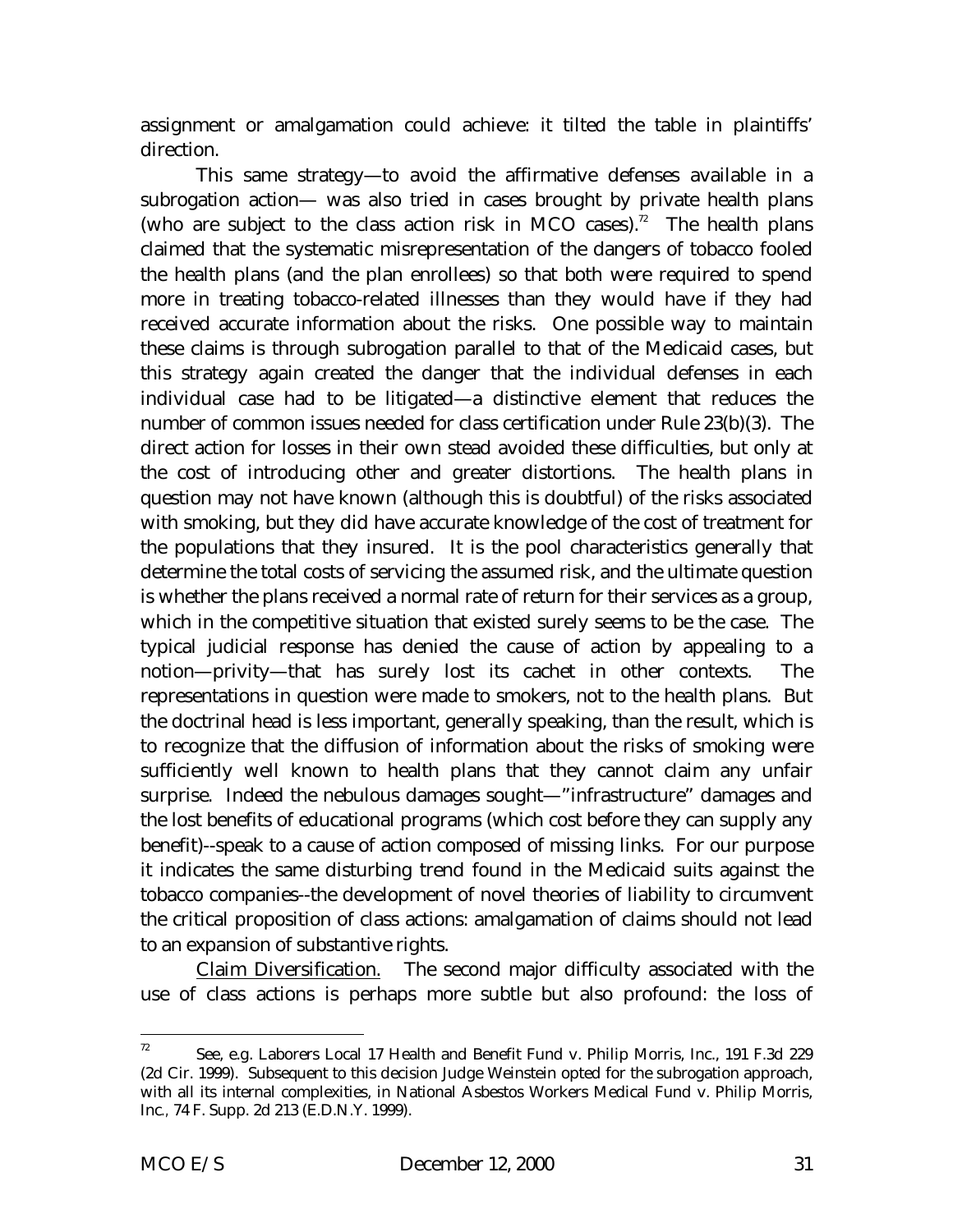assignment or amalgamation could achieve: it tilted the table in plaintiffs' direction.

This same strategy—to avoid the affirmative defenses available in a subrogation action— was also tried in cases brought by private health plans (who are subject to the class action risk in MCO cases).[72] The health plans claimed that the systematic misrepresentation of the dangers of tobacco fooled the health plans (and the plan enrollees) so that both were required to spend more in treating tobacco-related illnesses than they would have if they had received accurate information about the risks. One possible way to maintain these claims is through subrogation parallel to that of the Medicaid cases, but this strategy again created the danger that the individual defenses in each individual case had to be litigated—a distinctive element that reduces the number of common issues needed for class certification under Rule 23(b)(3). The direct action for losses in their own stead avoided these difficulties, but only at the cost of introducing other and greater distortions. The health plans in question may not have known (although this is doubtful) of the risks associated with smoking, but they did have accurate knowledge of the cost of treatment for the populations that they insured. It is the pool characteristics generally that determine the total costs of servicing the assumed risk, and the ultimate question is whether the plans received a normal rate of return for their services as a group, which in the competitive situation that existed surely seems to be the case. The typical judicial response has denied the cause of action by appealing to a notion—privity—that has surely lost its cachet in other contexts. The representations in question were made to smokers, not to the health plans. But the doctrinal head is less important, generally speaking, than the result, which is to recognize that the diffusion of information about the risks of smoking were sufficiently well known to health plans that they cannot claim any unfair surprise. Indeed the nebulous damages sought—"infrastructure" damages and the lost benefits of educational programs (which cost before they can supply any benefit)--speak to a cause of action composed of missing links. For our purpose it indicates the same disturbing trend found in the Medicaid suits against the tobacco companies--the development of novel theories of liability to circumvent the critical proposition of class actions: amalgamation of claims should not lead to an expansion of substantive rights.

<u>Claim Diversification.</u> The second major difficulty associated with the use of class actions is perhaps more subtle but also profound: the loss of

---

[72] See, e.g. Laborers Local 17 Health and Benefit Fund v. Philip Morris, Inc., 191 F.3d 229 (2d Cir. 1999). Subsequent to this decision Judge Weinstein opted for the subrogation approach, with all its internal complexities, in National Asbestos Workers Medical Fund v. Philip Morris, Inc., 74 F. Supp. 2d 213 (E.D.N.Y. 1999).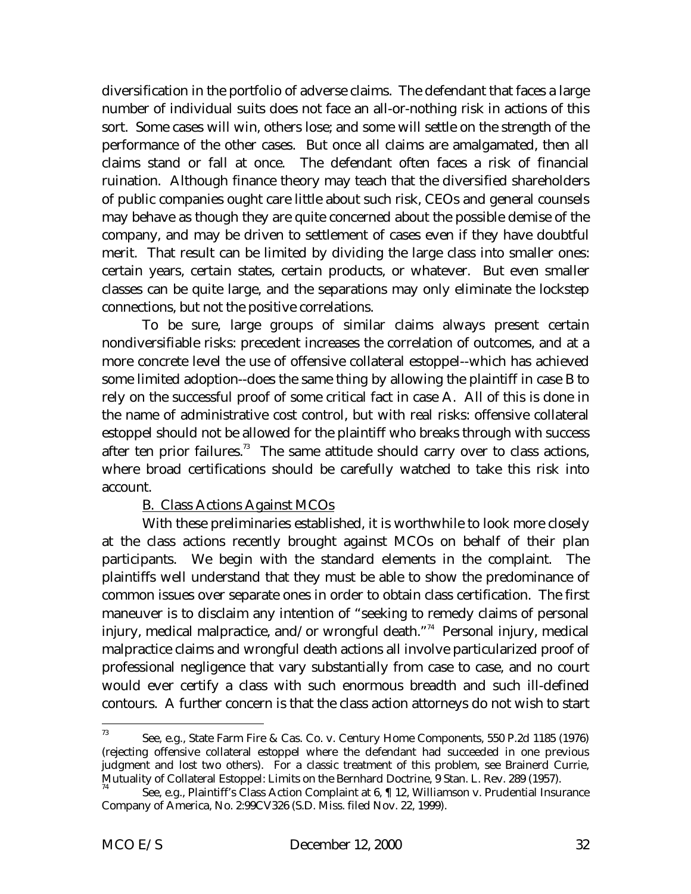diversification in the portfolio of adverse claims. The defendant that faces a large number of individual suits does not face an all-or-nothing risk in actions of this sort. Some cases will win, others lose; and some will settle on the strength of the performance of the other cases. But once all claims are amalgamated, then all claims stand or fall at once. The defendant often faces a risk of financial ruination. Although finance theory may teach that the diversified shareholders of public companies ought care little about such risk, CEOs and general counsels may behave as though they are quite concerned about the possible demise of the company, and may be driven to settlement of cases even if they have doubtful merit. That result can be limited by dividing the large class into smaller ones: certain years, certain states, certain products, or whatever. But even smaller classes can be quite large, and the separations may only eliminate the lockstep connections, but not the positive correlations.

To be sure, large groups of similar claims always present certain nondiversifiable risks: precedent increases the correlation of outcomes, and at a more concrete level the use of offensive collateral estoppel--which has achieved some limited adoption--does the same thing by allowing the plaintiff in case B to rely on the successful proof of some critical fact in case A. All of this is done in the name of administrative cost control, but with real risks: offensive collateral estoppel should not be allowed for the plaintiff who breaks through with success after ten prior failures.[73] The same attitude should carry over to class actions, where broad certifications should be carefully watched to take this risk into account.

## B. Class Actions Against MCOs

With these preliminaries established, it is worthwhile to look more closely at the class actions recently brought against MCOs on behalf of their plan participants. We begin with the standard elements in the complaint. The plaintiffs well understand that they must be able to show the predominance of common issues over separate ones in order to obtain class certification. The first maneuver is to disclaim any intention of "seeking to remedy claims of personal injury, medical malpractice, and/or wrongful death."[74] Personal injury, medical malpractice claims and wrongful death actions all involve particularized proof of professional negligence that vary substantially from case to case, and no court would ever certify a class with such enormous breadth and such ill-defined contours. A further concern is that the class action attorneys do not wish to start

---

[73] See, e.g., State Farm Fire & Cas. Co. v. Century Home Components, 550 P.2d 1185 (1976) (rejecting offensive collateral estoppel where the defendant had succeeded in one previous judgment and lost two others). For a classic treatment of this problem, see Brainerd Currie, Mutuality of Collateral Estoppel: Limits on the Bernhard Doctrine, 9 Stan. L. Rev. 289 (1957).

[74] See, e.g., Plaintiff's Class Action Complaint at 6, ¶ 12, Williamson v. Prudential Insurance Company of America, No. 2:99CV326 (S.D. Miss. filed Nov. 22, 1999).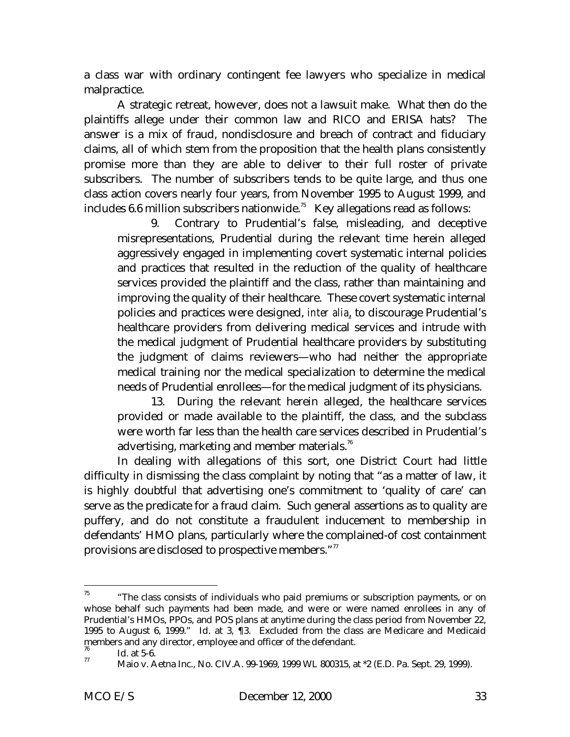a class war with ordinary contingent fee lawyers who specialize in medical malpractice.

A strategic retreat, however, does not a lawsuit make. What then do the plaintiffs allege under their common law and RICO and ERISA hats? The answer is a mix of fraud, nondisclosure and breach of contract and fiduciary claims, all of which stem from the proposition that the health plans consistently promise more than they are able to deliver to their full roster of private subscribers. The number of subscribers tends to be quite large, and thus one class action covers nearly four years, from November 1995 to August 1999, and includes 6.6 million subscribers nationwide.[75] Key allegations read as follows:

> 9. Contrary to Prudential's false, misleading, and deceptive misrepresentations, Prudential during the relevant time herein alleged aggressively engaged in implementing covert systematic internal policies and practices that resulted in the reduction of the quality of healthcare services provided the plaintiff and the class, rather than maintaining and improving the quality of their healthcare. These covert systematic internal policies and practices were designed, *inter alia*, to discourage Prudential's healthcare providers from delivering medical services and intrude with the medical judgment of Prudential healthcare providers by substituting the judgment of claims reviewers—who had neither the appropriate medical training nor the medical specialization to determine the medical needs of Prudential enrollees—for the medical judgment of its physicians.
>
> 13. During the relevant herein alleged, the healthcare services provided or made available to the plaintiff, the class, and the subclass were worth far less than the health care services described in Prudential's advertising, marketing and member materials.[76]

In dealing with allegations of this sort, one District Court had little difficulty in dismissing the class complaint by noting that "as a matter of law, it is highly doubtful that advertising one's commitment to 'quality of care' can serve as the predicate for a fraud claim. Such general assertions as to quality are puffery, and do not constitute a fraudulent inducement to membership in defendants' HMO plans, particularly where the complained-of cost containment provisions are disclosed to prospective members."[77]

---

[75] "The class consists of individuals who paid premiums or subscription payments, or on whose behalf such payments had been made, and were or were named enrollees in any of Prudential's HMOs, PPOs, and POS plans at anytime during the class period from November 22, 1995 to August 6, 1999." Id. at 3, ¶3. Excluded from the class are Medicare and Medicaid members and any director, employee and officer of the defendant.

[76] Id. at 5-6.

[77] Maio v. Aetna Inc., No. CIV.A. 99-1969, 1999 WL 800315, at *2 (E.D. Pa. Sept. 29, 1999).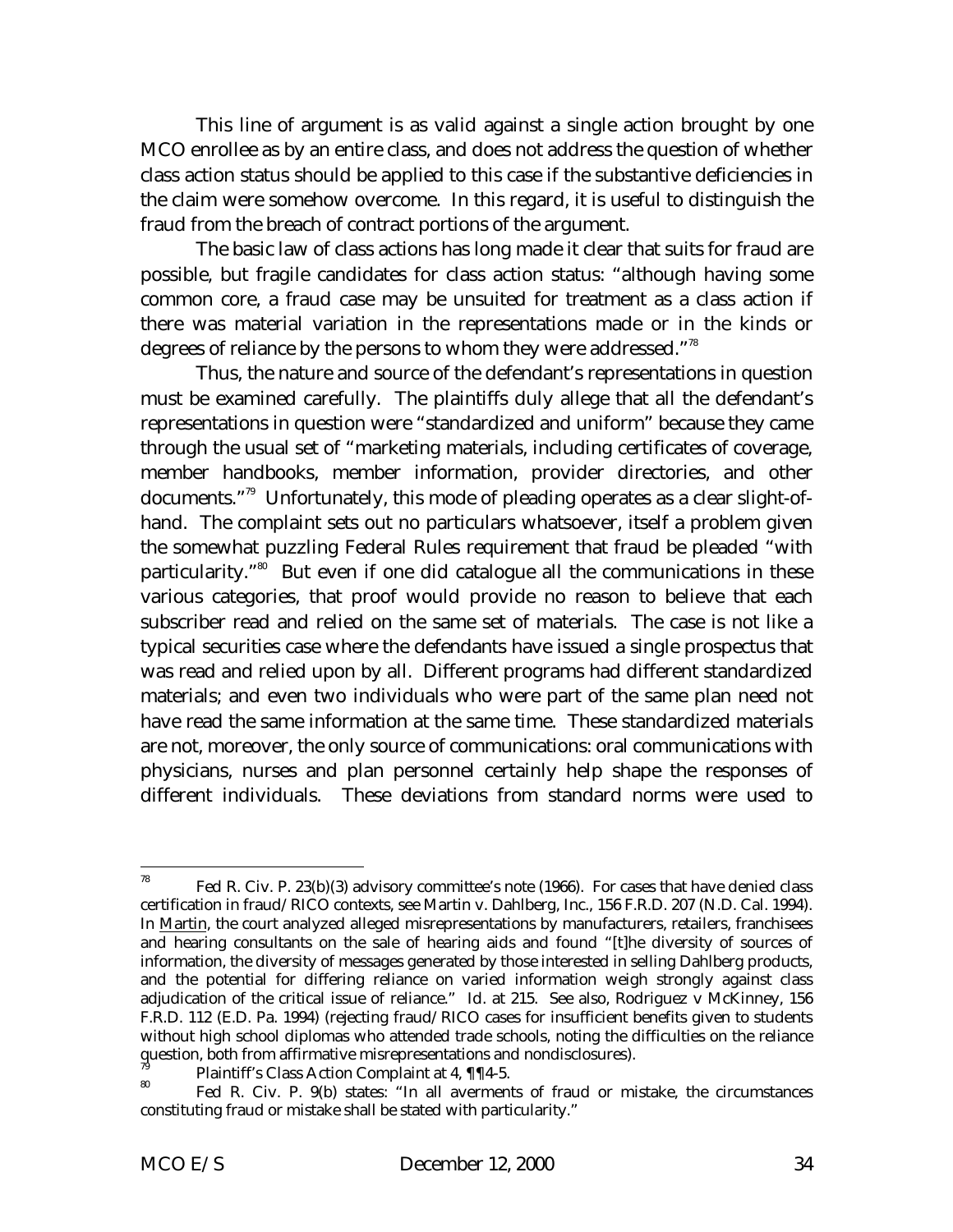This line of argument is as valid against a single action brought by one MCO enrollee as by an entire class, and does not address the question of whether class action status should be applied to this case if the substantive deficiencies in the claim were somehow overcome. In this regard, it is useful to distinguish the fraud from the breach of contract portions of the argument.

The basic law of class actions has long made it clear that suits for fraud are possible, but fragile candidates for class action status: "although having some common core, a fraud case may be unsuited for treatment as a class action if there was material variation in the representations made or in the kinds or degrees of reliance by the persons to whom they were addressed."[78]

Thus, the nature and source of the defendant's representations in question must be examined carefully. The plaintiffs duly allege that all the defendant's representations in question were "standardized and uniform" because they came through the usual set of "marketing materials, including certificates of coverage, member handbooks, member information, provider directories, and other documents."[79] Unfortunately, this mode of pleading operates as a clear slight-of-hand. The complaint sets out no particulars whatsoever, itself a problem given the somewhat puzzling Federal Rules requirement that fraud be pleaded "with particularity."[80] But even if one did catalogue all the communications in these various categories, that proof would provide no reason to believe that each subscriber read and relied on the same set of materials. The case is not like a typical securities case where the defendants have issued a single prospectus that was read and relied upon by all. Different programs had different standardized materials; and even two individuals who were part of the same plan need not have read the same information at the same time. These standardized materials are not, moreover, the only source of communications: oral communications with physicians, nurses and plan personnel certainly help shape the responses of different individuals. These deviations from standard norms were used to

---

[78] Fed R. Civ. P. 23(b)(3) advisory committee's note (1966). For cases that have denied class certification in fraud/RICO contexts, see Martin v. Dahlberg, Inc., 156 F.R.D. 207 (N.D. Cal. 1994). In Martin, the court analyzed alleged misrepresentations by manufacturers, retailers, franchisees and hearing consultants on the sale of hearing aids and found "[t]he diversity of sources of information, the diversity of messages generated by those interested in selling Dahlberg products, and the potential for differing reliance on varied information weigh strongly against class adjudication of the critical issue of reliance." Id. at 215. See also, Rodriguez v McKinney, 156 F.R.D. 112 (E.D. Pa. 1994) (rejecting fraud/RICO cases for insufficient benefits given to students without high school diplomas who attended trade schools, noting the difficulties on the reliance question, both from affirmative misrepresentations and nondisclosures).

[79] Plaintiff's Class Action Complaint at 4, ¶¶4-5.

[80] Fed R. Civ. P. 9(b) states: "In all averments of fraud or mistake, the circumstances constituting fraud or mistake shall be stated with particularity."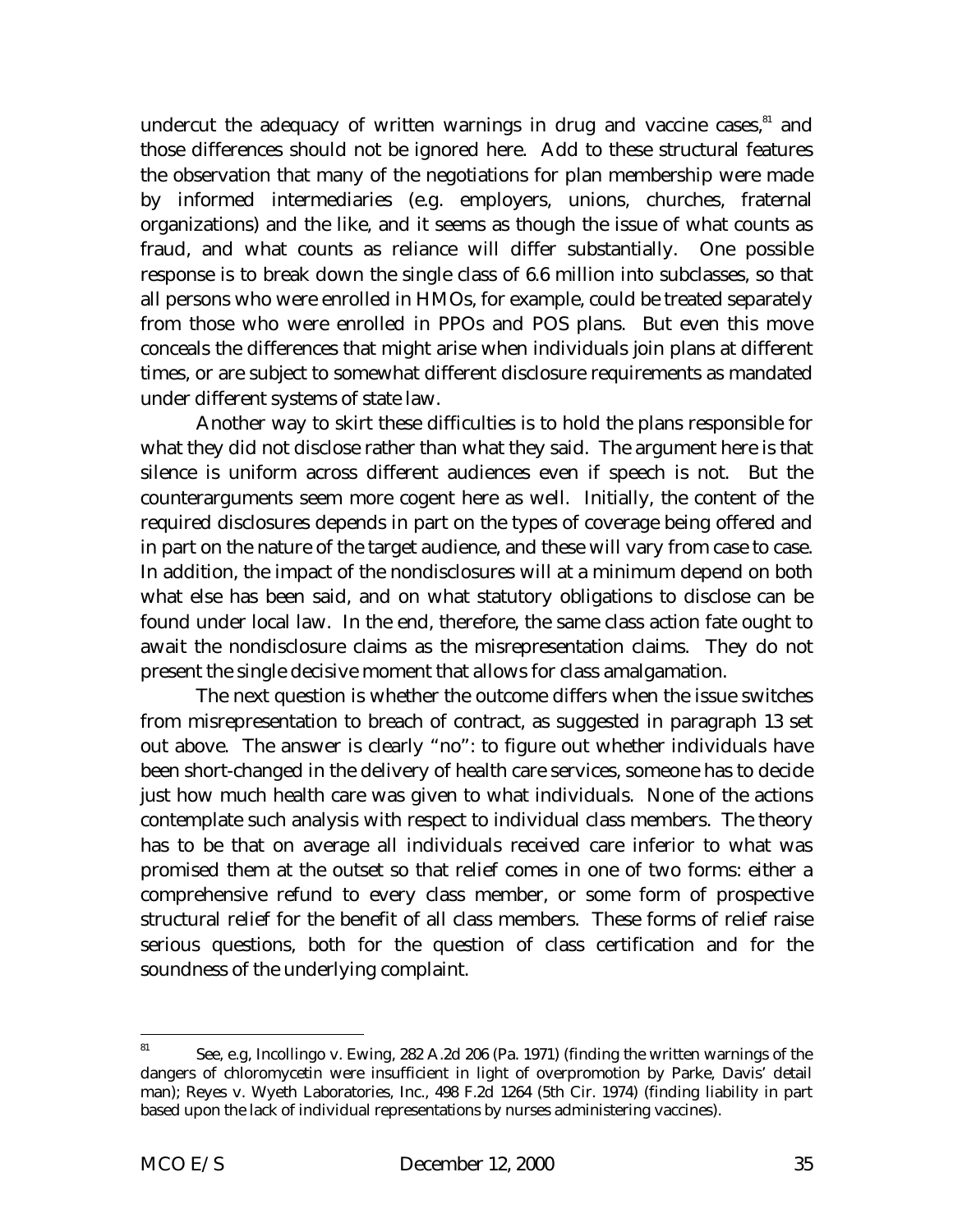undercut the adequacy of written warnings in drug and vaccine cases,[81] and those differences should not be ignored here. Add to these structural features the observation that many of the negotiations for plan membership were made by informed intermediaries (e.g. employers, unions, churches, fraternal organizations) and the like, and it seems as though the issue of what counts as fraud, and what counts as reliance will differ substantially. One possible response is to break down the single class of 6.6 million into subclasses, so that all persons who were enrolled in HMOs, for example, could be treated separately from those who were enrolled in PPOs and POS plans. But even this move conceals the differences that might arise when individuals join plans at different times, or are subject to somewhat different disclosure requirements as mandated under different systems of state law.

Another way to skirt these difficulties is to hold the plans responsible for what they did not disclose rather than what they said. The argument here is that silence is uniform across different audiences even if speech is not. But the counterarguments seem more cogent here as well. Initially, the content of the required disclosures depends in part on the types of coverage being offered and in part on the nature of the target audience, and these will vary from case to case. In addition, the impact of the nondisclosures will at a minimum depend on both what else has been said, and on what statutory obligations to disclose can be found under local law. In the end, therefore, the same class action fate ought to await the nondisclosure claims as the misrepresentation claims. They do not present the single decisive moment that allows for class amalgamation.

The next question is whether the outcome differs when the issue switches from misrepresentation to breach of contract, as suggested in paragraph 13 set out above. The answer is clearly "no": to figure out whether individuals have been short-changed in the delivery of health care services, someone has to decide just how much health care was given to what individuals. None of the actions contemplate such analysis with respect to individual class members. The theory has to be that on average all individuals received care inferior to what was promised them at the outset so that relief comes in one of two forms: either a comprehensive refund to every class member, or some form of prospective structural relief for the benefit of all class members. These forms of relief raise serious questions, both for the question of class certification and for the soundness of the underlying complaint.

---

[81] See, e.g, Incollingo v. Ewing, 282 A.2d 206 (Pa. 1971) (finding the written warnings of the dangers of chloromycetin were insufficient in light of overpromotion by Parke, Davis' detail man); Reyes v. Wyeth Laboratories, Inc., 498 F.2d 1264 (5th Cir. 1974) (finding liability in part based upon the lack of individual representations by nurses administering vaccines).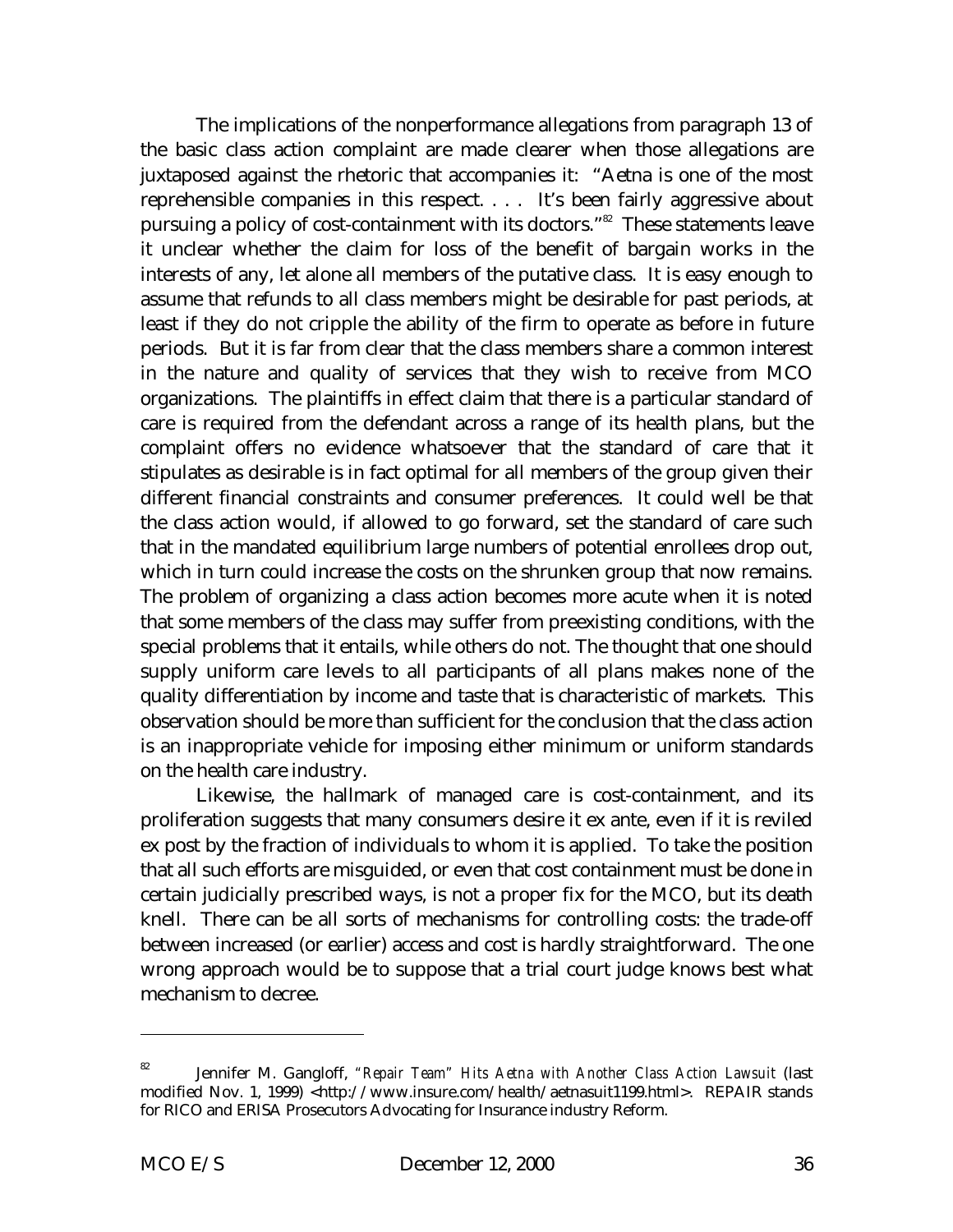The implications of the nonperformance allegations from paragraph 13 of the basic class action complaint are made clearer when those allegations are juxtaposed against the rhetoric that accompanies it: "Aetna is one of the most reprehensible companies in this respect. . . . It's been fairly aggressive about pursuing a policy of cost-containment with its doctors."[82] These statements leave it unclear whether the claim for loss of the benefit of bargain works in the interests of any, let alone all members of the putative class. It is easy enough to assume that refunds to all class members might be desirable for past periods, at least if they do not cripple the ability of the firm to operate as before in future periods. But it is far from clear that the class members share a common interest in the nature and quality of services that they wish to receive from MCO organizations. The plaintiffs in effect claim that there is a particular standard of care is required from the defendant across a range of its health plans, but the complaint offers no evidence whatsoever that the standard of care that it stipulates as desirable is in fact optimal for all members of the group given their different financial constraints and consumer preferences. It could well be that the class action would, if allowed to go forward, set the standard of care such that in the mandated equilibrium large numbers of potential enrollees drop out, which in turn could increase the costs on the shrunken group that now remains. The problem of organizing a class action becomes more acute when it is noted that some members of the class may suffer from preexisting conditions, with the special problems that it entails, while others do not. The thought that one should supply uniform care levels to all participants of all plans makes none of the quality differentiation by income and taste that is characteristic of markets. This observation should be more than sufficient for the conclusion that the class action is an inappropriate vehicle for imposing either minimum or uniform standards on the health care industry.

Likewise, the hallmark of managed care is cost-containment, and its proliferation suggests that many consumers desire it ex ante, even if it is reviled ex post by the fraction of individuals to whom it is applied. To take the position that all such efforts are misguided, or even that cost containment must be done in certain judicially prescribed ways, is not a proper fix for the MCO, but its death knell. There can be all sorts of mechanisms for controlling costs: the trade-off between increased (or earlier) access and cost is hardly straightforward. The one wrong approach would be to suppose that a trial court judge knows best what mechanism to decree.

---

[82] Jennifer M. Gangloff, *"Repair Team" Hits Aetna with Another Class Action Lawsuit* (last modified Nov. 1, 1999) <http://www.insure.com/health/aetnasuit1199.html>. REPAIR stands for RICO and ERISA Prosecutors Advocating for Insurance industry Reform.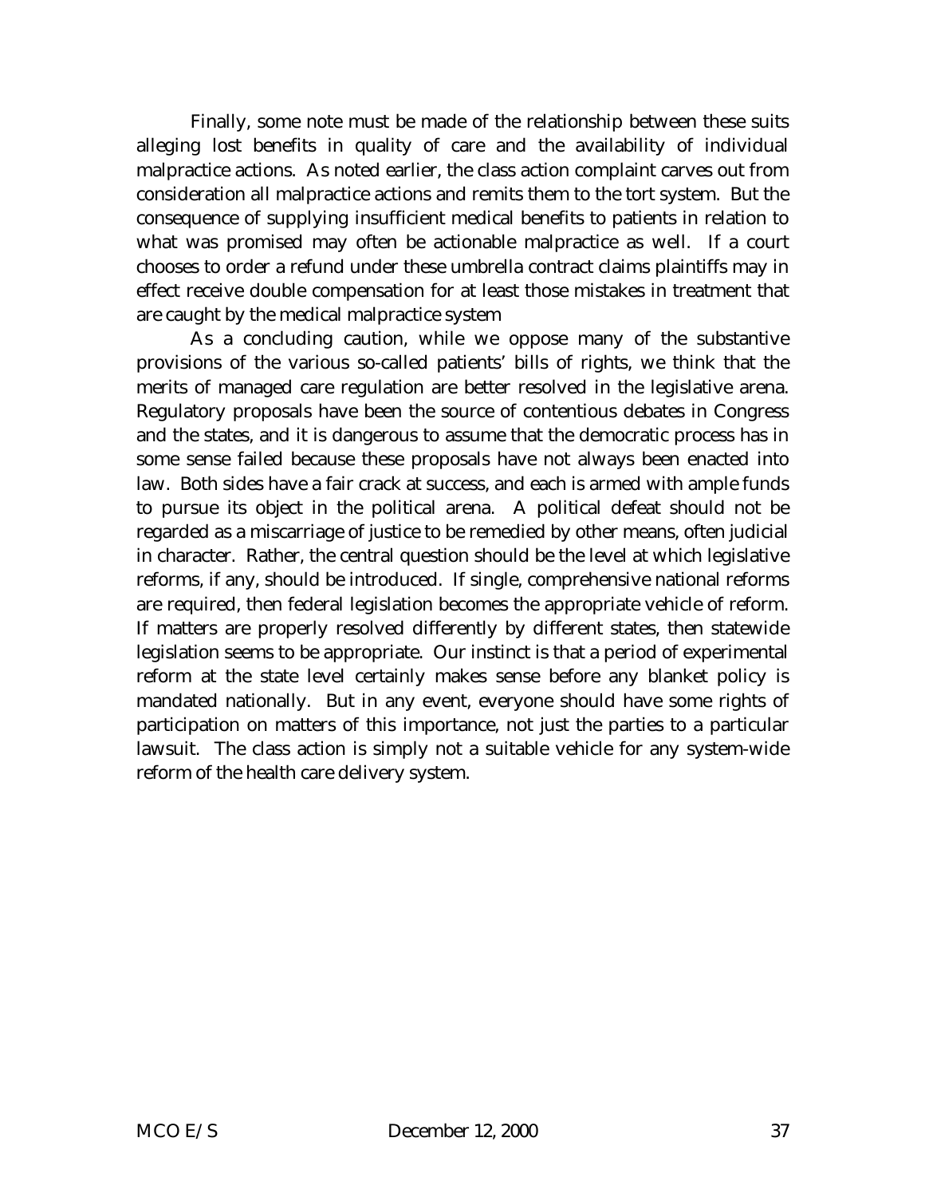Finally, some note must be made of the relationship between these suits alleging lost benefits in quality of care and the availability of individual malpractice actions. As noted earlier, the class action complaint carves out from consideration all malpractice actions and remits them to the tort system. But the consequence of supplying insufficient medical benefits to patients in relation to what was promised may often be actionable malpractice as well. If a court chooses to order a refund under these umbrella contract claims plaintiffs may in effect receive double compensation for at least those mistakes in treatment that are caught by the medical malpractice system

As a concluding caution, while we oppose many of the substantive provisions of the various so-called patients' bills of rights, we think that the merits of managed care regulation are better resolved in the legislative arena. Regulatory proposals have been the source of contentious debates in Congress and the states, and it is dangerous to assume that the democratic process has in some sense failed because these proposals have not always been enacted into law. Both sides have a fair crack at success, and each is armed with ample funds to pursue its object in the political arena. A political defeat should not be regarded as a miscarriage of justice to be remedied by other means, often judicial in character. Rather, the central question should be the level at which legislative reforms, if any, should be introduced. If single, comprehensive national reforms are required, then federal legislation becomes the appropriate vehicle of reform. If matters are properly resolved differently by different states, then statewide legislation seems to be appropriate. Our instinct is that a period of experimental reform at the state level certainly makes sense before any blanket policy is mandated nationally. But in any event, everyone should have some rights of participation on matters of this importance, not just the parties to a particular lawsuit. The class action is simply not a suitable vehicle for any system-wide reform of the health care delivery system.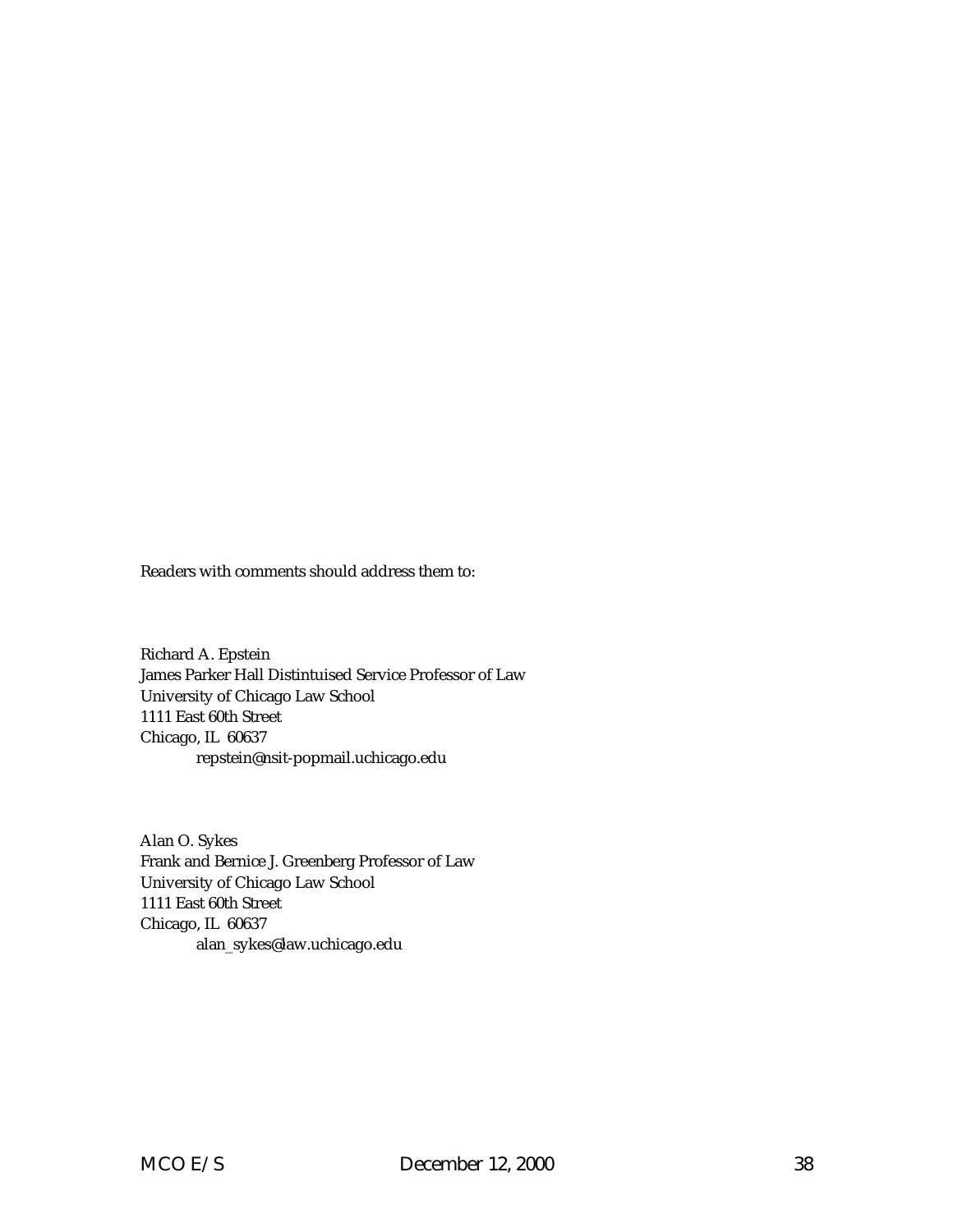Readers with comments should address them to:

Richard A. Epstein  
James Parker Hall Distintuised Service Professor of Law  
University of Chicago Law School  
1111 East 60th Street  
Chicago, IL 60637  
repstein@nsit-popmail.uchicago.edu

Alan O. Sykes  
Frank and Bernice J. Greenberg Professor of Law  
University of Chicago Law School  
1111 East 60th Street  
Chicago, IL 60637  
alan_sykes@law.uchicago.edu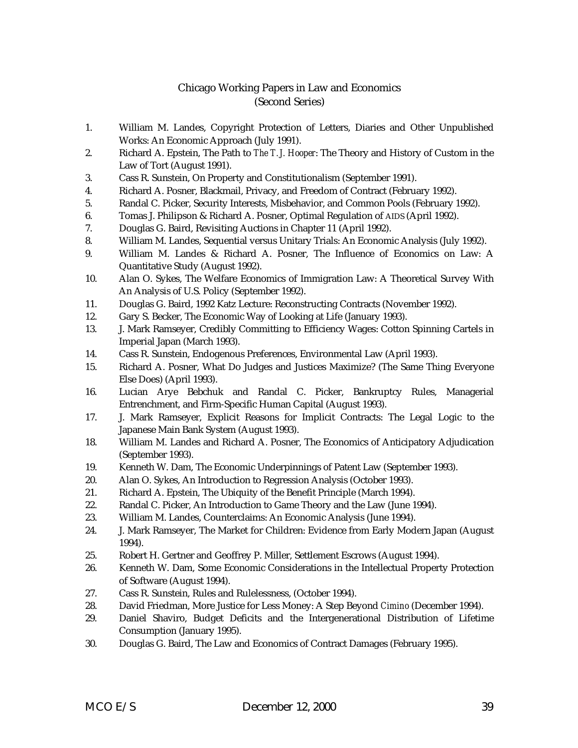## Chicago Working Papers in Law and Economics
## (Second Series)

1. William M. Landes, Copyright Protection of Letters, Diaries and Other Unpublished Works: An Economic Approach (July 1991).
2. Richard A. Epstein, The Path to *The T.J. Hooper*: The Theory and History of Custom in the Law of Tort (August 1991).
3. Cass R. Sunstein, On Property and Constitutionalism (September 1991).
4. Richard A. Posner, Blackmail, Privacy, and Freedom of Contract (February 1992).
5. Randal C. Picker, Security Interests, Misbehavior, and Common Pools (February 1992).
6. Tomas J. Philipson & Richard A. Posner, Optimal Regulation of AIDS (April 1992).
7. Douglas G. Baird, Revisiting Auctions in Chapter 11 (April 1992).
8. William M. Landes, Sequential versus Unitary Trials: An Economic Analysis (July 1992).
9. William M. Landes & Richard A. Posner, The Influence of Economics on Law: A Quantitative Study (August 1992).
10. Alan O. Sykes, The Welfare Economics of Immigration Law: A Theoretical Survey With An Analysis of U.S. Policy (September 1992).
11. Douglas G. Baird, 1992 Katz Lecture: Reconstructing Contracts (November 1992).
12. Gary S. Becker, The Economic Way of Looking at Life (January 1993).
13. J. Mark Ramseyer, Credibly Committing to Efficiency Wages: Cotton Spinning Cartels in Imperial Japan (March 1993).
14. Cass R. Sunstein, Endogenous Preferences, Environmental Law (April 1993).
15. Richard A. Posner, What Do Judges and Justices Maximize? (The Same Thing Everyone Else Does) (April 1993).
16. Lucian Arye Bebchuk and Randal C. Picker, Bankruptcy Rules, Managerial Entrenchment, and Firm-Specific Human Capital (August 1993).
17. J. Mark Ramseyer, Explicit Reasons for Implicit Contracts: The Legal Logic to the Japanese Main Bank System (August 1993).
18. William M. Landes and Richard A. Posner, The Economics of Anticipatory Adjudication (September 1993).
19. Kenneth W. Dam, The Economic Underpinnings of Patent Law (September 1993).
20. Alan O. Sykes, An Introduction to Regression Analysis (October 1993).
21. Richard A. Epstein, The Ubiquity of the Benefit Principle (March 1994).
22. Randal C. Picker, An Introduction to Game Theory and the Law (June 1994).
23. William M. Landes, Counterclaims: An Economic Analysis (June 1994).
24. J. Mark Ramseyer, The Market for Children: Evidence from Early Modern Japan (August 1994).
25. Robert H. Gertner and Geoffrey P. Miller, Settlement Escrows (August 1994).
26. Kenneth W. Dam, Some Economic Considerations in the Intellectual Property Protection of Software (August 1994).
27. Cass R. Sunstein, Rules and Rulelessness, (October 1994).
28. David Friedman, More Justice for Less Money: A Step Beyond *Cimino* (December 1994).
29. Daniel Shaviro, Budget Deficits and the Intergenerational Distribution of Lifetime Consumption (January 1995).
30. Douglas G. Baird, The Law and Economics of Contract Damages (February 1995).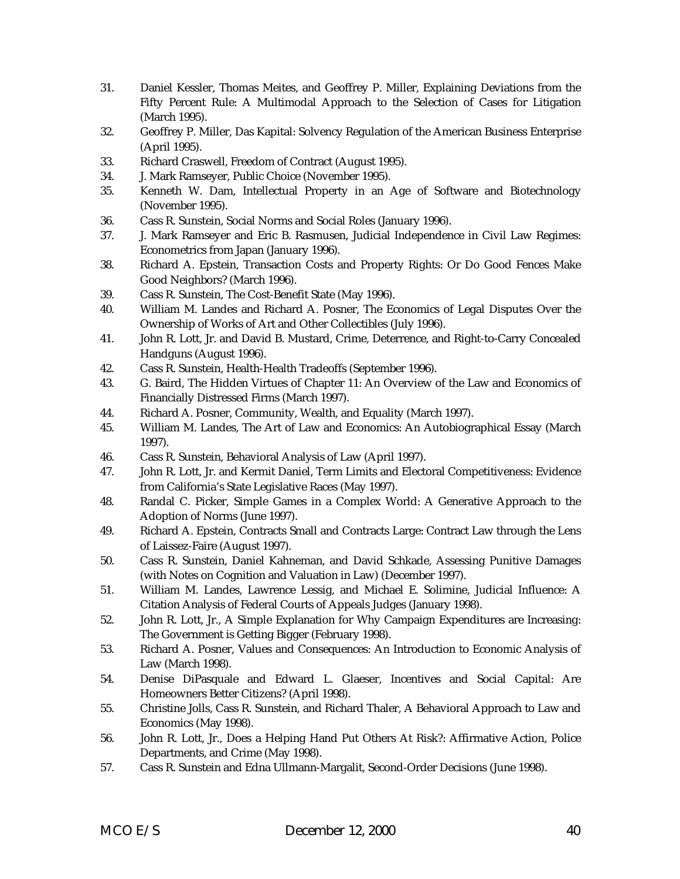31. Daniel Kessler, Thomas Meites, and Geoffrey P. Miller, Explaining Deviations from the Fifty Percent Rule: A Multimodal Approach to the Selection of Cases for Litigation (March 1995).
32. Geoffrey P. Miller, Das Kapital: Solvency Regulation of the American Business Enterprise (April 1995).
33. Richard Craswell, Freedom of Contract (August 1995).
34. J. Mark Ramseyer, Public Choice (November 1995).
35. Kenneth W. Dam, Intellectual Property in an Age of Software and Biotechnology (November 1995).
36. Cass R. Sunstein, Social Norms and Social Roles (January 1996).
37. J. Mark Ramseyer and Eric B. Rasmusen, Judicial Independence in Civil Law Regimes: Econometrics from Japan (January 1996).
38. Richard A. Epstein, Transaction Costs and Property Rights: Or Do Good Fences Make Good Neighbors? (March 1996).
39. Cass R. Sunstein, The Cost-Benefit State (May 1996).
40. William M. Landes and Richard A. Posner, The Economics of Legal Disputes Over the Ownership of Works of Art and Other Collectibles (July 1996).
41. John R. Lott, Jr. and David B. Mustard, Crime, Deterrence, and Right-to-Carry Concealed Handguns (August 1996).
42. Cass R. Sunstein, Health-Health Tradeoffs (September 1996).
43. G. Baird, The Hidden Virtues of Chapter 11: An Overview of the Law and Economics of Financially Distressed Firms (March 1997).
44. Richard A. Posner, Community, Wealth, and Equality (March 1997).
45. William M. Landes, The Art of Law and Economics: An Autobiographical Essay (March 1997).
46. Cass R. Sunstein, Behavioral Analysis of Law (April 1997).
47. John R. Lott, Jr. and Kermit Daniel, Term Limits and Electoral Competitiveness: Evidence from California's State Legislative Races (May 1997).
48. Randal C. Picker, Simple Games in a Complex World: A Generative Approach to the Adoption of Norms (June 1997).
49. Richard A. Epstein, Contracts Small and Contracts Large: Contract Law through the Lens of Laissez-Faire (August 1997).
50. Cass R. Sunstein, Daniel Kahneman, and David Schkade, Assessing Punitive Damages (with Notes on Cognition and Valuation in Law) (December 1997).
51. William M. Landes, Lawrence Lessig, and Michael E. Solimine, Judicial Influence: A Citation Analysis of Federal Courts of Appeals Judges (January 1998).
52. John R. Lott, Jr., A Simple Explanation for Why Campaign Expenditures are Increasing: The Government is Getting Bigger (February 1998).
53. Richard A. Posner, Values and Consequences: An Introduction to Economic Analysis of Law (March 1998).
54. Denise DiPasquale and Edward L. Glaeser, Incentives and Social Capital: Are Homeowners Better Citizens? (April 1998).
55. Christine Jolls, Cass R. Sunstein, and Richard Thaler, A Behavioral Approach to Law and Economics (May 1998).
56. John R. Lott, Jr., Does a Helping Hand Put Others At Risk?: Affirmative Action, Police Departments, and Crime (May 1998).
57. Cass R. Sunstein and Edna Ullmann-Margalit, Second-Order Decisions (June 1998).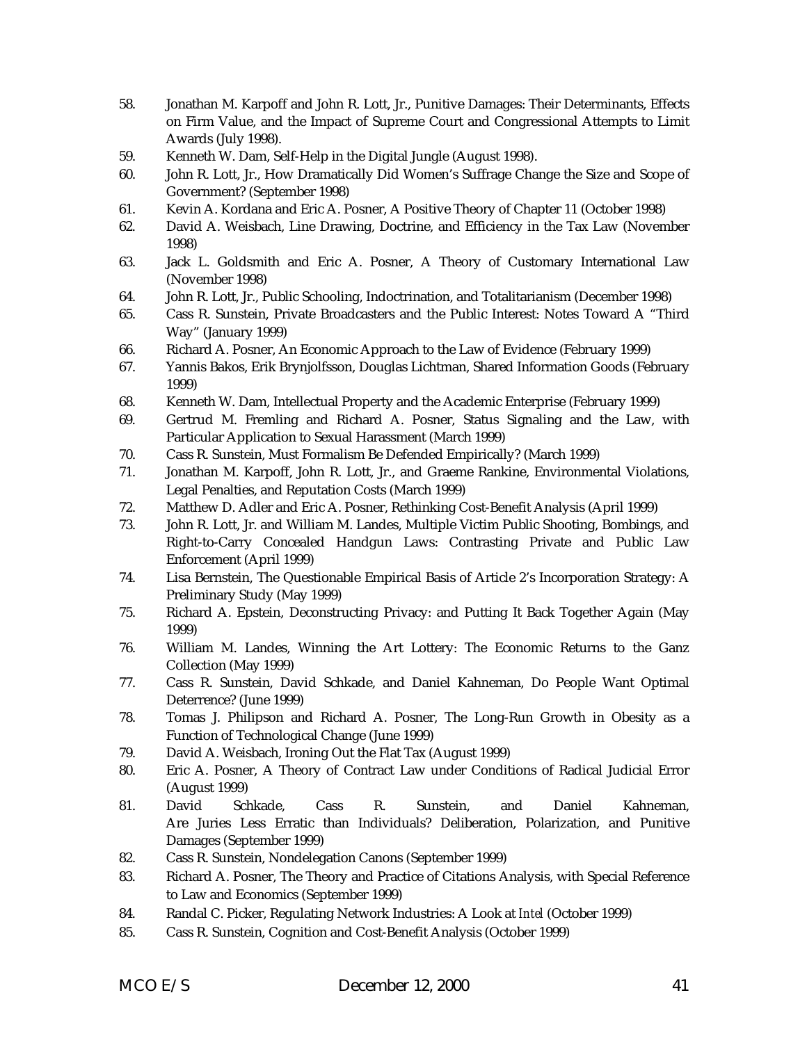58. Jonathan M. Karpoff and John R. Lott, Jr., Punitive Damages: Their Determinants, Effects on Firm Value, and the Impact of Supreme Court and Congressional Attempts to Limit Awards (July 1998).
59. Kenneth W. Dam, Self-Help in the Digital Jungle (August 1998).
60. John R. Lott, Jr., How Dramatically Did Women's Suffrage Change the Size and Scope of Government? (September 1998)
61. Kevin A. Kordana and Eric A. Posner, A Positive Theory of Chapter 11 (October 1998)
62. David A. Weisbach, Line Drawing, Doctrine, and Efficiency in the Tax Law (November 1998)
63. Jack L. Goldsmith and Eric A. Posner, A Theory of Customary International Law (November 1998)
64. John R. Lott, Jr., Public Schooling, Indoctrination, and Totalitarianism (December 1998)
65. Cass R. Sunstein, Private Broadcasters and the Public Interest: Notes Toward A "Third Way" (January 1999)
66. Richard A. Posner, An Economic Approach to the Law of Evidence (February 1999)
67. Yannis Bakos, Erik Brynjolfsson, Douglas Lichtman, Shared Information Goods (February 1999)
68. Kenneth W. Dam, Intellectual Property and the Academic Enterprise (February 1999)
69. Gertrud M. Fremling and Richard A. Posner, Status Signaling and the Law, with Particular Application to Sexual Harassment (March 1999)
70. Cass R. Sunstein, Must Formalism Be Defended Empirically? (March 1999)
71. Jonathan M. Karpoff, John R. Lott, Jr., and Graeme Rankine, Environmental Violations, Legal Penalties, and Reputation Costs (March 1999)
72. Matthew D. Adler and Eric A. Posner, Rethinking Cost-Benefit Analysis (April 1999)
73. John R. Lott, Jr. and William M. Landes, Multiple Victim Public Shooting, Bombings, and Right-to-Carry Concealed Handgun Laws: Contrasting Private and Public Law Enforcement (April 1999)
74. Lisa Bernstein, The Questionable Empirical Basis of Article 2's Incorporation Strategy: A Preliminary Study (May 1999)
75. Richard A. Epstein, Deconstructing Privacy: and Putting It Back Together Again (May 1999)
76. William M. Landes, Winning the Art Lottery: The Economic Returns to the Ganz Collection (May 1999)
77. Cass R. Sunstein, David Schkade, and Daniel Kahneman, Do People Want Optimal Deterrence? (June 1999)
78. Tomas J. Philipson and Richard A. Posner, The Long-Run Growth in Obesity as a Function of Technological Change (June 1999)
79. David A. Weisbach, Ironing Out the Flat Tax (August 1999)
80. Eric A. Posner, A Theory of Contract Law under Conditions of Radical Judicial Error (August 1999)
81. David Schkade, Cass R. Sunstein, and Daniel Kahneman, Are Juries Less Erratic than Individuals? Deliberation, Polarization, and Punitive Damages (September 1999)
82. Cass R. Sunstein, Nondelegation Canons (September 1999)
83. Richard A. Posner, The Theory and Practice of Citations Analysis, with Special Reference to Law and Economics (September 1999)
84. Randal C. Picker, Regulating Network Industries: A Look at *Intel* (October 1999)
85. Cass R. Sunstein, Cognition and Cost-Benefit Analysis (October 1999)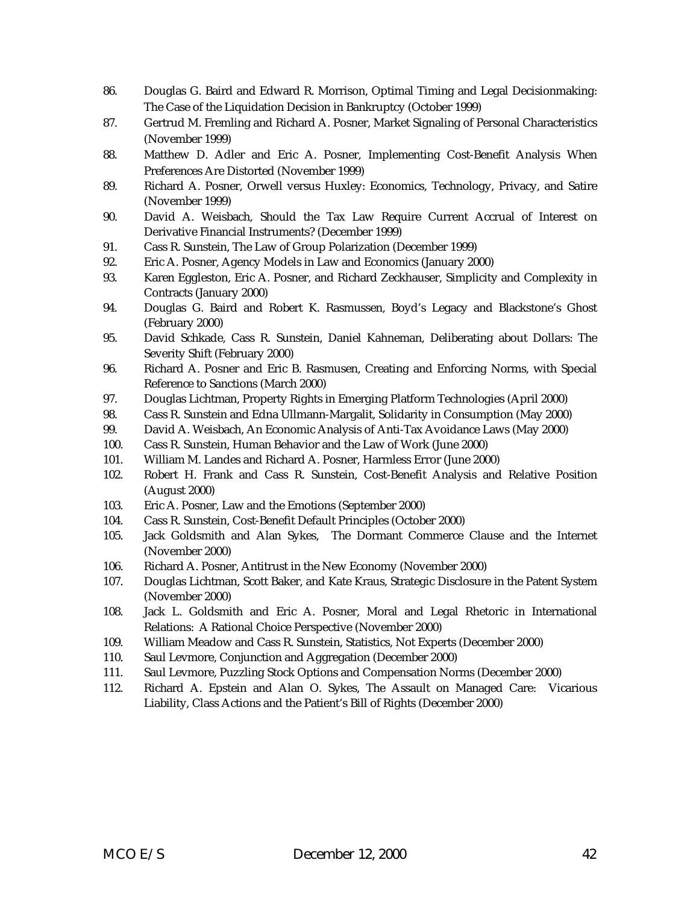86. Douglas G. Baird and Edward R. Morrison, Optimal Timing and Legal Decisionmaking: The Case of the Liquidation Decision in Bankruptcy (October 1999)
87. Gertrud M. Fremling and Richard A. Posner, Market Signaling of Personal Characteristics (November 1999)
88. Matthew D. Adler and Eric A. Posner, Implementing Cost-Benefit Analysis When Preferences Are Distorted (November 1999)
89. Richard A. Posner, Orwell versus Huxley: Economics, Technology, Privacy, and Satire (November 1999)
90. David A. Weisbach, Should the Tax Law Require Current Accrual of Interest on Derivative Financial Instruments? (December 1999)
91. Cass R. Sunstein, The Law of Group Polarization (December 1999)
92. Eric A. Posner, Agency Models in Law and Economics (January 2000)
93. Karen Eggleston, Eric A. Posner, and Richard Zeckhauser, Simplicity and Complexity in Contracts (January 2000)
94. Douglas G. Baird and Robert K. Rasmussen, Boyd's Legacy and Blackstone's Ghost (February 2000)
95. David Schkade, Cass R. Sunstein, Daniel Kahneman, Deliberating about Dollars: The Severity Shift (February 2000)
96. Richard A. Posner and Eric B. Rasmusen, Creating and Enforcing Norms, with Special Reference to Sanctions (March 2000)
97. Douglas Lichtman, Property Rights in Emerging Platform Technologies (April 2000)
98. Cass R. Sunstein and Edna Ullmann-Margalit, Solidarity in Consumption (May 2000)
99. David A. Weisbach, An Economic Analysis of Anti-Tax Avoidance Laws (May 2000)
100. Cass R. Sunstein, Human Behavior and the Law of Work (June 2000)
101. William M. Landes and Richard A. Posner, Harmless Error (June 2000)
102. Robert H. Frank and Cass R. Sunstein, Cost-Benefit Analysis and Relative Position (August 2000)
103. Eric A. Posner, Law and the Emotions (September 2000)
104. Cass R. Sunstein, Cost-Benefit Default Principles (October 2000)
105. Jack Goldsmith and Alan Sykes, The Dormant Commerce Clause and the Internet (November 2000)
106. Richard A. Posner, Antitrust in the New Economy (November 2000)
107. Douglas Lichtman, Scott Baker, and Kate Kraus, Strategic Disclosure in the Patent System (November 2000)
108. Jack L. Goldsmith and Eric A. Posner, Moral and Legal Rhetoric in International Relations: A Rational Choice Perspective (November 2000)
109. William Meadow and Cass R. Sunstein, Statistics, Not Experts (December 2000)
110. Saul Levmore, Conjunction and Aggregation (December 2000)
111. Saul Levmore, Puzzling Stock Options and Compensation Norms (December 2000)
112. Richard A. Epstein and Alan O. Sykes, The Assault on Managed Care: Vicarious Liability, Class Actions and the Patient's Bill of Rights (December 2000)